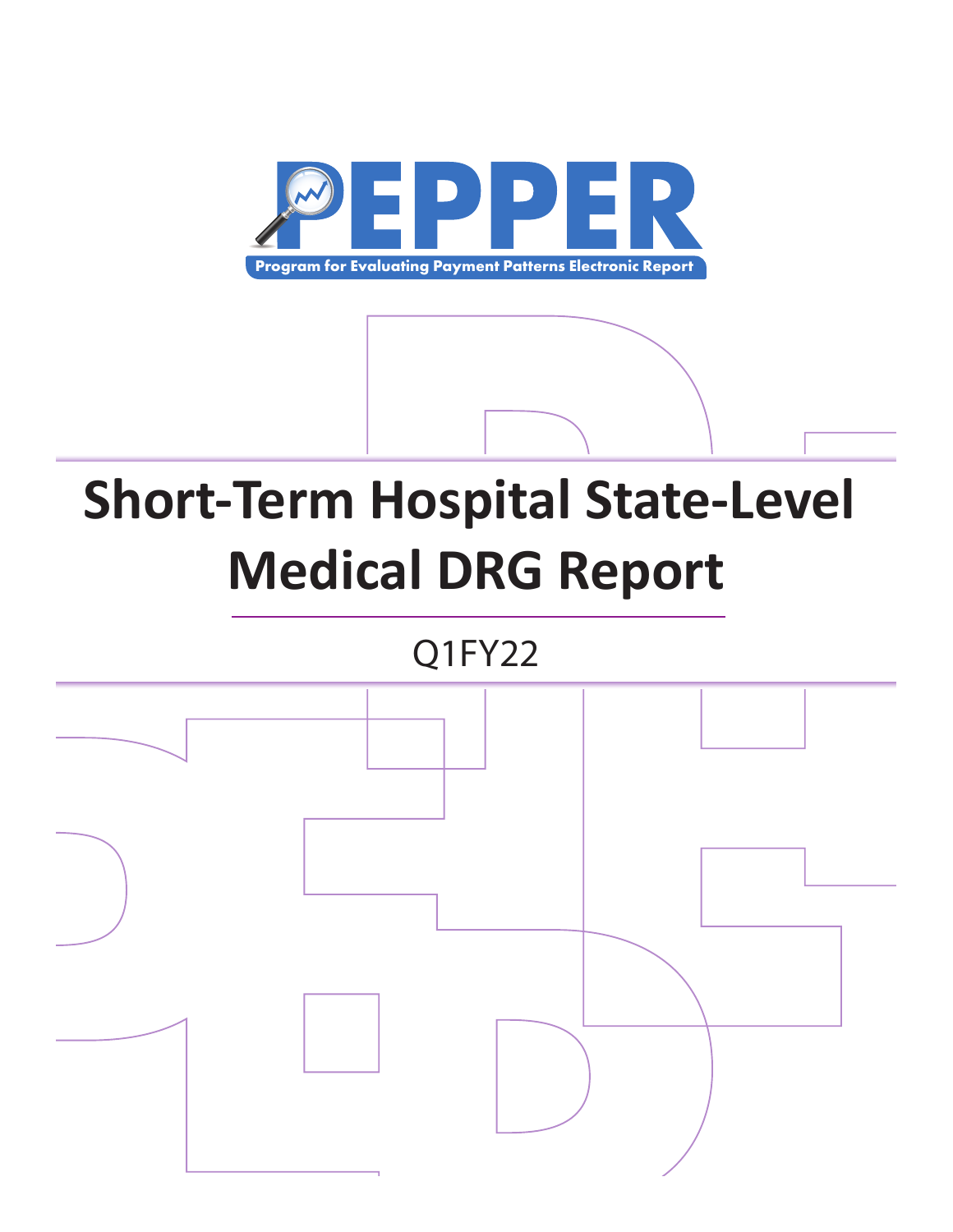# PEPPER

Program for Evaluating Payment Patterns Electronic Report

# Short-Term Hospital State-Level Medical DRG Report

Q1FY22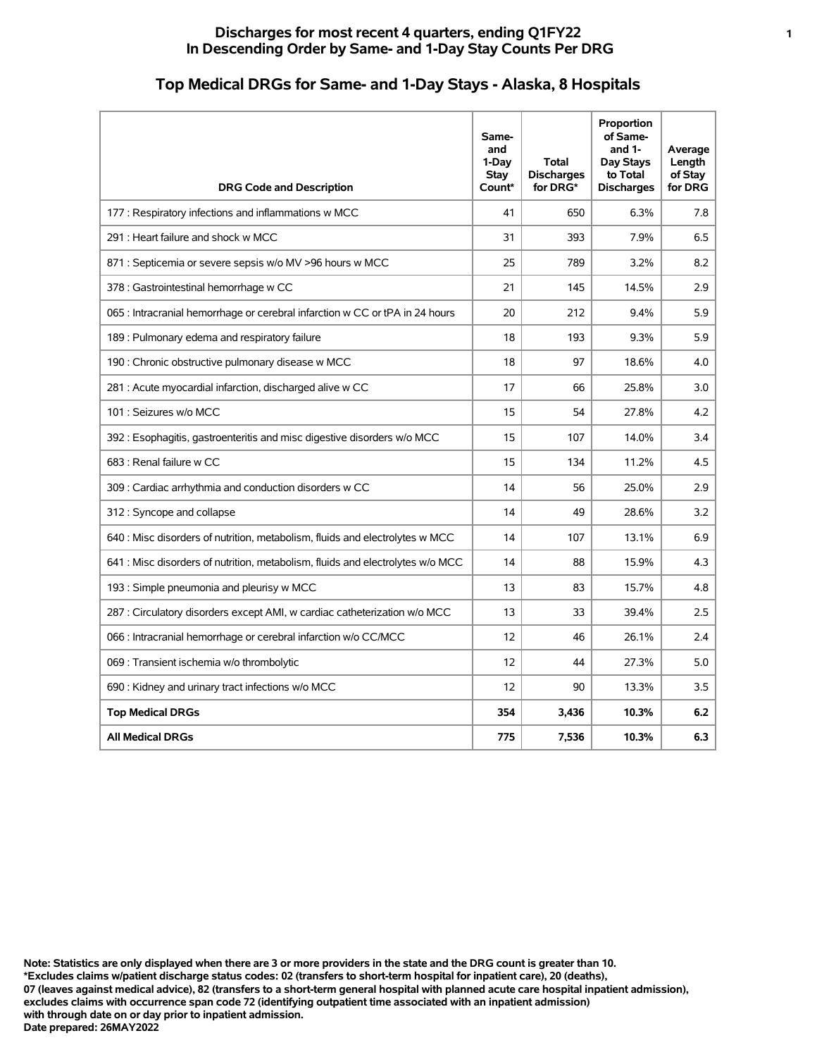# Discharges for most recent 4 quarters, ending Q1FY22
## In Descending Order by Same- and 1-Day Stay Counts Per DRG

## Top Medical DRGs for Same- and 1-Day Stays - Alaska, 8 Hospitals

| DRG Code and Description | Same- and 1-Day Stay Count* | Total Discharges for DRG* | Proportion of Same- and 1-Day Stays to Total Discharges | Average Length of Stay for DRG |
|---|---|---|---|---|
| 177 : Respiratory infections and inflammations w MCC | 41 | 650 | 6.3% | 7.8 |
| 291 : Heart failure and shock w MCC | 31 | 393 | 7.9% | 6.5 |
| 871 : Septicemia or severe sepsis w/o MV >96 hours w MCC | 25 | 789 | 3.2% | 8.2 |
| 378 : Gastrointestinal hemorrhage w CC | 21 | 145 | 14.5% | 2.9 |
| 065 : Intracranial hemorrhage or cerebral infarction w CC or tPA in 24 hours | 20 | 212 | 9.4% | 5.9 |
| 189 : Pulmonary edema and respiratory failure | 18 | 193 | 9.3% | 5.9 |
| 190 : Chronic obstructive pulmonary disease w MCC | 18 | 97 | 18.6% | 4.0 |
| 281 : Acute myocardial infarction, discharged alive w CC | 17 | 66 | 25.8% | 3.0 |
| 101 : Seizures w/o MCC | 15 | 54 | 27.8% | 4.2 |
| 392 : Esophagitis, gastroenteritis and misc digestive disorders w/o MCC | 15 | 107 | 14.0% | 3.4 |
| 683 : Renal failure w CC | 15 | 134 | 11.2% | 4.5 |
| 309 : Cardiac arrhythmia and conduction disorders w CC | 14 | 56 | 25.0% | 2.9 |
| 312 : Syncope and collapse | 14 | 49 | 28.6% | 3.2 |
| 640 : Misc disorders of nutrition, metabolism, fluids and electrolytes w MCC | 14 | 107 | 13.1% | 6.9 |
| 641 : Misc disorders of nutrition, metabolism, fluids and electrolytes w/o MCC | 14 | 88 | 15.9% | 4.3 |
| 193 : Simple pneumonia and pleurisy w MCC | 13 | 83 | 15.7% | 4.8 |
| 287 : Circulatory disorders except AMI, w cardiac catheterization w/o MCC | 13 | 33 | 39.4% | 2.5 |
| 066 : Intracranial hemorrhage or cerebral infarction w/o CC/MCC | 12 | 46 | 26.1% | 2.4 |
| 069 : Transient ischemia w/o thrombolytic | 12 | 44 | 27.3% | 5.0 |
| 690 : Kidney and urinary tract infections w/o MCC | 12 | 90 | 13.3% | 3.5 |
| **Top Medical DRGs** | **354** | **3,436** | **10.3%** | **6.2** |
| **All Medical DRGs** | **775** | **7,536** | **10.3%** | **6.3** |

**Note: Statistics are only displayed when there are 3 or more providers in the state and the DRG count is greater than 10.**
**\*Excludes claims w/patient discharge status codes: 02 (transfers to short-term hospital for inpatient care), 20 (deaths), 07 (leaves against medical advice), 82 (transfers to a short-term general hospital with planned acute care hospital inpatient admission), excludes claims with occurrence span code 72 (identifying outpatient time associated with an inpatient admission) with through date on or day prior to inpatient admission.**
**Date prepared: 26MAY2022**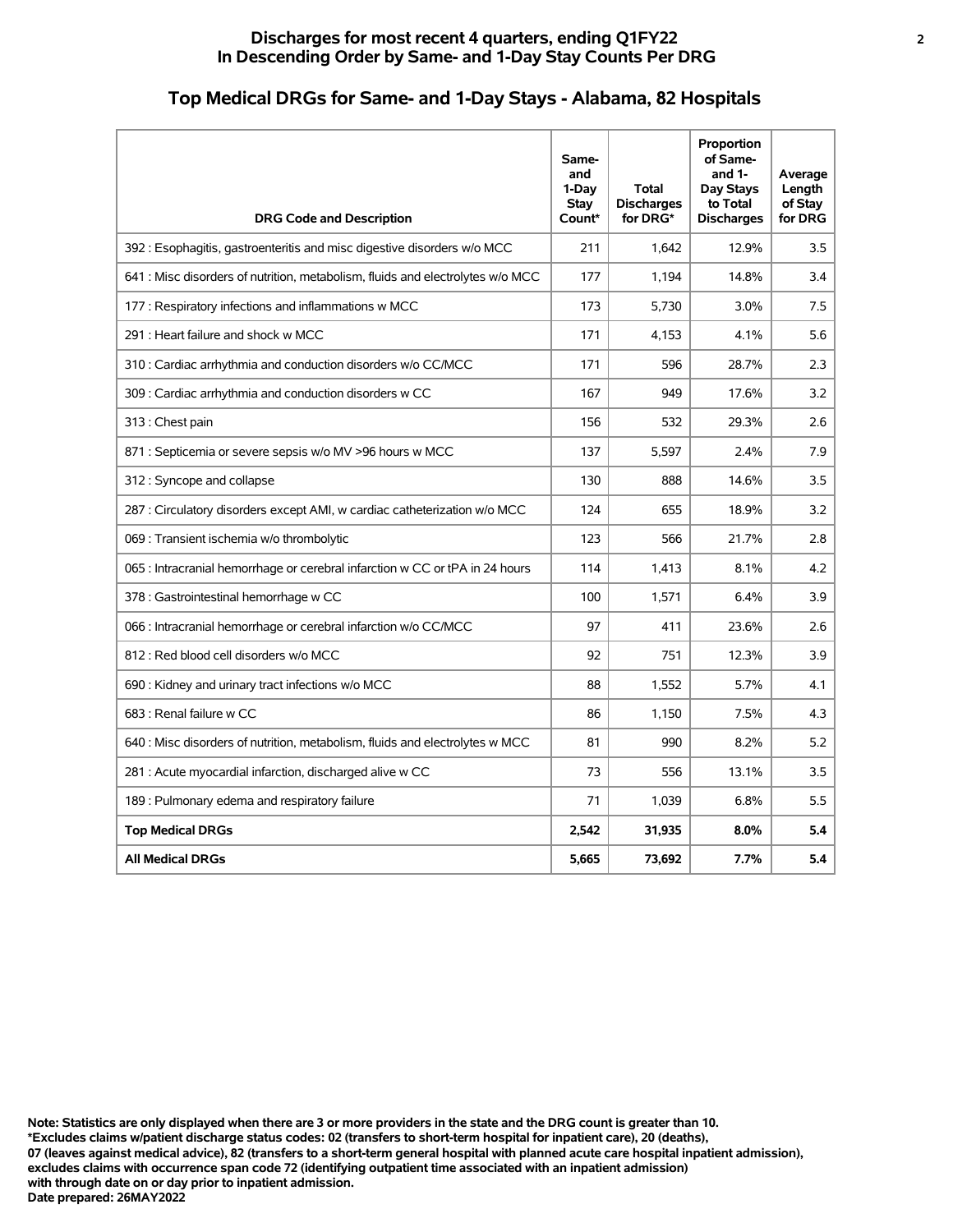**Discharges for most recent 4 quarters, ending Q1FY22**
**In Descending Order by Same- and 1-Day Stay Counts Per DRG**

## Top Medical DRGs for Same- and 1-Day Stays - Alabama, 82 Hospitals

| DRG Code and Description | Same- and 1-Day Stay Count* | Total Discharges for DRG* | Proportion of Same- and 1-Day Stays to Total Discharges | Average Length of Stay for DRG |
|---|---|---|---|---|
| 392 : Esophagitis, gastroenteritis and misc digestive disorders w/o MCC | 211 | 1,642 | 12.9% | 3.5 |
| 641 : Misc disorders of nutrition, metabolism, fluids and electrolytes w/o MCC | 177 | 1,194 | 14.8% | 3.4 |
| 177 : Respiratory infections and inflammations w MCC | 173 | 5,730 | 3.0% | 7.5 |
| 291 : Heart failure and shock w MCC | 171 | 4,153 | 4.1% | 5.6 |
| 310 : Cardiac arrhythmia and conduction disorders w/o CC/MCC | 171 | 596 | 28.7% | 2.3 |
| 309 : Cardiac arrhythmia and conduction disorders w CC | 167 | 949 | 17.6% | 3.2 |
| 313 : Chest pain | 156 | 532 | 29.3% | 2.6 |
| 871 : Septicemia or severe sepsis w/o MV >96 hours w MCC | 137 | 5,597 | 2.4% | 7.9 |
| 312 : Syncope and collapse | 130 | 888 | 14.6% | 3.5 |
| 287 : Circulatory disorders except AMI, w cardiac catheterization w/o MCC | 124 | 655 | 18.9% | 3.2 |
| 069 : Transient ischemia w/o thrombolytic | 123 | 566 | 21.7% | 2.8 |
| 065 : Intracranial hemorrhage or cerebral infarction w CC or tPA in 24 hours | 114 | 1,413 | 8.1% | 4.2 |
| 378 : Gastrointestinal hemorrhage w CC | 100 | 1,571 | 6.4% | 3.9 |
| 066 : Intracranial hemorrhage or cerebral infarction w/o CC/MCC | 97 | 411 | 23.6% | 2.6 |
| 812 : Red blood cell disorders w/o MCC | 92 | 751 | 12.3% | 3.9 |
| 690 : Kidney and urinary tract infections w/o MCC | 88 | 1,552 | 5.7% | 4.1 |
| 683 : Renal failure w CC | 86 | 1,150 | 7.5% | 4.3 |
| 640 : Misc disorders of nutrition, metabolism, fluids and electrolytes w MCC | 81 | 990 | 8.2% | 5.2 |
| 281 : Acute myocardial infarction, discharged alive w CC | 73 | 556 | 13.1% | 3.5 |
| 189 : Pulmonary edema and respiratory failure | 71 | 1,039 | 6.8% | 5.5 |
| **Top Medical DRGs** | **2,542** | **31,935** | **8.0%** | **5.4** |
| **All Medical DRGs** | **5,665** | **73,692** | **7.7%** | **5.4** |

**Note: Statistics are only displayed when there are 3 or more providers in the state and the DRG count is greater than 10.**
**\*Excludes claims w/patient discharge status codes: 02 (transfers to short-term hospital for inpatient care), 20 (deaths), 07 (leaves against medical advice), 82 (transfers to a short-term general hospital with planned acute care hospital inpatient admission), excludes claims with occurrence span code 72 (identifying outpatient time associated with an inpatient admission) with through date on or day prior to inpatient admission.**
**Date prepared: 26MAY2022**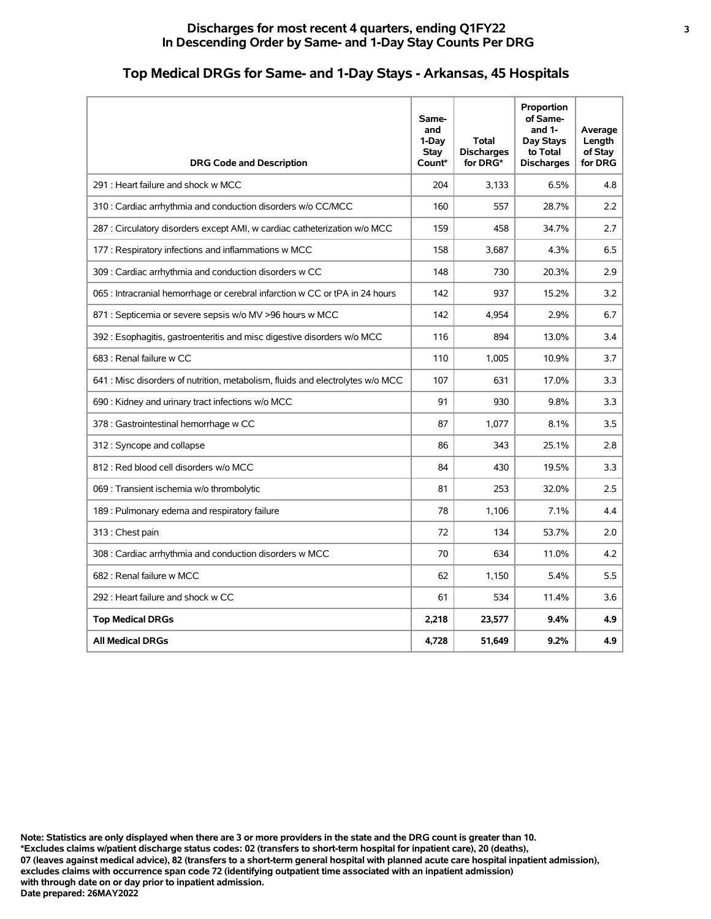**Discharges for most recent 4 quarters, ending Q1FY22**
**In Descending Order by Same- and 1-Day Stay Counts Per DRG**

## Top Medical DRGs for Same- and 1-Day Stays - Arkansas, 45 Hospitals

| DRG Code and Description | Same- and 1-Day Stay Count* | Total Discharges for DRG* | Proportion of Same- and 1-Day Stays to Total Discharges | Average Length of Stay for DRG |
|---|---|---|---|---|
| 291 : Heart failure and shock w MCC | 204 | 3,133 | 6.5% | 4.8 |
| 310 : Cardiac arrhythmia and conduction disorders w/o CC/MCC | 160 | 557 | 28.7% | 2.2 |
| 287 : Circulatory disorders except AMI, w cardiac catheterization w/o MCC | 159 | 458 | 34.7% | 2.7 |
| 177 : Respiratory infections and inflammations w MCC | 158 | 3,687 | 4.3% | 6.5 |
| 309 : Cardiac arrhythmia and conduction disorders w CC | 148 | 730 | 20.3% | 2.9 |
| 065 : Intracranial hemorrhage or cerebral infarction w CC or tPA in 24 hours | 142 | 937 | 15.2% | 3.2 |
| 871 : Septicemia or severe sepsis w/o MV >96 hours w MCC | 142 | 4,954 | 2.9% | 6.7 |
| 392 : Esophagitis, gastroenteritis and misc digestive disorders w/o MCC | 116 | 894 | 13.0% | 3.4 |
| 683 : Renal failure w CC | 110 | 1,005 | 10.9% | 3.7 |
| 641 : Misc disorders of nutrition, metabolism, fluids and electrolytes w/o MCC | 107 | 631 | 17.0% | 3.3 |
| 690 : Kidney and urinary tract infections w/o MCC | 91 | 930 | 9.8% | 3.3 |
| 378 : Gastrointestinal hemorrhage w CC | 87 | 1,077 | 8.1% | 3.5 |
| 312 : Syncope and collapse | 86 | 343 | 25.1% | 2.8 |
| 812 : Red blood cell disorders w/o MCC | 84 | 430 | 19.5% | 3.3 |
| 069 : Transient ischemia w/o thrombolytic | 81 | 253 | 32.0% | 2.5 |
| 189 : Pulmonary edema and respiratory failure | 78 | 1,106 | 7.1% | 4.4 |
| 313 : Chest pain | 72 | 134 | 53.7% | 2.0 |
| 308 : Cardiac arrhythmia and conduction disorders w MCC | 70 | 634 | 11.0% | 4.2 |
| 682 : Renal failure w MCC | 62 | 1,150 | 5.4% | 5.5 |
| 292 : Heart failure and shock w CC | 61 | 534 | 11.4% | 3.6 |
| **Top Medical DRGs** | **2,218** | **23,577** | **9.4%** | **4.9** |
| **All Medical DRGs** | **4,728** | **51,649** | **9.2%** | **4.9** |

**Note: Statistics are only displayed when there are 3 or more providers in the state and the DRG count is greater than 10.**
***Excludes claims w/patient discharge status codes: 02 (transfers to short-term hospital for inpatient care), 20 (deaths), 07 (leaves against medical advice), 82 (transfers to a short-term general hospital with planned acute care hospital inpatient admission), excludes claims with occurrence span code 72 (identifying outpatient time associated with an inpatient admission) with through date on or day prior to inpatient admission.**
**Date prepared: 26MAY2022**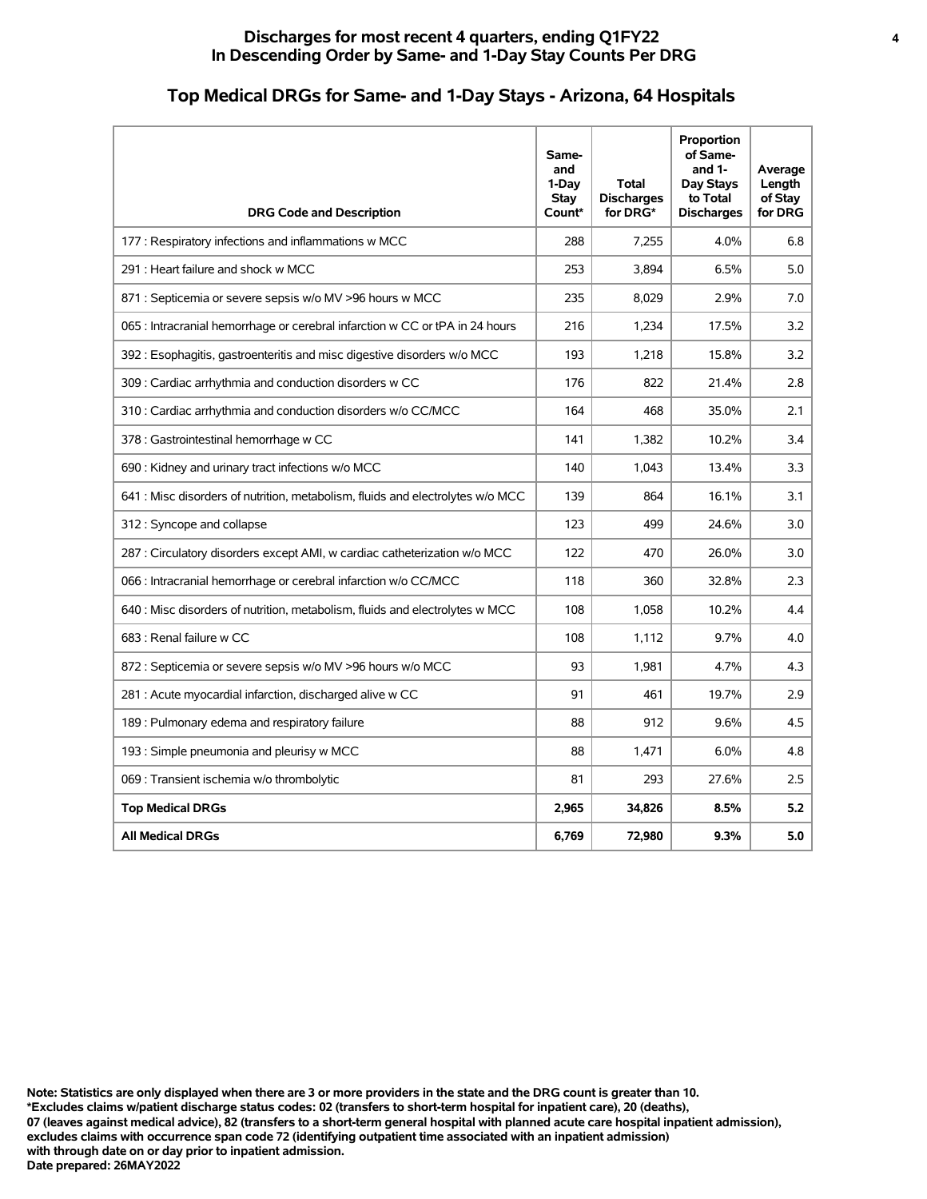## Discharges for most recent 4 quarters, ending Q1FY22
## In Descending Order by Same- and 1-Day Stay Counts Per DRG

# Top Medical DRGs for Same- and 1-Day Stays - Arizona, 64 Hospitals

| DRG Code and Description | Same- and 1-Day Stay Count* | Total Discharges for DRG* | Proportion of Same- and 1-Day Stays to Total Discharges | Average Length of Stay for DRG |
|---|---|---|---|---|
| 177 : Respiratory infections and inflammations w MCC | 288 | 7,255 | 4.0% | 6.8 |
| 291 : Heart failure and shock w MCC | 253 | 3,894 | 6.5% | 5.0 |
| 871 : Septicemia or severe sepsis w/o MV >96 hours w MCC | 235 | 8,029 | 2.9% | 7.0 |
| 065 : Intracranial hemorrhage or cerebral infarction w CC or tPA in 24 hours | 216 | 1,234 | 17.5% | 3.2 |
| 392 : Esophagitis, gastroenteritis and misc digestive disorders w/o MCC | 193 | 1,218 | 15.8% | 3.2 |
| 309 : Cardiac arrhythmia and conduction disorders w CC | 176 | 822 | 21.4% | 2.8 |
| 310 : Cardiac arrhythmia and conduction disorders w/o CC/MCC | 164 | 468 | 35.0% | 2.1 |
| 378 : Gastrointestinal hemorrhage w CC | 141 | 1,382 | 10.2% | 3.4 |
| 690 : Kidney and urinary tract infections w/o MCC | 140 | 1,043 | 13.4% | 3.3 |
| 641 : Misc disorders of nutrition, metabolism, fluids and electrolytes w/o MCC | 139 | 864 | 16.1% | 3.1 |
| 312 : Syncope and collapse | 123 | 499 | 24.6% | 3.0 |
| 287 : Circulatory disorders except AMI, w cardiac catheterization w/o MCC | 122 | 470 | 26.0% | 3.0 |
| 066 : Intracranial hemorrhage or cerebral infarction w/o CC/MCC | 118 | 360 | 32.8% | 2.3 |
| 640 : Misc disorders of nutrition, metabolism, fluids and electrolytes w MCC | 108 | 1,058 | 10.2% | 4.4 |
| 683 : Renal failure w CC | 108 | 1,112 | 9.7% | 4.0 |
| 872 : Septicemia or severe sepsis w/o MV >96 hours w/o MCC | 93 | 1,981 | 4.7% | 4.3 |
| 281 : Acute myocardial infarction, discharged alive w CC | 91 | 461 | 19.7% | 2.9 |
| 189 : Pulmonary edema and respiratory failure | 88 | 912 | 9.6% | 4.5 |
| 193 : Simple pneumonia and pleurisy w MCC | 88 | 1,471 | 6.0% | 4.8 |
| 069 : Transient ischemia w/o thrombolytic | 81 | 293 | 27.6% | 2.5 |
| **Top Medical DRGs** | **2,965** | **34,826** | **8.5%** | **5.2** |
| **All Medical DRGs** | **6,769** | **72,980** | **9.3%** | **5.0** |

**Note: Statistics are only displayed when there are 3 or more providers in the state and the DRG count is greater than 10.**
**\*Excludes claims w/patient discharge status codes: 02 (transfers to short-term hospital for inpatient care), 20 (deaths), 07 (leaves against medical advice), 82 (transfers to a short-term general hospital with planned acute care hospital inpatient admission), excludes claims with occurrence span code 72 (identifying outpatient time associated with an inpatient admission) with through date on or day prior to inpatient admission.**
**Date prepared: 26MAY2022**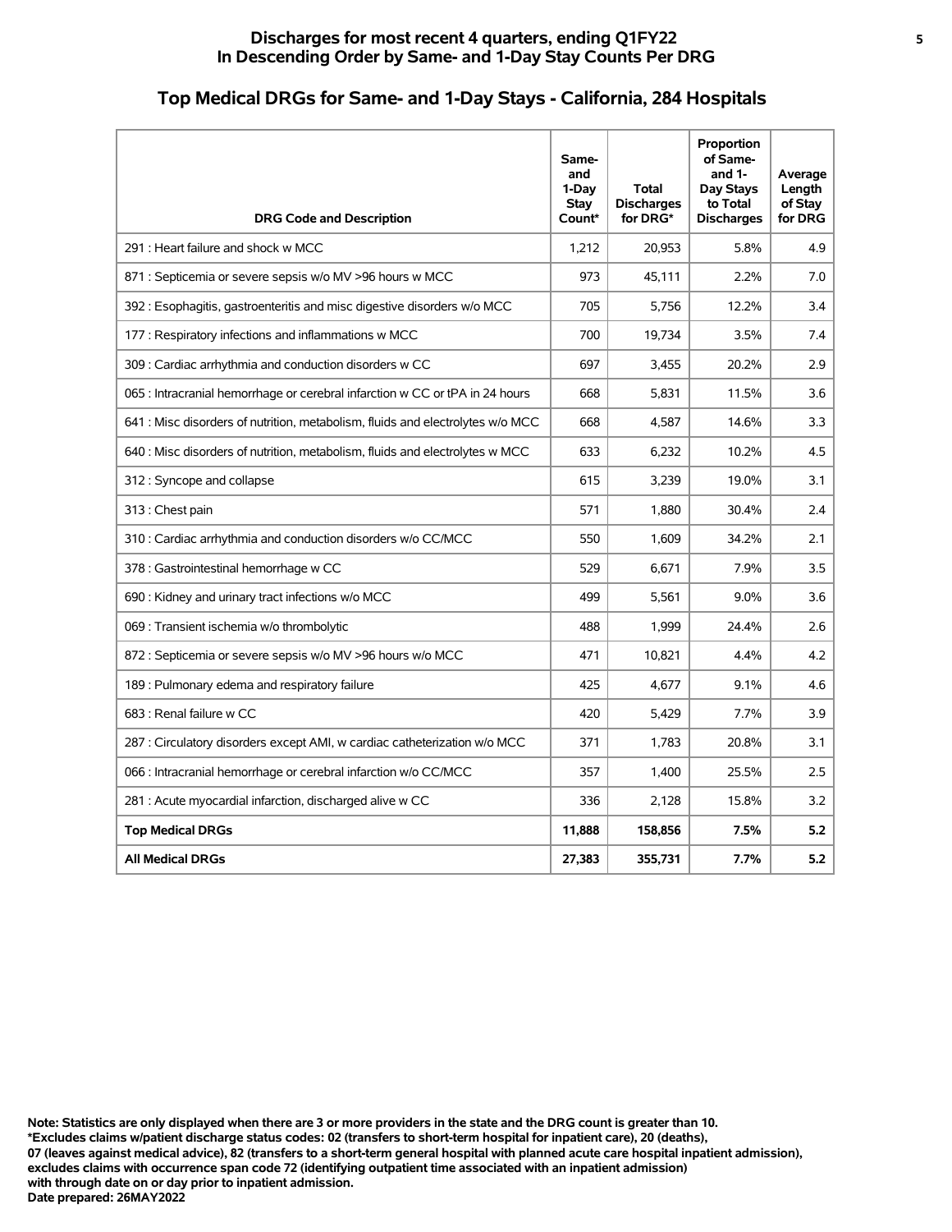**Discharges for most recent 4 quarters, ending Q1FY22**
**In Descending Order by Same- and 1-Day Stay Counts Per DRG**

## Top Medical DRGs for Same- and 1-Day Stays - California, 284 Hospitals

| DRG Code and Description | Same- and 1-Day Stay Count* | Total Discharges for DRG* | Proportion of Same- and 1-Day Stays to Total Discharges | Average Length of Stay for DRG |
|---|---|---|---|---|
| 291 : Heart failure and shock w MCC | 1,212 | 20,953 | 5.8% | 4.9 |
| 871 : Septicemia or severe sepsis w/o MV >96 hours w MCC | 973 | 45,111 | 2.2% | 7.0 |
| 392 : Esophagitis, gastroenteritis and misc digestive disorders w/o MCC | 705 | 5,756 | 12.2% | 3.4 |
| 177 : Respiratory infections and inflammations w MCC | 700 | 19,734 | 3.5% | 7.4 |
| 309 : Cardiac arrhythmia and conduction disorders w CC | 697 | 3,455 | 20.2% | 2.9 |
| 065 : Intracranial hemorrhage or cerebral infarction w CC or tPA in 24 hours | 668 | 5,831 | 11.5% | 3.6 |
| 641 : Misc disorders of nutrition, metabolism, fluids and electrolytes w/o MCC | 668 | 4,587 | 14.6% | 3.3 |
| 640 : Misc disorders of nutrition, metabolism, fluids and electrolytes w MCC | 633 | 6,232 | 10.2% | 4.5 |
| 312 : Syncope and collapse | 615 | 3,239 | 19.0% | 3.1 |
| 313 : Chest pain | 571 | 1,880 | 30.4% | 2.4 |
| 310 : Cardiac arrhythmia and conduction disorders w/o CC/MCC | 550 | 1,609 | 34.2% | 2.1 |
| 378 : Gastrointestinal hemorrhage w CC | 529 | 6,671 | 7.9% | 3.5 |
| 690 : Kidney and urinary tract infections w/o MCC | 499 | 5,561 | 9.0% | 3.6 |
| 069 : Transient ischemia w/o thrombolytic | 488 | 1,999 | 24.4% | 2.6 |
| 872 : Septicemia or severe sepsis w/o MV >96 hours w/o MCC | 471 | 10,821 | 4.4% | 4.2 |
| 189 : Pulmonary edema and respiratory failure | 425 | 4,677 | 9.1% | 4.6 |
| 683 : Renal failure w CC | 420 | 5,429 | 7.7% | 3.9 |
| 287 : Circulatory disorders except AMI, w cardiac catheterization w/o MCC | 371 | 1,783 | 20.8% | 3.1 |
| 066 : Intracranial hemorrhage or cerebral infarction w/o CC/MCC | 357 | 1,400 | 25.5% | 2.5 |
| 281 : Acute myocardial infarction, discharged alive w CC | 336 | 2,128 | 15.8% | 3.2 |
| **Top Medical DRGs** | **11,888** | **158,856** | **7.5%** | **5.2** |
| **All Medical DRGs** | **27,383** | **355,731** | **7.7%** | **5.2** |

**Note: Statistics are only displayed when there are 3 or more providers in the state and the DRG count is greater than 10.**
***Excludes claims w/patient discharge status codes: 02 (transfers to short-term hospital for inpatient care), 20 (deaths), 07 (leaves against medical advice), 82 (transfers to a short-term general hospital with planned acute care hospital inpatient admission), excludes claims with occurrence span code 72 (identifying outpatient time associated with an inpatient admission) with through date on or day prior to inpatient admission.**
**Date prepared: 26MAY2022**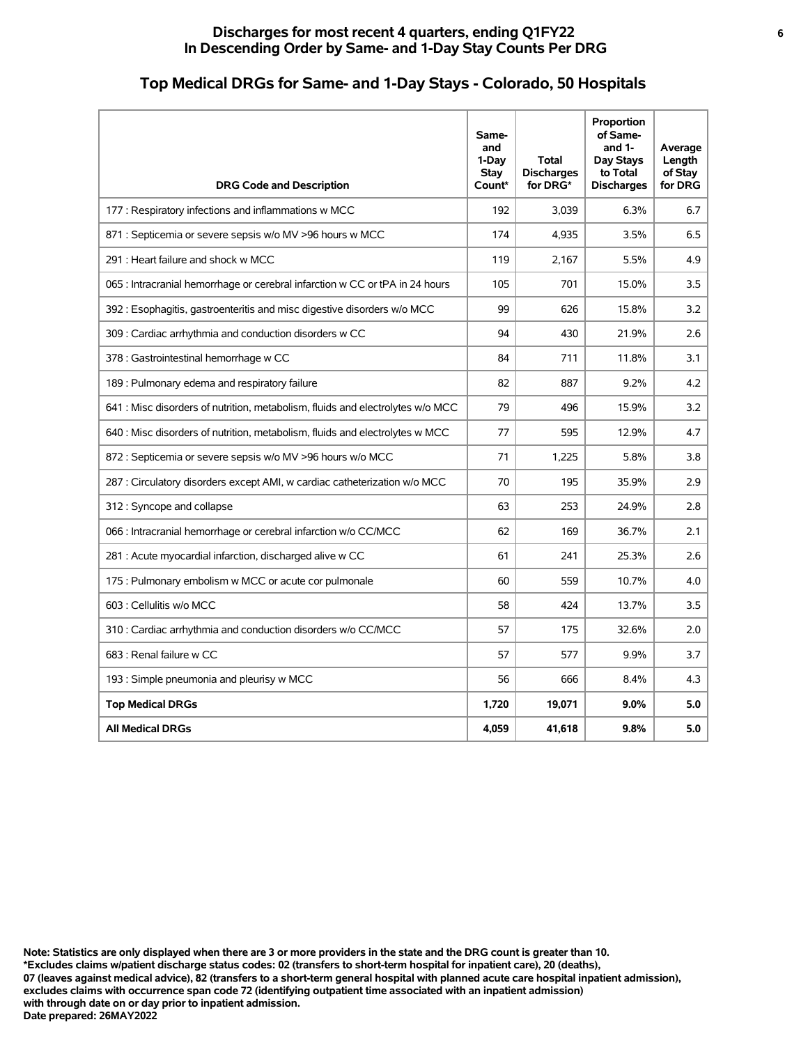**Discharges for most recent 4 quarters, ending Q1FY22**
**In Descending Order by Same- and 1-Day Stay Counts Per DRG**

## Top Medical DRGs for Same- and 1-Day Stays - Colorado, 50 Hospitals

| DRG Code and Description | Same- and 1-Day Stay Count* | Total Discharges for DRG* | Proportion of Same- and 1-Day Stays to Total Discharges | Average Length of Stay for DRG |
|---|---|---|---|---|
| 177 : Respiratory infections and inflammations w MCC | 192 | 3,039 | 6.3% | 6.7 |
| 871 : Septicemia or severe sepsis w/o MV >96 hours w MCC | 174 | 4,935 | 3.5% | 6.5 |
| 291 : Heart failure and shock w MCC | 119 | 2,167 | 5.5% | 4.9 |
| 065 : Intracranial hemorrhage or cerebral infarction w CC or tPA in 24 hours | 105 | 701 | 15.0% | 3.5 |
| 392 : Esophagitis, gastroenteritis and misc digestive disorders w/o MCC | 99 | 626 | 15.8% | 3.2 |
| 309 : Cardiac arrhythmia and conduction disorders w CC | 94 | 430 | 21.9% | 2.6 |
| 378 : Gastrointestinal hemorrhage w CC | 84 | 711 | 11.8% | 3.1 |
| 189 : Pulmonary edema and respiratory failure | 82 | 887 | 9.2% | 4.2 |
| 641 : Misc disorders of nutrition, metabolism, fluids and electrolytes w/o MCC | 79 | 496 | 15.9% | 3.2 |
| 640 : Misc disorders of nutrition, metabolism, fluids and electrolytes w MCC | 77 | 595 | 12.9% | 4.7 |
| 872 : Septicemia or severe sepsis w/o MV >96 hours w/o MCC | 71 | 1,225 | 5.8% | 3.8 |
| 287 : Circulatory disorders except AMI, w cardiac catheterization w/o MCC | 70 | 195 | 35.9% | 2.9 |
| 312 : Syncope and collapse | 63 | 253 | 24.9% | 2.8 |
| 066 : Intracranial hemorrhage or cerebral infarction w/o CC/MCC | 62 | 169 | 36.7% | 2.1 |
| 281 : Acute myocardial infarction, discharged alive w CC | 61 | 241 | 25.3% | 2.6 |
| 175 : Pulmonary embolism w MCC or acute cor pulmonale | 60 | 559 | 10.7% | 4.0 |
| 603 : Cellulitis w/o MCC | 58 | 424 | 13.7% | 3.5 |
| 310 : Cardiac arrhythmia and conduction disorders w/o CC/MCC | 57 | 175 | 32.6% | 2.0 |
| 683 : Renal failure w CC | 57 | 577 | 9.9% | 3.7 |
| 193 : Simple pneumonia and pleurisy w MCC | 56 | 666 | 8.4% | 4.3 |
| **Top Medical DRGs** | **1,720** | **19,071** | **9.0%** | **5.0** |
| **All Medical DRGs** | **4,059** | **41,618** | **9.8%** | **5.0** |

**Note: Statistics are only displayed when there are 3 or more providers in the state and the DRG count is greater than 10.**
**\*Excludes claims w/patient discharge status codes: 02 (transfers to short-term hospital for inpatient care), 20 (deaths), 07 (leaves against medical advice), 82 (transfers to a short-term general hospital with planned acute care hospital inpatient admission), excludes claims with occurrence span code 72 (identifying outpatient time associated with an inpatient admission) with through date on or day prior to inpatient admission.**
**Date prepared: 26MAY2022**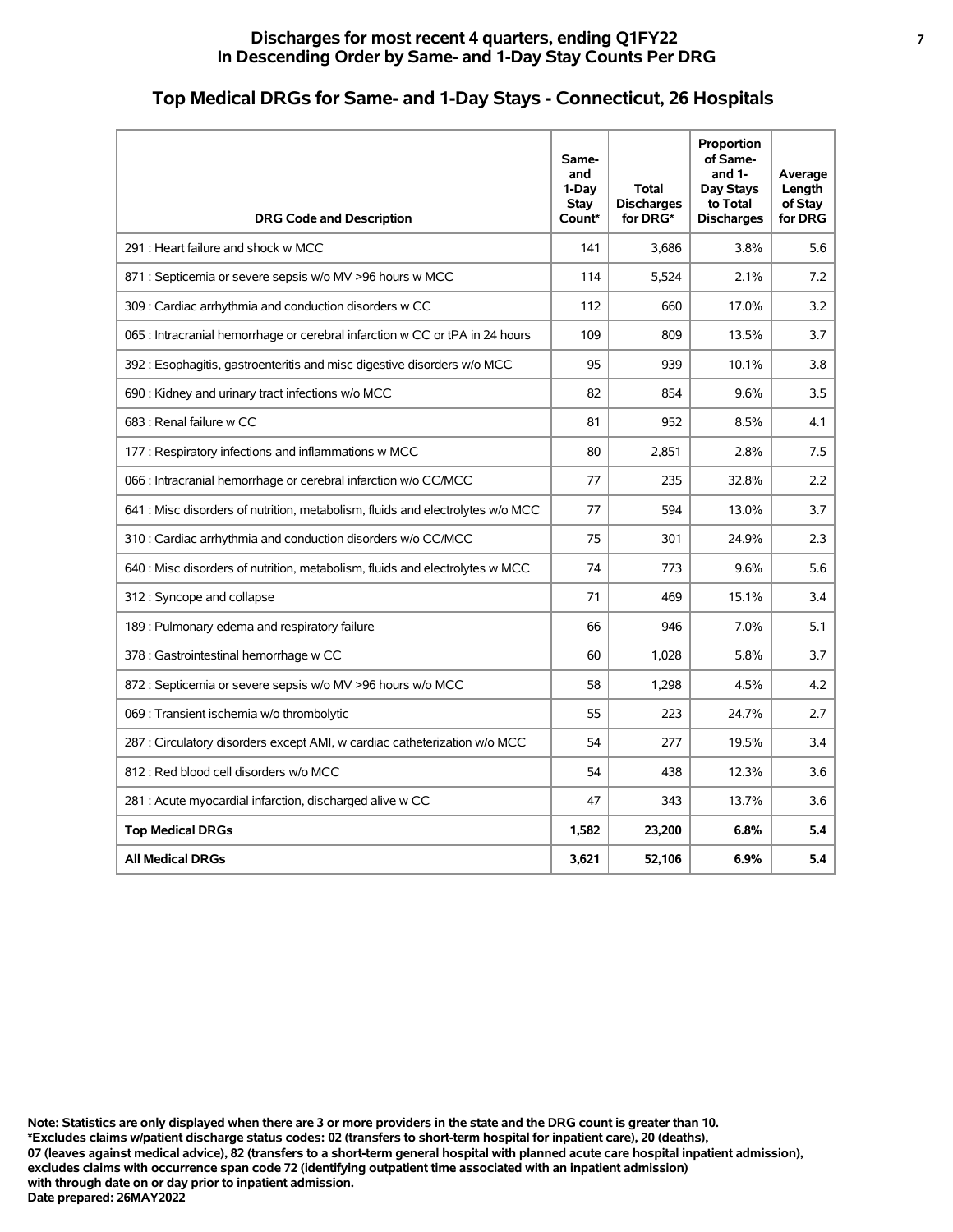## Discharges for most recent 4 quarters, ending Q1FY22
## In Descending Order by Same- and 1-Day Stay Counts Per DRG

# Top Medical DRGs for Same- and 1-Day Stays - Connecticut, 26 Hospitals

| DRG Code and Description | Same- and 1-Day Stay Count* | Total Discharges for DRG* | Proportion of Same- and 1-Day Stays to Total Discharges | Average Length of Stay for DRG |
|---|---|---|---|---|
| 291 : Heart failure and shock w MCC | 141 | 3,686 | 3.8% | 5.6 |
| 871 : Septicemia or severe sepsis w/o MV >96 hours w MCC | 114 | 5,524 | 2.1% | 7.2 |
| 309 : Cardiac arrhythmia and conduction disorders w CC | 112 | 660 | 17.0% | 3.2 |
| 065 : Intracranial hemorrhage or cerebral infarction w CC or tPA in 24 hours | 109 | 809 | 13.5% | 3.7 |
| 392 : Esophagitis, gastroenteritis and misc digestive disorders w/o MCC | 95 | 939 | 10.1% | 3.8 |
| 690 : Kidney and urinary tract infections w/o MCC | 82 | 854 | 9.6% | 3.5 |
| 683 : Renal failure w CC | 81 | 952 | 8.5% | 4.1 |
| 177 : Respiratory infections and inflammations w MCC | 80 | 2,851 | 2.8% | 7.5 |
| 066 : Intracranial hemorrhage or cerebral infarction w/o CC/MCC | 77 | 235 | 32.8% | 2.2 |
| 641 : Misc disorders of nutrition, metabolism, fluids and electrolytes w/o MCC | 77 | 594 | 13.0% | 3.7 |
| 310 : Cardiac arrhythmia and conduction disorders w/o CC/MCC | 75 | 301 | 24.9% | 2.3 |
| 640 : Misc disorders of nutrition, metabolism, fluids and electrolytes w MCC | 74 | 773 | 9.6% | 5.6 |
| 312 : Syncope and collapse | 71 | 469 | 15.1% | 3.4 |
| 189 : Pulmonary edema and respiratory failure | 66 | 946 | 7.0% | 5.1 |
| 378 : Gastrointestinal hemorrhage w CC | 60 | 1,028 | 5.8% | 3.7 |
| 872 : Septicemia or severe sepsis w/o MV >96 hours w/o MCC | 58 | 1,298 | 4.5% | 4.2 |
| 069 : Transient ischemia w/o thrombolytic | 55 | 223 | 24.7% | 2.7 |
| 287 : Circulatory disorders except AMI, w cardiac catheterization w/o MCC | 54 | 277 | 19.5% | 3.4 |
| 812 : Red blood cell disorders w/o MCC | 54 | 438 | 12.3% | 3.6 |
| 281 : Acute myocardial infarction, discharged alive w CC | 47 | 343 | 13.7% | 3.6 |
| **Top Medical DRGs** | **1,582** | **23,200** | **6.8%** | **5.4** |
| **All Medical DRGs** | **3,621** | **52,106** | **6.9%** | **5.4** |

**Note: Statistics are only displayed when there are 3 or more providers in the state and the DRG count is greater than 10.**
**\*Excludes claims w/patient discharge status codes: 02 (transfers to short-term hospital for inpatient care), 20 (deaths), 07 (leaves against medical advice), 82 (transfers to a short-term general hospital with planned acute care hospital inpatient admission), excludes claims with occurrence span code 72 (identifying outpatient time associated with an inpatient admission) with through date on or day prior to inpatient admission.**
**Date prepared: 26MAY2022**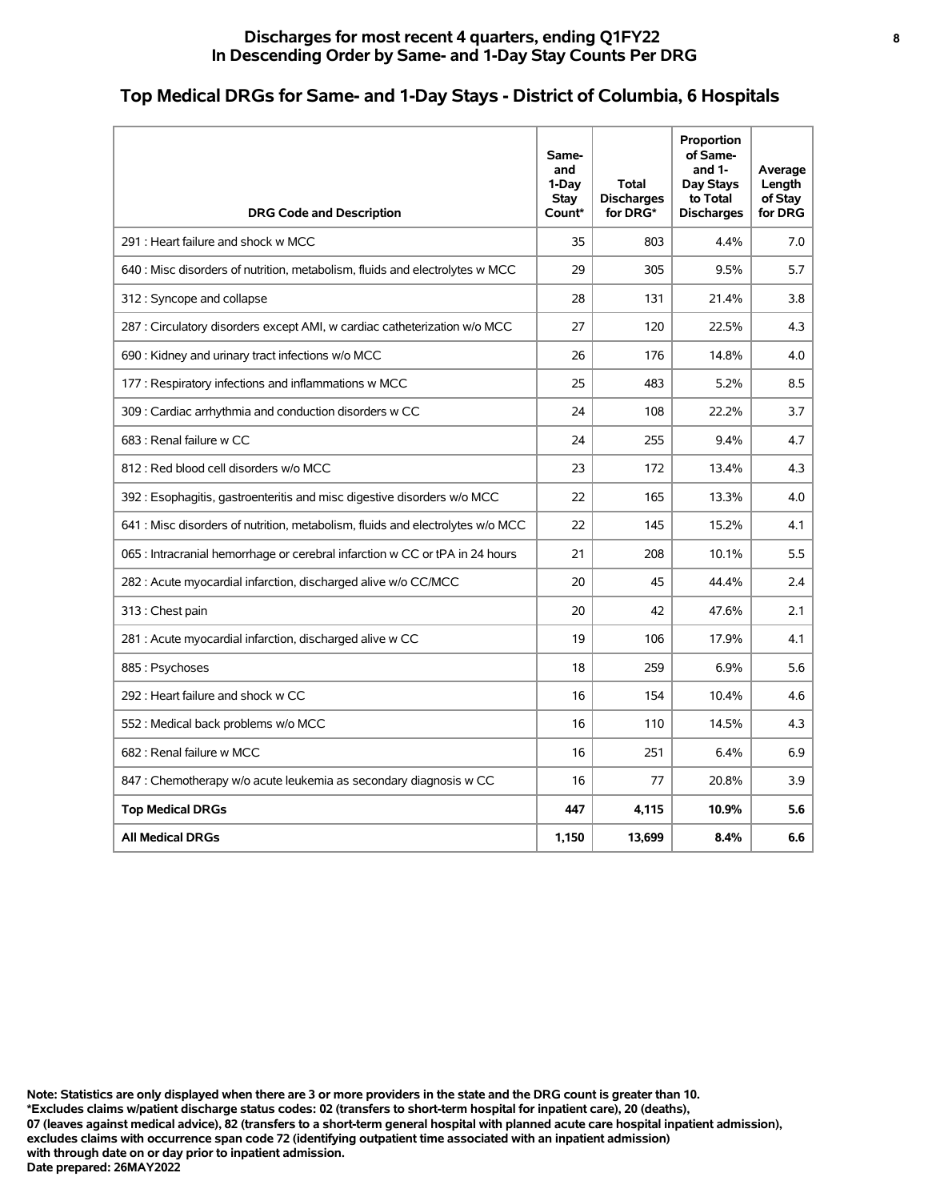## Discharges for most recent 4 quarters, ending Q1FY22
## In Descending Order by Same- and 1-Day Stay Counts Per DRG

# Top Medical DRGs for Same- and 1-Day Stays - District of Columbia, 6 Hospitals

| DRG Code and Description | Same- and 1-Day Stay Count* | Total Discharges for DRG* | Proportion of Same- and 1-Day Stays to Total Discharges | Average Length of Stay for DRG |
|---|---|---|---|---|
| 291 : Heart failure and shock w MCC | 35 | 803 | 4.4% | 7.0 |
| 640 : Misc disorders of nutrition, metabolism, fluids and electrolytes w MCC | 29 | 305 | 9.5% | 5.7 |
| 312 : Syncope and collapse | 28 | 131 | 21.4% | 3.8 |
| 287 : Circulatory disorders except AMI, w cardiac catheterization w/o MCC | 27 | 120 | 22.5% | 4.3 |
| 690 : Kidney and urinary tract infections w/o MCC | 26 | 176 | 14.8% | 4.0 |
| 177 : Respiratory infections and inflammations w MCC | 25 | 483 | 5.2% | 8.5 |
| 309 : Cardiac arrhythmia and conduction disorders w CC | 24 | 108 | 22.2% | 3.7 |
| 683 : Renal failure w CC | 24 | 255 | 9.4% | 4.7 |
| 812 : Red blood cell disorders w/o MCC | 23 | 172 | 13.4% | 4.3 |
| 392 : Esophagitis, gastroenteritis and misc digestive disorders w/o MCC | 22 | 165 | 13.3% | 4.0 |
| 641 : Misc disorders of nutrition, metabolism, fluids and electrolytes w/o MCC | 22 | 145 | 15.2% | 4.1 |
| 065 : Intracranial hemorrhage or cerebral infarction w CC or tPA in 24 hours | 21 | 208 | 10.1% | 5.5 |
| 282 : Acute myocardial infarction, discharged alive w/o CC/MCC | 20 | 45 | 44.4% | 2.4 |
| 313 : Chest pain | 20 | 42 | 47.6% | 2.1 |
| 281 : Acute myocardial infarction, discharged alive w CC | 19 | 106 | 17.9% | 4.1 |
| 885 : Psychoses | 18 | 259 | 6.9% | 5.6 |
| 292 : Heart failure and shock w CC | 16 | 154 | 10.4% | 4.6 |
| 552 : Medical back problems w/o MCC | 16 | 110 | 14.5% | 4.3 |
| 682 : Renal failure w MCC | 16 | 251 | 6.4% | 6.9 |
| 847 : Chemotherapy w/o acute leukemia as secondary diagnosis w CC | 16 | 77 | 20.8% | 3.9 |
| **Top Medical DRGs** | **447** | **4,115** | **10.9%** | **5.6** |
| **All Medical DRGs** | **1,150** | **13,699** | **8.4%** | **6.6** |

**Note: Statistics are only displayed when there are 3 or more providers in the state and the DRG count is greater than 10.**
**\*Excludes claims w/patient discharge status codes: 02 (transfers to short-term hospital for inpatient care), 20 (deaths), 07 (leaves against medical advice), 82 (transfers to a short-term general hospital with planned acute care hospital inpatient admission), excludes claims with occurrence span code 72 (identifying outpatient time associated with an inpatient admission) with through date on or day prior to inpatient admission.**
**Date prepared: 26MAY2022**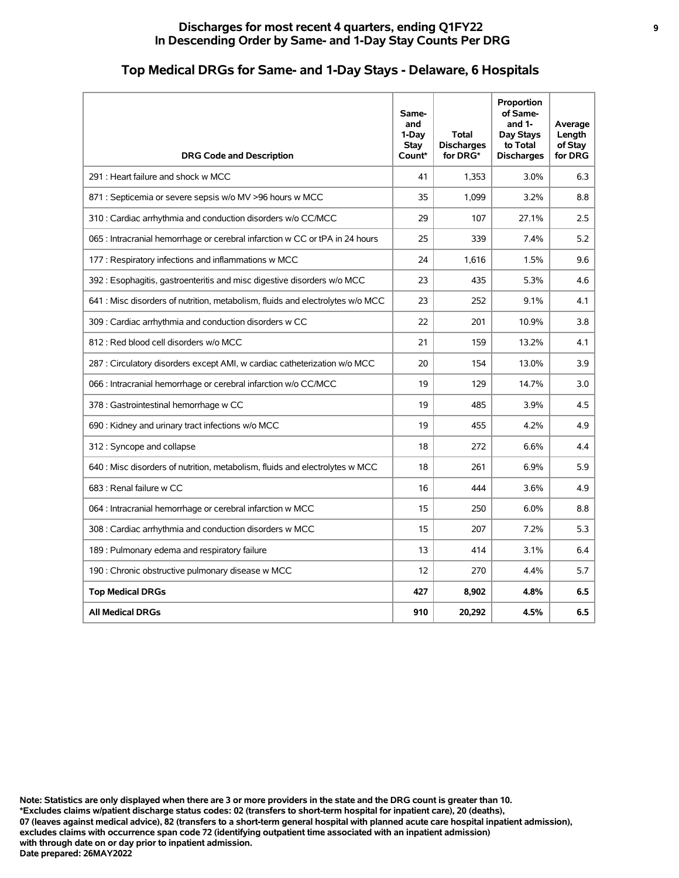## Discharges for most recent 4 quarters, ending Q1FY22
## In Descending Order by Same- and 1-Day Stay Counts Per DRG

# Top Medical DRGs for Same- and 1-Day Stays - Delaware, 6 Hospitals

| DRG Code and Description | Same- and 1-Day Stay Count* | Total Discharges for DRG* | Proportion of Same- and 1-Day Stays to Total Discharges | Average Length of Stay for DRG |
|---|---|---|---|---|
| 291 : Heart failure and shock w MCC | 41 | 1,353 | 3.0% | 6.3 |
| 871 : Septicemia or severe sepsis w/o MV >96 hours w MCC | 35 | 1,099 | 3.2% | 8.8 |
| 310 : Cardiac arrhythmia and conduction disorders w/o CC/MCC | 29 | 107 | 27.1% | 2.5 |
| 065 : Intracranial hemorrhage or cerebral infarction w CC or tPA in 24 hours | 25 | 339 | 7.4% | 5.2 |
| 177 : Respiratory infections and inflammations w MCC | 24 | 1,616 | 1.5% | 9.6 |
| 392 : Esophagitis, gastroenteritis and misc digestive disorders w/o MCC | 23 | 435 | 5.3% | 4.6 |
| 641 : Misc disorders of nutrition, metabolism, fluids and electrolytes w/o MCC | 23 | 252 | 9.1% | 4.1 |
| 309 : Cardiac arrhythmia and conduction disorders w CC | 22 | 201 | 10.9% | 3.8 |
| 812 : Red blood cell disorders w/o MCC | 21 | 159 | 13.2% | 4.1 |
| 287 : Circulatory disorders except AMI, w cardiac catheterization w/o MCC | 20 | 154 | 13.0% | 3.9 |
| 066 : Intracranial hemorrhage or cerebral infarction w/o CC/MCC | 19 | 129 | 14.7% | 3.0 |
| 378 : Gastrointestinal hemorrhage w CC | 19 | 485 | 3.9% | 4.5 |
| 690 : Kidney and urinary tract infections w/o MCC | 19 | 455 | 4.2% | 4.9 |
| 312 : Syncope and collapse | 18 | 272 | 6.6% | 4.4 |
| 640 : Misc disorders of nutrition, metabolism, fluids and electrolytes w MCC | 18 | 261 | 6.9% | 5.9 |
| 683 : Renal failure w CC | 16 | 444 | 3.6% | 4.9 |
| 064 : Intracranial hemorrhage or cerebral infarction w MCC | 15 | 250 | 6.0% | 8.8 |
| 308 : Cardiac arrhythmia and conduction disorders w MCC | 15 | 207 | 7.2% | 5.3 |
| 189 : Pulmonary edema and respiratory failure | 13 | 414 | 3.1% | 6.4 |
| 190 : Chronic obstructive pulmonary disease w MCC | 12 | 270 | 4.4% | 5.7 |
| **Top Medical DRGs** | **427** | **8,902** | **4.8%** | **6.5** |
| **All Medical DRGs** | **910** | **20,292** | **4.5%** | **6.5** |

**Note: Statistics are only displayed when there are 3 or more providers in the state and the DRG count is greater than 10.**
**\*Excludes claims w/patient discharge status codes: 02 (transfers to short-term hospital for inpatient care), 20 (deaths), 07 (leaves against medical advice), 82 (transfers to a short-term general hospital with planned acute care hospital inpatient admission), excludes claims with occurrence span code 72 (identifying outpatient time associated with an inpatient admission) with through date on or day prior to inpatient admission.**
**Date prepared: 26MAY2022**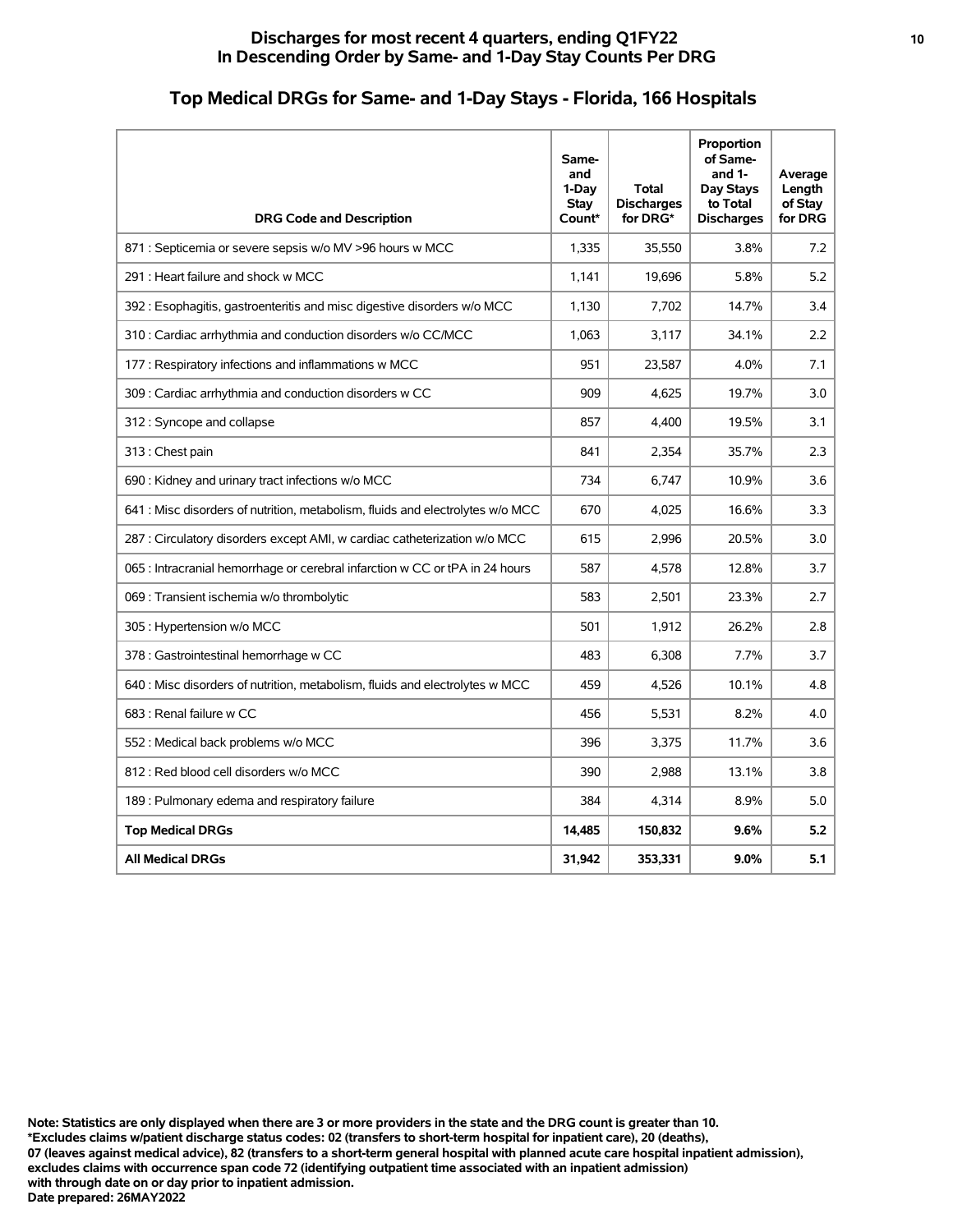## Discharges for most recent 4 quarters, ending Q1FY22
## In Descending Order by Same- and 1-Day Stay Counts Per DRG

# Top Medical DRGs for Same- and 1-Day Stays - Florida, 166 Hospitals

| DRG Code and Description | Same- and 1-Day Stay Count* | Total Discharges for DRG* | Proportion of Same- and 1-Day Stays to Total Discharges | Average Length of Stay for DRG |
|---|---|---|---|---|
| 871 : Septicemia or severe sepsis w/o MV >96 hours w MCC | 1,335 | 35,550 | 3.8% | 7.2 |
| 291 : Heart failure and shock w MCC | 1,141 | 19,696 | 5.8% | 5.2 |
| 392 : Esophagitis, gastroenteritis and misc digestive disorders w/o MCC | 1,130 | 7,702 | 14.7% | 3.4 |
| 310 : Cardiac arrhythmia and conduction disorders w/o CC/MCC | 1,063 | 3,117 | 34.1% | 2.2 |
| 177 : Respiratory infections and inflammations w MCC | 951 | 23,587 | 4.0% | 7.1 |
| 309 : Cardiac arrhythmia and conduction disorders w CC | 909 | 4,625 | 19.7% | 3.0 |
| 312 : Syncope and collapse | 857 | 4,400 | 19.5% | 3.1 |
| 313 : Chest pain | 841 | 2,354 | 35.7% | 2.3 |
| 690 : Kidney and urinary tract infections w/o MCC | 734 | 6,747 | 10.9% | 3.6 |
| 641 : Misc disorders of nutrition, metabolism, fluids and electrolytes w/o MCC | 670 | 4,025 | 16.6% | 3.3 |
| 287 : Circulatory disorders except AMI, w cardiac catheterization w/o MCC | 615 | 2,996 | 20.5% | 3.0 |
| 065 : Intracranial hemorrhage or cerebral infarction w CC or tPA in 24 hours | 587 | 4,578 | 12.8% | 3.7 |
| 069 : Transient ischemia w/o thrombolytic | 583 | 2,501 | 23.3% | 2.7 |
| 305 : Hypertension w/o MCC | 501 | 1,912 | 26.2% | 2.8 |
| 378 : Gastrointestinal hemorrhage w CC | 483 | 6,308 | 7.7% | 3.7 |
| 640 : Misc disorders of nutrition, metabolism, fluids and electrolytes w MCC | 459 | 4,526 | 10.1% | 4.8 |
| 683 : Renal failure w CC | 456 | 5,531 | 8.2% | 4.0 |
| 552 : Medical back problems w/o MCC | 396 | 3,375 | 11.7% | 3.6 |
| 812 : Red blood cell disorders w/o MCC | 390 | 2,988 | 13.1% | 3.8 |
| 189 : Pulmonary edema and respiratory failure | 384 | 4,314 | 8.9% | 5.0 |
| **Top Medical DRGs** | **14,485** | **150,832** | **9.6%** | **5.2** |
| **All Medical DRGs** | **31,942** | **353,331** | **9.0%** | **5.1** |

**Note: Statistics are only displayed when there are 3 or more providers in the state and the DRG count is greater than 10.**
**\*Excludes claims w/patient discharge status codes: 02 (transfers to short-term hospital for inpatient care), 20 (deaths), 07 (leaves against medical advice), 82 (transfers to a short-term general hospital with planned acute care hospital inpatient admission), excludes claims with occurrence span code 72 (identifying outpatient time associated with an inpatient admission) with through date on or day prior to inpatient admission.**
**Date prepared: 26MAY2022**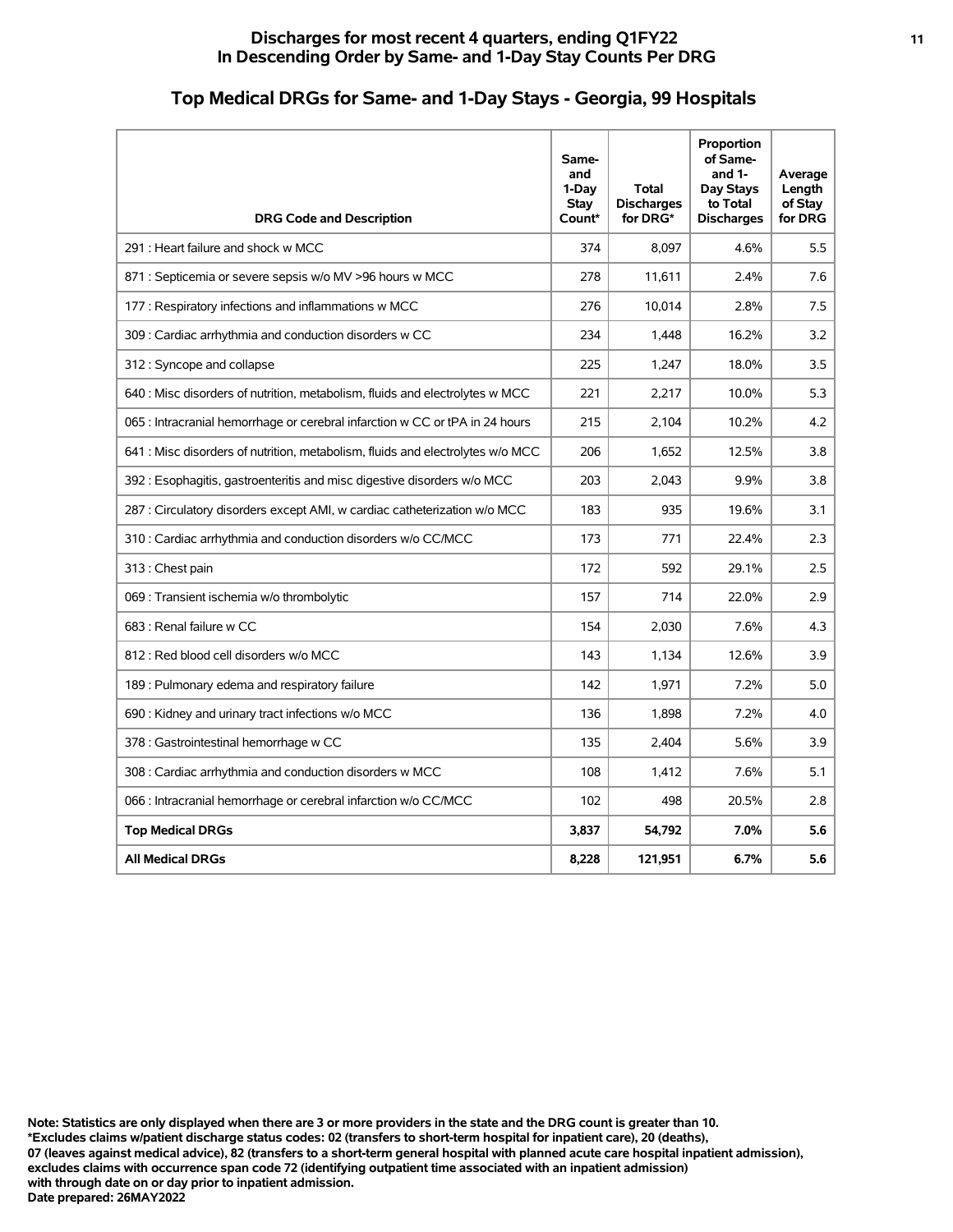## Discharges for most recent 4 quarters, ending Q1FY22
## In Descending Order by Same- and 1-Day Stay Counts Per DRG

# Top Medical DRGs for Same- and 1-Day Stays - Georgia, 99 Hospitals

| DRG Code and Description | Same- and 1-Day Stay Count* | Total Discharges for DRG* | Proportion of Same- and 1-Day Stays to Total Discharges | Average Length of Stay for DRG |
|---|---|---|---|---|
| 291 : Heart failure and shock w MCC | 374 | 8,097 | 4.6% | 5.5 |
| 871 : Septicemia or severe sepsis w/o MV >96 hours w MCC | 278 | 11,611 | 2.4% | 7.6 |
| 177 : Respiratory infections and inflammations w MCC | 276 | 10,014 | 2.8% | 7.5 |
| 309 : Cardiac arrhythmia and conduction disorders w CC | 234 | 1,448 | 16.2% | 3.2 |
| 312 : Syncope and collapse | 225 | 1,247 | 18.0% | 3.5 |
| 640 : Misc disorders of nutrition, metabolism, fluids and electrolytes w MCC | 221 | 2,217 | 10.0% | 5.3 |
| 065 : Intracranial hemorrhage or cerebral infarction w CC or tPA in 24 hours | 215 | 2,104 | 10.2% | 4.2 |
| 641 : Misc disorders of nutrition, metabolism, fluids and electrolytes w/o MCC | 206 | 1,652 | 12.5% | 3.8 |
| 392 : Esophagitis, gastroenteritis and misc digestive disorders w/o MCC | 203 | 2,043 | 9.9% | 3.8 |
| 287 : Circulatory disorders except AMI, w cardiac catheterization w/o MCC | 183 | 935 | 19.6% | 3.1 |
| 310 : Cardiac arrhythmia and conduction disorders w/o CC/MCC | 173 | 771 | 22.4% | 2.3 |
| 313 : Chest pain | 172 | 592 | 29.1% | 2.5 |
| 069 : Transient ischemia w/o thrombolytic | 157 | 714 | 22.0% | 2.9 |
| 683 : Renal failure w CC | 154 | 2,030 | 7.6% | 4.3 |
| 812 : Red blood cell disorders w/o MCC | 143 | 1,134 | 12.6% | 3.9 |
| 189 : Pulmonary edema and respiratory failure | 142 | 1,971 | 7.2% | 5.0 |
| 690 : Kidney and urinary tract infections w/o MCC | 136 | 1,898 | 7.2% | 4.0 |
| 378 : Gastrointestinal hemorrhage w CC | 135 | 2,404 | 5.6% | 3.9 |
| 308 : Cardiac arrhythmia and conduction disorders w MCC | 108 | 1,412 | 7.6% | 5.1 |
| 066 : Intracranial hemorrhage or cerebral infarction w/o CC/MCC | 102 | 498 | 20.5% | 2.8 |
| **Top Medical DRGs** | **3,837** | **54,792** | **7.0%** | **5.6** |
| **All Medical DRGs** | **8,228** | **121,951** | **6.7%** | **5.6** |

**Note: Statistics are only displayed when there are 3 or more providers in the state and the DRG count is greater than 10.**
**\*Excludes claims w/patient discharge status codes: 02 (transfers to short-term hospital for inpatient care), 20 (deaths), 07 (leaves against medical advice), 82 (transfers to a short-term general hospital with planned acute care hospital inpatient admission), excludes claims with occurrence span code 72 (identifying outpatient time associated with an inpatient admission) with through date on or day prior to inpatient admission.**
**Date prepared: 26MAY2022**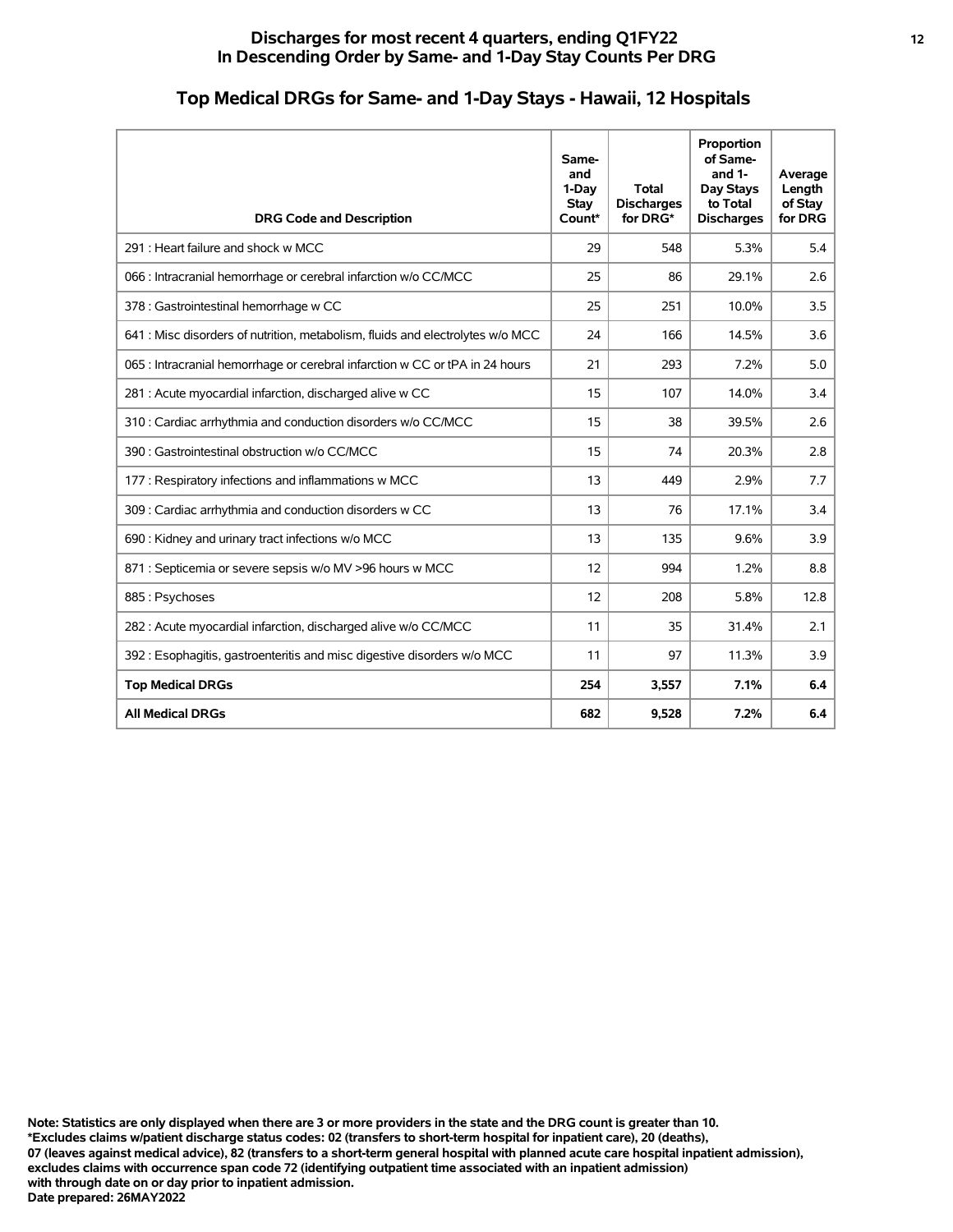# Discharges for most recent 4 quarters, ending Q1FY22
# In Descending Order by Same- and 1-Day Stay Counts Per DRG

## Top Medical DRGs for Same- and 1-Day Stays - Hawaii, 12 Hospitals

| DRG Code and Description | Same- and 1-Day Stay Count* | Total Discharges for DRG* | Proportion of Same- and 1-Day Stays to Total Discharges | Average Length of Stay for DRG |
|---|---|---|---|---|
| 291 : Heart failure and shock w MCC | 29 | 548 | 5.3% | 5.4 |
| 066 : Intracranial hemorrhage or cerebral infarction w/o CC/MCC | 25 | 86 | 29.1% | 2.6 |
| 378 : Gastrointestinal hemorrhage w CC | 25 | 251 | 10.0% | 3.5 |
| 641 : Misc disorders of nutrition, metabolism, fluids and electrolytes w/o MCC | 24 | 166 | 14.5% | 3.6 |
| 065 : Intracranial hemorrhage or cerebral infarction w CC or tPA in 24 hours | 21 | 293 | 7.2% | 5.0 |
| 281 : Acute myocardial infarction, discharged alive w CC | 15 | 107 | 14.0% | 3.4 |
| 310 : Cardiac arrhythmia and conduction disorders w/o CC/MCC | 15 | 38 | 39.5% | 2.6 |
| 390 : Gastrointestinal obstruction w/o CC/MCC | 15 | 74 | 20.3% | 2.8 |
| 177 : Respiratory infections and inflammations w MCC | 13 | 449 | 2.9% | 7.7 |
| 309 : Cardiac arrhythmia and conduction disorders w CC | 13 | 76 | 17.1% | 3.4 |
| 690 : Kidney and urinary tract infections w/o MCC | 13 | 135 | 9.6% | 3.9 |
| 871 : Septicemia or severe sepsis w/o MV >96 hours w MCC | 12 | 994 | 1.2% | 8.8 |
| 885 : Psychoses | 12 | 208 | 5.8% | 12.8 |
| 282 : Acute myocardial infarction, discharged alive w/o CC/MCC | 11 | 35 | 31.4% | 2.1 |
| 392 : Esophagitis, gastroenteritis and misc digestive disorders w/o MCC | 11 | 97 | 11.3% | 3.9 |
| **Top Medical DRGs** | **254** | **3,557** | **7.1%** | **6.4** |
| **All Medical DRGs** | **682** | **9,528** | **7.2%** | **6.4** |

**Note: Statistics are only displayed when there are 3 or more providers in the state and the DRG count is greater than 10.**
**\*Excludes claims w/patient discharge status codes: 02 (transfers to short-term hospital for inpatient care), 20 (deaths), 07 (leaves against medical advice), 82 (transfers to a short-term general hospital with planned acute care hospital inpatient admission), excludes claims with occurrence span code 72 (identifying outpatient time associated with an inpatient admission) with through date on or day prior to inpatient admission.**
**Date prepared: 26MAY2022**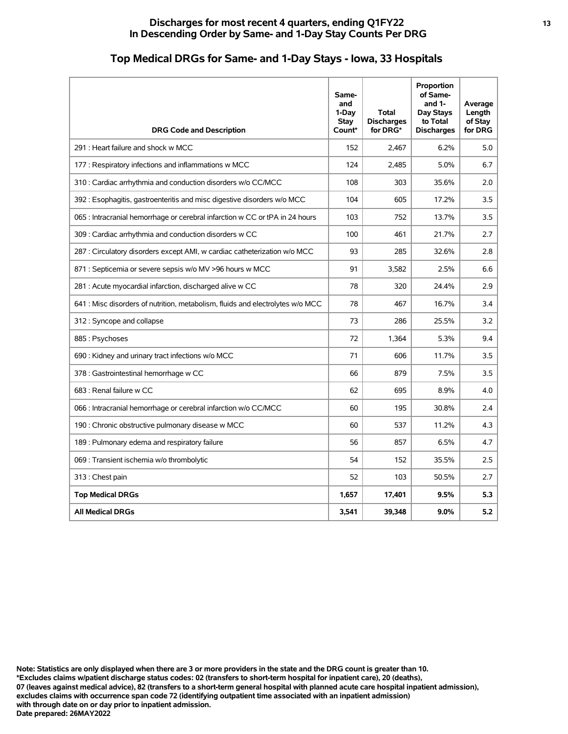## Discharges for most recent 4 quarters, ending Q1FY22
## In Descending Order by Same- and 1-Day Stay Counts Per DRG

# Top Medical DRGs for Same- and 1-Day Stays - Iowa, 33 Hospitals

| DRG Code and Description | Same- and 1-Day Stay Count* | Total Discharges for DRG* | Proportion of Same- and 1-Day Stays to Total Discharges | Average Length of Stay for DRG |
|---|---|---|---|---|
| 291 : Heart failure and shock w MCC | 152 | 2,467 | 6.2% | 5.0 |
| 177 : Respiratory infections and inflammations w MCC | 124 | 2,485 | 5.0% | 6.7 |
| 310 : Cardiac arrhythmia and conduction disorders w/o CC/MCC | 108 | 303 | 35.6% | 2.0 |
| 392 : Esophagitis, gastroenteritis and misc digestive disorders w/o MCC | 104 | 605 | 17.2% | 3.5 |
| 065 : Intracranial hemorrhage or cerebral infarction w CC or tPA in 24 hours | 103 | 752 | 13.7% | 3.5 |
| 309 : Cardiac arrhythmia and conduction disorders w CC | 100 | 461 | 21.7% | 2.7 |
| 287 : Circulatory disorders except AMI, w cardiac catheterization w/o MCC | 93 | 285 | 32.6% | 2.8 |
| 871 : Septicemia or severe sepsis w/o MV >96 hours w MCC | 91 | 3,582 | 2.5% | 6.6 |
| 281 : Acute myocardial infarction, discharged alive w CC | 78 | 320 | 24.4% | 2.9 |
| 641 : Misc disorders of nutrition, metabolism, fluids and electrolytes w/o MCC | 78 | 467 | 16.7% | 3.4 |
| 312 : Syncope and collapse | 73 | 286 | 25.5% | 3.2 |
| 885 : Psychoses | 72 | 1,364 | 5.3% | 9.4 |
| 690 : Kidney and urinary tract infections w/o MCC | 71 | 606 | 11.7% | 3.5 |
| 378 : Gastrointestinal hemorrhage w CC | 66 | 879 | 7.5% | 3.5 |
| 683 : Renal failure w CC | 62 | 695 | 8.9% | 4.0 |
| 066 : Intracranial hemorrhage or cerebral infarction w/o CC/MCC | 60 | 195 | 30.8% | 2.4 |
| 190 : Chronic obstructive pulmonary disease w MCC | 60 | 537 | 11.2% | 4.3 |
| 189 : Pulmonary edema and respiratory failure | 56 | 857 | 6.5% | 4.7 |
| 069 : Transient ischemia w/o thrombolytic | 54 | 152 | 35.5% | 2.5 |
| 313 : Chest pain | 52 | 103 | 50.5% | 2.7 |
| **Top Medical DRGs** | **1,657** | **17,401** | **9.5%** | **5.3** |
| **All Medical DRGs** | **3,541** | **39,348** | **9.0%** | **5.2** |

**Note: Statistics are only displayed when there are 3 or more providers in the state and the DRG count is greater than 10.**
**\*Excludes claims w/patient discharge status codes: 02 (transfers to short-term hospital for inpatient care), 20 (deaths), 07 (leaves against medical advice), 82 (transfers to a short-term general hospital with planned acute care hospital inpatient admission), excludes claims with occurrence span code 72 (identifying outpatient time associated with an inpatient admission) with through date on or day prior to inpatient admission.**
**Date prepared: 26MAY2022**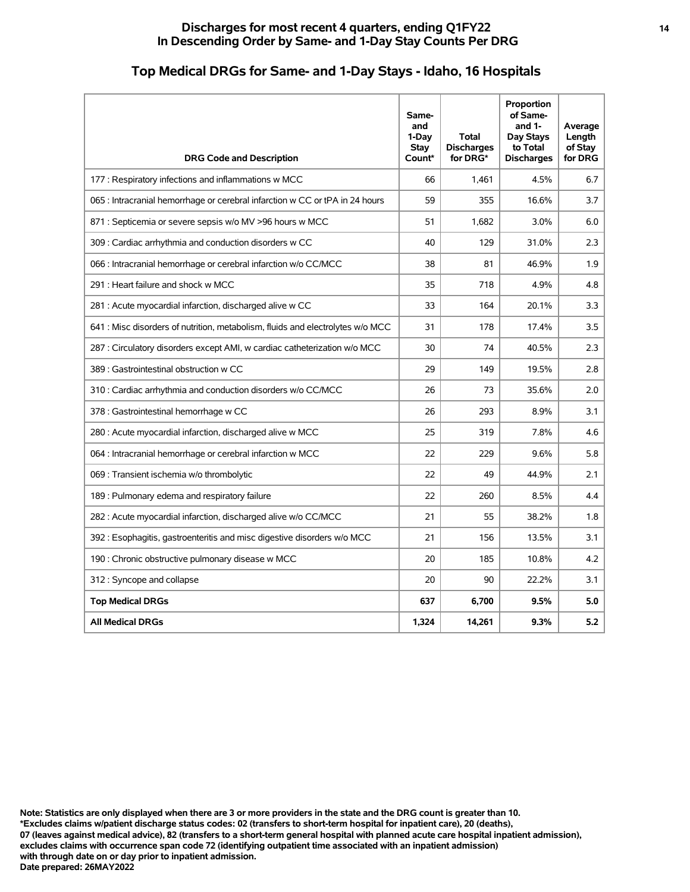# Discharges for most recent 4 quarters, ending Q1FY22
# In Descending Order by Same- and 1-Day Stay Counts Per DRG

## Top Medical DRGs for Same- and 1-Day Stays - Idaho, 16 Hospitals

| DRG Code and Description | Same- and 1-Day Stay Count* | Total Discharges for DRG* | Proportion of Same- and 1-Day Stays to Total Discharges | Average Length of Stay for DRG |
|---|---|---|---|---|
| 177 : Respiratory infections and inflammations w MCC | 66 | 1,461 | 4.5% | 6.7 |
| 065 : Intracranial hemorrhage or cerebral infarction w CC or tPA in 24 hours | 59 | 355 | 16.6% | 3.7 |
| 871 : Septicemia or severe sepsis w/o MV >96 hours w MCC | 51 | 1,682 | 3.0% | 6.0 |
| 309 : Cardiac arrhythmia and conduction disorders w CC | 40 | 129 | 31.0% | 2.3 |
| 066 : Intracranial hemorrhage or cerebral infarction w/o CC/MCC | 38 | 81 | 46.9% | 1.9 |
| 291 : Heart failure and shock w MCC | 35 | 718 | 4.9% | 4.8 |
| 281 : Acute myocardial infarction, discharged alive w CC | 33 | 164 | 20.1% | 3.3 |
| 641 : Misc disorders of nutrition, metabolism, fluids and electrolytes w/o MCC | 31 | 178 | 17.4% | 3.5 |
| 287 : Circulatory disorders except AMI, w cardiac catheterization w/o MCC | 30 | 74 | 40.5% | 2.3 |
| 389 : Gastrointestinal obstruction w CC | 29 | 149 | 19.5% | 2.8 |
| 310 : Cardiac arrhythmia and conduction disorders w/o CC/MCC | 26 | 73 | 35.6% | 2.0 |
| 378 : Gastrointestinal hemorrhage w CC | 26 | 293 | 8.9% | 3.1 |
| 280 : Acute myocardial infarction, discharged alive w MCC | 25 | 319 | 7.8% | 4.6 |
| 064 : Intracranial hemorrhage or cerebral infarction w MCC | 22 | 229 | 9.6% | 5.8 |
| 069 : Transient ischemia w/o thrombolytic | 22 | 49 | 44.9% | 2.1 |
| 189 : Pulmonary edema and respiratory failure | 22 | 260 | 8.5% | 4.4 |
| 282 : Acute myocardial infarction, discharged alive w/o CC/MCC | 21 | 55 | 38.2% | 1.8 |
| 392 : Esophagitis, gastroenteritis and misc digestive disorders w/o MCC | 21 | 156 | 13.5% | 3.1 |
| 190 : Chronic obstructive pulmonary disease w MCC | 20 | 185 | 10.8% | 4.2 |
| 312 : Syncope and collapse | 20 | 90 | 22.2% | 3.1 |
| **Top Medical DRGs** | **637** | **6,700** | **9.5%** | **5.0** |
| **All Medical DRGs** | **1,324** | **14,261** | **9.3%** | **5.2** |

**Note: Statistics are only displayed when there are 3 or more providers in the state and the DRG count is greater than 10.**
**\*Excludes claims w/patient discharge status codes: 02 (transfers to short-term hospital for inpatient care), 20 (deaths), 07 (leaves against medical advice), 82 (transfers to a short-term general hospital with planned acute care hospital inpatient admission), excludes claims with occurrence span code 72 (identifying outpatient time associated with an inpatient admission) with through date on or day prior to inpatient admission.**
**Date prepared: 26MAY2022**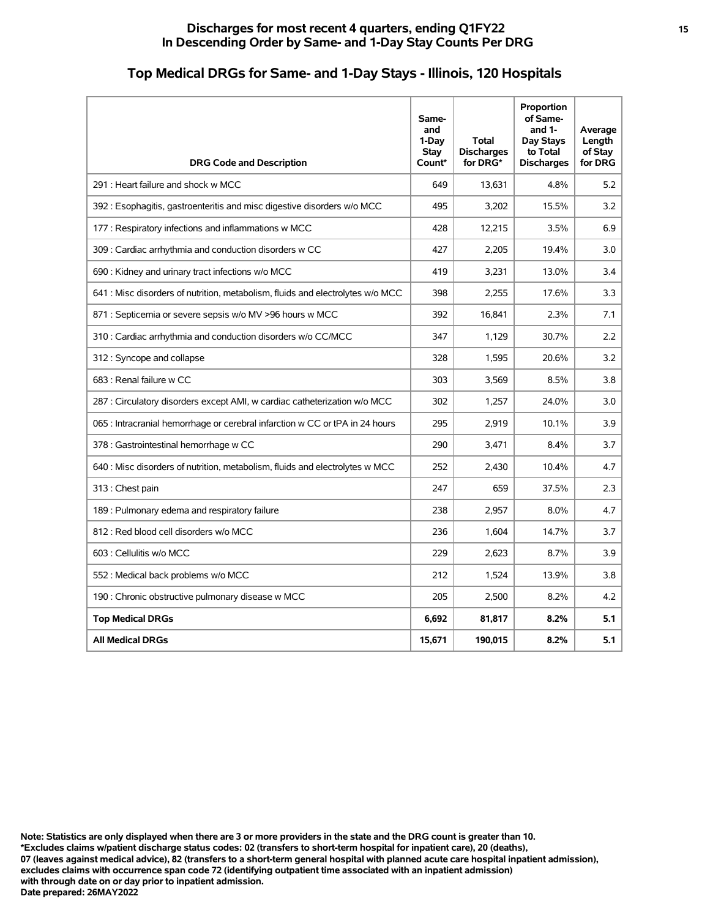## Discharges for most recent 4 quarters, ending Q1FY22
## In Descending Order by Same- and 1-Day Stay Counts Per DRG

# Top Medical DRGs for Same- and 1-Day Stays - Illinois, 120 Hospitals

| DRG Code and Description | Same- and 1-Day Stay Count* | Total Discharges for DRG* | Proportion of Same- and 1-Day Stays to Total Discharges | Average Length of Stay for DRG |
|---|---|---|---|---|
| 291 : Heart failure and shock w MCC | 649 | 13,631 | 4.8% | 5.2 |
| 392 : Esophagitis, gastroenteritis and misc digestive disorders w/o MCC | 495 | 3,202 | 15.5% | 3.2 |
| 177 : Respiratory infections and inflammations w MCC | 428 | 12,215 | 3.5% | 6.9 |
| 309 : Cardiac arrhythmia and conduction disorders w CC | 427 | 2,205 | 19.4% | 3.0 |
| 690 : Kidney and urinary tract infections w/o MCC | 419 | 3,231 | 13.0% | 3.4 |
| 641 : Misc disorders of nutrition, metabolism, fluids and electrolytes w/o MCC | 398 | 2,255 | 17.6% | 3.3 |
| 871 : Septicemia or severe sepsis w/o MV >96 hours w MCC | 392 | 16,841 | 2.3% | 7.1 |
| 310 : Cardiac arrhythmia and conduction disorders w/o CC/MCC | 347 | 1,129 | 30.7% | 2.2 |
| 312 : Syncope and collapse | 328 | 1,595 | 20.6% | 3.2 |
| 683 : Renal failure w CC | 303 | 3,569 | 8.5% | 3.8 |
| 287 : Circulatory disorders except AMI, w cardiac catheterization w/o MCC | 302 | 1,257 | 24.0% | 3.0 |
| 065 : Intracranial hemorrhage or cerebral infarction w CC or tPA in 24 hours | 295 | 2,919 | 10.1% | 3.9 |
| 378 : Gastrointestinal hemorrhage w CC | 290 | 3,471 | 8.4% | 3.7 |
| 640 : Misc disorders of nutrition, metabolism, fluids and electrolytes w MCC | 252 | 2,430 | 10.4% | 4.7 |
| 313 : Chest pain | 247 | 659 | 37.5% | 2.3 |
| 189 : Pulmonary edema and respiratory failure | 238 | 2,957 | 8.0% | 4.7 |
| 812 : Red blood cell disorders w/o MCC | 236 | 1,604 | 14.7% | 3.7 |
| 603 : Cellulitis w/o MCC | 229 | 2,623 | 8.7% | 3.9 |
| 552 : Medical back problems w/o MCC | 212 | 1,524 | 13.9% | 3.8 |
| 190 : Chronic obstructive pulmonary disease w MCC | 205 | 2,500 | 8.2% | 4.2 |
| **Top Medical DRGs** | **6,692** | **81,817** | **8.2%** | **5.1** |
| **All Medical DRGs** | **15,671** | **190,015** | **8.2%** | **5.1** |

**Note: Statistics are only displayed when there are 3 or more providers in the state and the DRG count is greater than 10.**
**\*Excludes claims w/patient discharge status codes: 02 (transfers to short-term hospital for inpatient care), 20 (deaths), 07 (leaves against medical advice), 82 (transfers to a short-term general hospital with planned acute care hospital inpatient admission), excludes claims with occurrence span code 72 (identifying outpatient time associated with an inpatient admission) with through date on or day prior to inpatient admission.**
**Date prepared: 26MAY2022**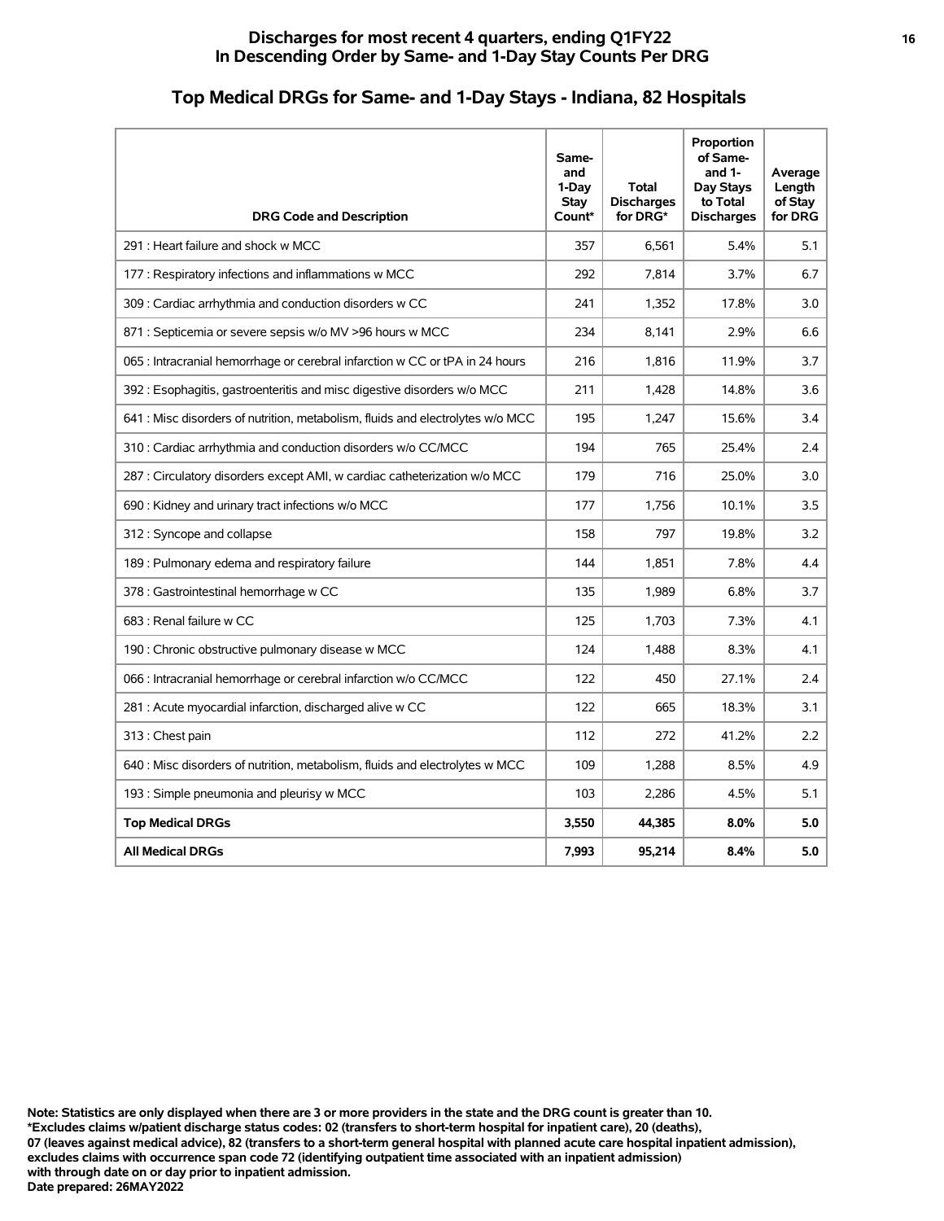## Discharges for most recent 4 quarters, ending Q1FY22
## In Descending Order by Same- and 1-Day Stay Counts Per DRG

## Top Medical DRGs for Same- and 1-Day Stays - Indiana, 82 Hospitals

| DRG Code and Description | Same- and 1-Day Stay Count* | Total Discharges for DRG* | Proportion of Same- and 1-Day Stays to Total Discharges | Average Length of Stay for DRG |
|---|---|---|---|---|
| 291 : Heart failure and shock w MCC | 357 | 6,561 | 5.4% | 5.1 |
| 177 : Respiratory infections and inflammations w MCC | 292 | 7,814 | 3.7% | 6.7 |
| 309 : Cardiac arrhythmia and conduction disorders w CC | 241 | 1,352 | 17.8% | 3.0 |
| 871 : Septicemia or severe sepsis w/o MV >96 hours w MCC | 234 | 8,141 | 2.9% | 6.6 |
| 065 : Intracranial hemorrhage or cerebral infarction w CC or tPA in 24 hours | 216 | 1,816 | 11.9% | 3.7 |
| 392 : Esophagitis, gastroenteritis and misc digestive disorders w/o MCC | 211 | 1,428 | 14.8% | 3.6 |
| 641 : Misc disorders of nutrition, metabolism, fluids and electrolytes w/o MCC | 195 | 1,247 | 15.6% | 3.4 |
| 310 : Cardiac arrhythmia and conduction disorders w/o CC/MCC | 194 | 765 | 25.4% | 2.4 |
| 287 : Circulatory disorders except AMI, w cardiac catheterization w/o MCC | 179 | 716 | 25.0% | 3.0 |
| 690 : Kidney and urinary tract infections w/o MCC | 177 | 1,756 | 10.1% | 3.5 |
| 312 : Syncope and collapse | 158 | 797 | 19.8% | 3.2 |
| 189 : Pulmonary edema and respiratory failure | 144 | 1,851 | 7.8% | 4.4 |
| 378 : Gastrointestinal hemorrhage w CC | 135 | 1,989 | 6.8% | 3.7 |
| 683 : Renal failure w CC | 125 | 1,703 | 7.3% | 4.1 |
| 190 : Chronic obstructive pulmonary disease w MCC | 124 | 1,488 | 8.3% | 4.1 |
| 066 : Intracranial hemorrhage or cerebral infarction w/o CC/MCC | 122 | 450 | 27.1% | 2.4 |
| 281 : Acute myocardial infarction, discharged alive w CC | 122 | 665 | 18.3% | 3.1 |
| 313 : Chest pain | 112 | 272 | 41.2% | 2.2 |
| 640 : Misc disorders of nutrition, metabolism, fluids and electrolytes w MCC | 109 | 1,288 | 8.5% | 4.9 |
| 193 : Simple pneumonia and pleurisy w MCC | 103 | 2,286 | 4.5% | 5.1 |
| **Top Medical DRGs** | **3,550** | **44,385** | **8.0%** | **5.0** |
| **All Medical DRGs** | **7,993** | **95,214** | **8.4%** | **5.0** |

**Note: Statistics are only displayed when there are 3 or more providers in the state and the DRG count is greater than 10.**
**\*Excludes claims w/patient discharge status codes: 02 (transfers to short-term hospital for inpatient care), 20 (deaths), 07 (leaves against medical advice), 82 (transfers to a short-term general hospital with planned acute care hospital inpatient admission), excludes claims with occurrence span code 72 (identifying outpatient time associated with an inpatient admission) with through date on or day prior to inpatient admission.**
**Date prepared: 26MAY2022**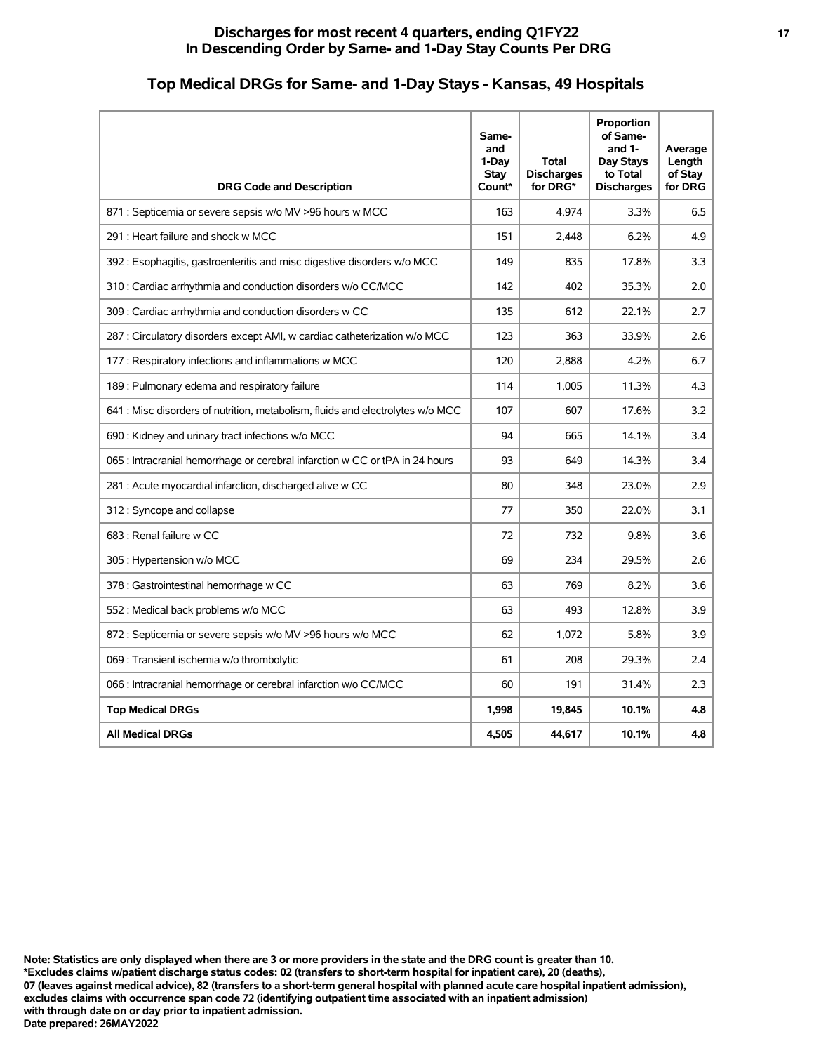## Discharges for most recent 4 quarters, ending Q1FY22
## In Descending Order by Same- and 1-Day Stay Counts Per DRG

### Top Medical DRGs for Same- and 1-Day Stays - Kansas, 49 Hospitals

| DRG Code and Description | Same- and 1-Day Stay Count* | Total Discharges for DRG* | Proportion of Same- and 1-Day Stays to Total Discharges | Average Length of Stay for DRG |
|---|---|---|---|---|
| 871 : Septicemia or severe sepsis w/o MV >96 hours w MCC | 163 | 4,974 | 3.3% | 6.5 |
| 291 : Heart failure and shock w MCC | 151 | 2,448 | 6.2% | 4.9 |
| 392 : Esophagitis, gastroenteritis and misc digestive disorders w/o MCC | 149 | 835 | 17.8% | 3.3 |
| 310 : Cardiac arrhythmia and conduction disorders w/o CC/MCC | 142 | 402 | 35.3% | 2.0 |
| 309 : Cardiac arrhythmia and conduction disorders w CC | 135 | 612 | 22.1% | 2.7 |
| 287 : Circulatory disorders except AMI, w cardiac catheterization w/o MCC | 123 | 363 | 33.9% | 2.6 |
| 177 : Respiratory infections and inflammations w MCC | 120 | 2,888 | 4.2% | 6.7 |
| 189 : Pulmonary edema and respiratory failure | 114 | 1,005 | 11.3% | 4.3 |
| 641 : Misc disorders of nutrition, metabolism, fluids and electrolytes w/o MCC | 107 | 607 | 17.6% | 3.2 |
| 690 : Kidney and urinary tract infections w/o MCC | 94 | 665 | 14.1% | 3.4 |
| 065 : Intracranial hemorrhage or cerebral infarction w CC or tPA in 24 hours | 93 | 649 | 14.3% | 3.4 |
| 281 : Acute myocardial infarction, discharged alive w CC | 80 | 348 | 23.0% | 2.9 |
| 312 : Syncope and collapse | 77 | 350 | 22.0% | 3.1 |
| 683 : Renal failure w CC | 72 | 732 | 9.8% | 3.6 |
| 305 : Hypertension w/o MCC | 69 | 234 | 29.5% | 2.6 |
| 378 : Gastrointestinal hemorrhage w CC | 63 | 769 | 8.2% | 3.6 |
| 552 : Medical back problems w/o MCC | 63 | 493 | 12.8% | 3.9 |
| 872 : Septicemia or severe sepsis w/o MV >96 hours w/o MCC | 62 | 1,072 | 5.8% | 3.9 |
| 069 : Transient ischemia w/o thrombolytic | 61 | 208 | 29.3% | 2.4 |
| 066 : Intracranial hemorrhage or cerebral infarction w/o CC/MCC | 60 | 191 | 31.4% | 2.3 |
| **Top Medical DRGs** | **1,998** | **19,845** | **10.1%** | **4.8** |
| **All Medical DRGs** | **4,505** | **44,617** | **10.1%** | **4.8** |

**Note: Statistics are only displayed when there are 3 or more providers in the state and the DRG count is greater than 10.**
**\*Excludes claims w/patient discharge status codes: 02 (transfers to short-term hospital for inpatient care), 20 (deaths), 07 (leaves against medical advice), 82 (transfers to a short-term general hospital with planned acute care hospital inpatient admission), excludes claims with occurrence span code 72 (identifying outpatient time associated with an inpatient admission) with through date on or day prior to inpatient admission.**
**Date prepared: 26MAY2022**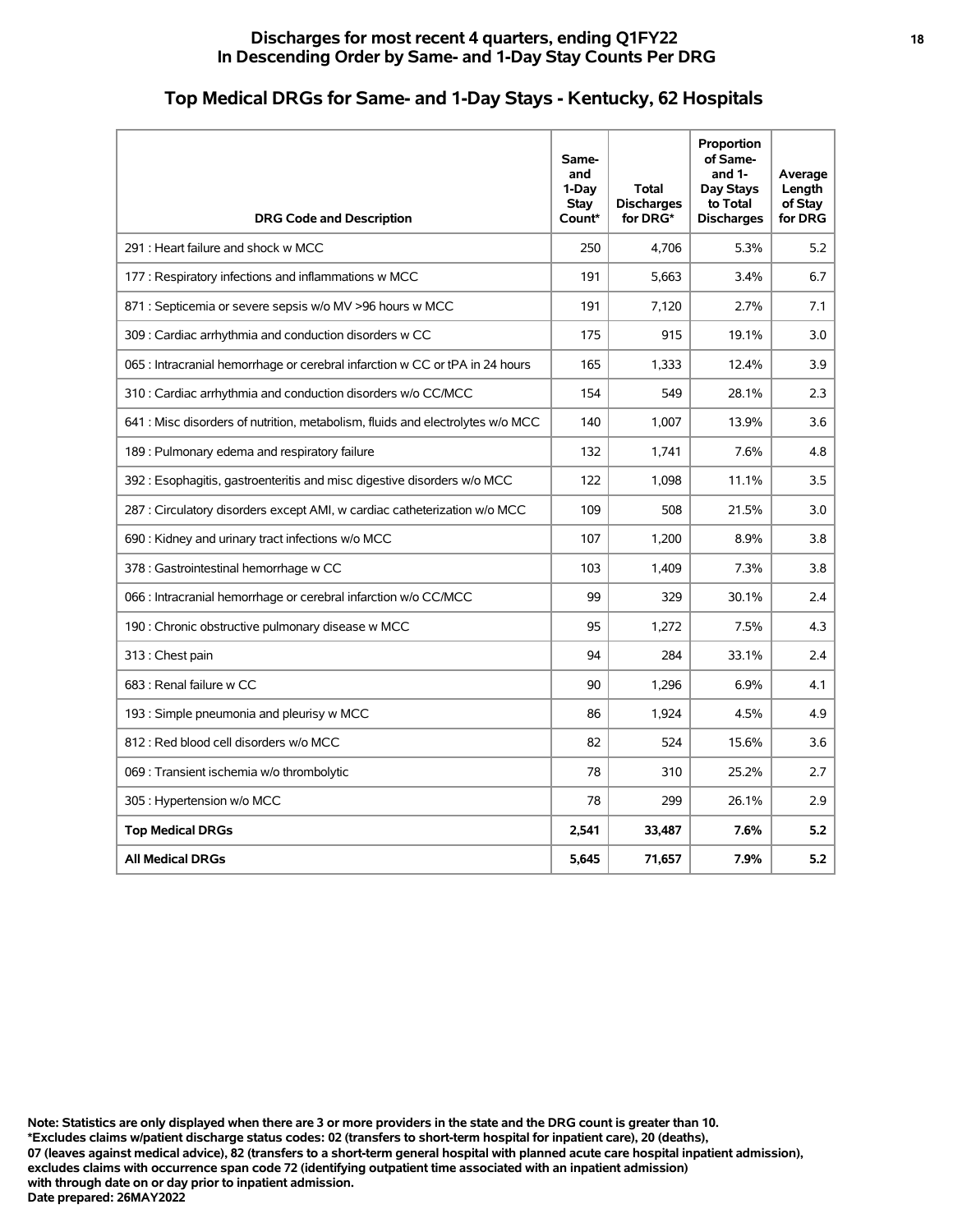# Discharges for most recent 4 quarters, ending Q1FY22
# In Descending Order by Same- and 1-Day Stay Counts Per DRG

## Top Medical DRGs for Same- and 1-Day Stays - Kentucky, 62 Hospitals

| DRG Code and Description | Same- and 1-Day Stay Count* | Total Discharges for DRG* | Proportion of Same- and 1-Day Stays to Total Discharges | Average Length of Stay for DRG |
|---|---|---|---|---|
| 291 : Heart failure and shock w MCC | 250 | 4,706 | 5.3% | 5.2 |
| 177 : Respiratory infections and inflammations w MCC | 191 | 5,663 | 3.4% | 6.7 |
| 871 : Septicemia or severe sepsis w/o MV >96 hours w MCC | 191 | 7,120 | 2.7% | 7.1 |
| 309 : Cardiac arrhythmia and conduction disorders w CC | 175 | 915 | 19.1% | 3.0 |
| 065 : Intracranial hemorrhage or cerebral infarction w CC or tPA in 24 hours | 165 | 1,333 | 12.4% | 3.9 |
| 310 : Cardiac arrhythmia and conduction disorders w/o CC/MCC | 154 | 549 | 28.1% | 2.3 |
| 641 : Misc disorders of nutrition, metabolism, fluids and electrolytes w/o MCC | 140 | 1,007 | 13.9% | 3.6 |
| 189 : Pulmonary edema and respiratory failure | 132 | 1,741 | 7.6% | 4.8 |
| 392 : Esophagitis, gastroenteritis and misc digestive disorders w/o MCC | 122 | 1,098 | 11.1% | 3.5 |
| 287 : Circulatory disorders except AMI, w cardiac catheterization w/o MCC | 109 | 508 | 21.5% | 3.0 |
| 690 : Kidney and urinary tract infections w/o MCC | 107 | 1,200 | 8.9% | 3.8 |
| 378 : Gastrointestinal hemorrhage w CC | 103 | 1,409 | 7.3% | 3.8 |
| 066 : Intracranial hemorrhage or cerebral infarction w/o CC/MCC | 99 | 329 | 30.1% | 2.4 |
| 190 : Chronic obstructive pulmonary disease w MCC | 95 | 1,272 | 7.5% | 4.3 |
| 313 : Chest pain | 94 | 284 | 33.1% | 2.4 |
| 683 : Renal failure w CC | 90 | 1,296 | 6.9% | 4.1 |
| 193 : Simple pneumonia and pleurisy w MCC | 86 | 1,924 | 4.5% | 4.9 |
| 812 : Red blood cell disorders w/o MCC | 82 | 524 | 15.6% | 3.6 |
| 069 : Transient ischemia w/o thrombolytic | 78 | 310 | 25.2% | 2.7 |
| 305 : Hypertension w/o MCC | 78 | 299 | 26.1% | 2.9 |
| **Top Medical DRGs** | **2,541** | **33,487** | **7.6%** | **5.2** |
| **All Medical DRGs** | **5,645** | **71,657** | **7.9%** | **5.2** |

**Note: Statistics are only displayed when there are 3 or more providers in the state and the DRG count is greater than 10.**
**\*Excludes claims w/patient discharge status codes: 02 (transfers to short-term hospital for inpatient care), 20 (deaths), 07 (leaves against medical advice), 82 (transfers to a short-term general hospital with planned acute care hospital inpatient admission), excludes claims with occurrence span code 72 (identifying outpatient time associated with an inpatient admission) with through date on or day prior to inpatient admission.**
**Date prepared: 26MAY2022**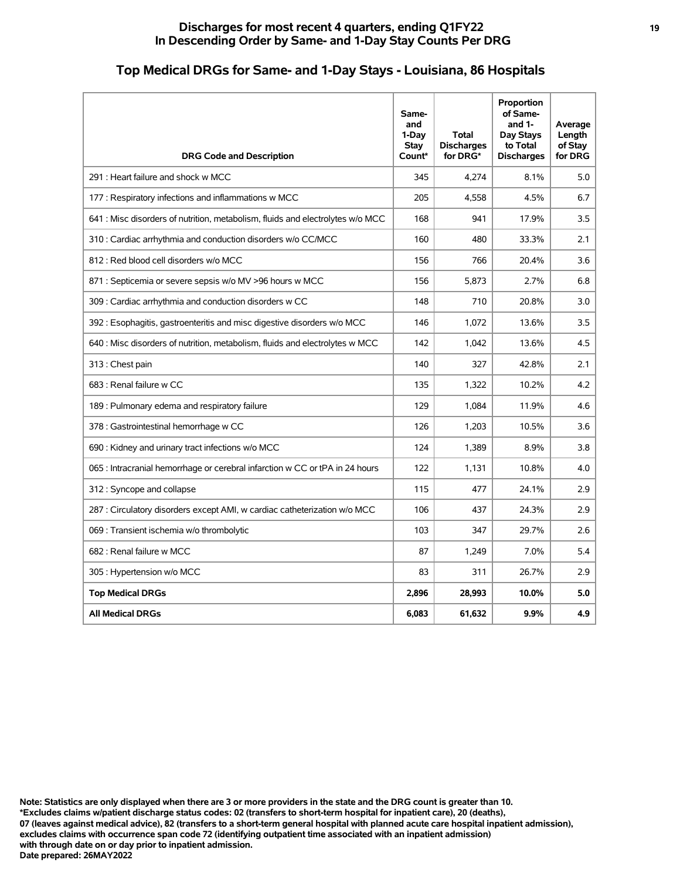## Discharges for most recent 4 quarters, ending Q1FY22
## In Descending Order by Same- and 1-Day Stay Counts Per DRG

# Top Medical DRGs for Same- and 1-Day Stays - Louisiana, 86 Hospitals

| DRG Code and Description | Same- and 1-Day Stay Count* | Total Discharges for DRG* | Proportion of Same- and 1- Day Stays to Total Discharges | Average Length of Stay for DRG |
|---|---|---|---|---|
| 291 : Heart failure and shock w MCC | 345 | 4,274 | 8.1% | 5.0 |
| 177 : Respiratory infections and inflammations w MCC | 205 | 4,558 | 4.5% | 6.7 |
| 641 : Misc disorders of nutrition, metabolism, fluids and electrolytes w/o MCC | 168 | 941 | 17.9% | 3.5 |
| 310 : Cardiac arrhythmia and conduction disorders w/o CC/MCC | 160 | 480 | 33.3% | 2.1 |
| 812 : Red blood cell disorders w/o MCC | 156 | 766 | 20.4% | 3.6 |
| 871 : Septicemia or severe sepsis w/o MV >96 hours w MCC | 156 | 5,873 | 2.7% | 6.8 |
| 309 : Cardiac arrhythmia and conduction disorders w CC | 148 | 710 | 20.8% | 3.0 |
| 392 : Esophagitis, gastroenteritis and misc digestive disorders w/o MCC | 146 | 1,072 | 13.6% | 3.5 |
| 640 : Misc disorders of nutrition, metabolism, fluids and electrolytes w MCC | 142 | 1,042 | 13.6% | 4.5 |
| 313 : Chest pain | 140 | 327 | 42.8% | 2.1 |
| 683 : Renal failure w CC | 135 | 1,322 | 10.2% | 4.2 |
| 189 : Pulmonary edema and respiratory failure | 129 | 1,084 | 11.9% | 4.6 |
| 378 : Gastrointestinal hemorrhage w CC | 126 | 1,203 | 10.5% | 3.6 |
| 690 : Kidney and urinary tract infections w/o MCC | 124 | 1,389 | 8.9% | 3.8 |
| 065 : Intracranial hemorrhage or cerebral infarction w CC or tPA in 24 hours | 122 | 1,131 | 10.8% | 4.0 |
| 312 : Syncope and collapse | 115 | 477 | 24.1% | 2.9 |
| 287 : Circulatory disorders except AMI, w cardiac catheterization w/o MCC | 106 | 437 | 24.3% | 2.9 |
| 069 : Transient ischemia w/o thrombolytic | 103 | 347 | 29.7% | 2.6 |
| 682 : Renal failure w MCC | 87 | 1,249 | 7.0% | 5.4 |
| 305 : Hypertension w/o MCC | 83 | 311 | 26.7% | 2.9 |
| **Top Medical DRGs** | **2,896** | **28,993** | **10.0%** | **5.0** |
| **All Medical DRGs** | **6,083** | **61,632** | **9.9%** | **4.9** |

**Note: Statistics are only displayed when there are 3 or more providers in the state and the DRG count is greater than 10.**
**\*Excludes claims w/patient discharge status codes: 02 (transfers to short-term hospital for inpatient care), 20 (deaths), 07 (leaves against medical advice), 82 (transfers to a short-term general hospital with planned acute care hospital inpatient admission), excludes claims with occurrence span code 72 (identifying outpatient time associated with an inpatient admission) with through date on or day prior to inpatient admission.**
**Date prepared: 26MAY2022**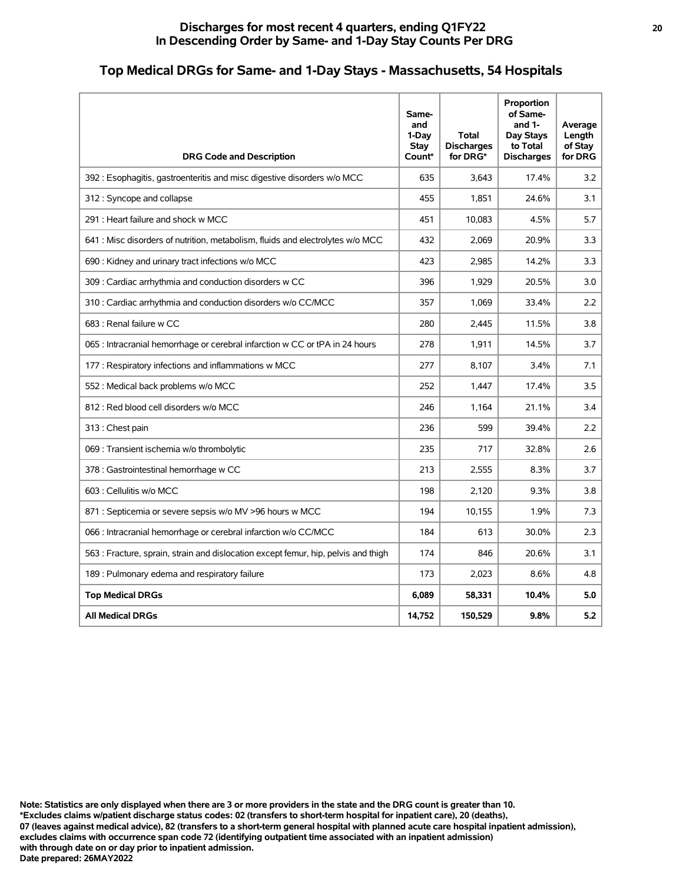## Discharges for most recent 4 quarters, ending Q1FY22
## In Descending Order by Same- and 1-Day Stay Counts Per DRG

### Top Medical DRGs for Same- and 1-Day Stays - Massachusetts, 54 Hospitals

| DRG Code and Description | Same- and 1-Day Stay Count* | Total Discharges for DRG* | Proportion of Same- and 1-Day Stays to Total Discharges | Average Length of Stay for DRG |
|---|---|---|---|---|
| 392 : Esophagitis, gastroenteritis and misc digestive disorders w/o MCC | 635 | 3,643 | 17.4% | 3.2 |
| 312 : Syncope and collapse | 455 | 1,851 | 24.6% | 3.1 |
| 291 : Heart failure and shock w MCC | 451 | 10,083 | 4.5% | 5.7 |
| 641 : Misc disorders of nutrition, metabolism, fluids and electrolytes w/o MCC | 432 | 2,069 | 20.9% | 3.3 |
| 690 : Kidney and urinary tract infections w/o MCC | 423 | 2,985 | 14.2% | 3.3 |
| 309 : Cardiac arrhythmia and conduction disorders w CC | 396 | 1,929 | 20.5% | 3.0 |
| 310 : Cardiac arrhythmia and conduction disorders w/o CC/MCC | 357 | 1,069 | 33.4% | 2.2 |
| 683 : Renal failure w CC | 280 | 2,445 | 11.5% | 3.8 |
| 065 : Intracranial hemorrhage or cerebral infarction w CC or tPA in 24 hours | 278 | 1,911 | 14.5% | 3.7 |
| 177 : Respiratory infections and inflammations w MCC | 277 | 8,107 | 3.4% | 7.1 |
| 552 : Medical back problems w/o MCC | 252 | 1,447 | 17.4% | 3.5 |
| 812 : Red blood cell disorders w/o MCC | 246 | 1,164 | 21.1% | 3.4 |
| 313 : Chest pain | 236 | 599 | 39.4% | 2.2 |
| 069 : Transient ischemia w/o thrombolytic | 235 | 717 | 32.8% | 2.6 |
| 378 : Gastrointestinal hemorrhage w CC | 213 | 2,555 | 8.3% | 3.7 |
| 603 : Cellulitis w/o MCC | 198 | 2,120 | 9.3% | 3.8 |
| 871 : Septicemia or severe sepsis w/o MV >96 hours w MCC | 194 | 10,155 | 1.9% | 7.3 |
| 066 : Intracranial hemorrhage or cerebral infarction w/o CC/MCC | 184 | 613 | 30.0% | 2.3 |
| 563 : Fracture, sprain, strain and dislocation except femur, hip, pelvis and thigh | 174 | 846 | 20.6% | 3.1 |
| 189 : Pulmonary edema and respiratory failure | 173 | 2,023 | 8.6% | 4.8 |
| **Top Medical DRGs** | **6,089** | **58,331** | **10.4%** | **5.0** |
| **All Medical DRGs** | **14,752** | **150,529** | **9.8%** | **5.2** |

**Note: Statistics are only displayed when there are 3 or more providers in the state and the DRG count is greater than 10.**
**\*Excludes claims w/patient discharge status codes: 02 (transfers to short-term hospital for inpatient care), 20 (deaths), 07 (leaves against medical advice), 82 (transfers to a short-term general hospital with planned acute care hospital inpatient admission), excludes claims with occurrence span code 72 (identifying outpatient time associated with an inpatient admission) with through date on or day prior to inpatient admission.**
**Date prepared: 26MAY2022**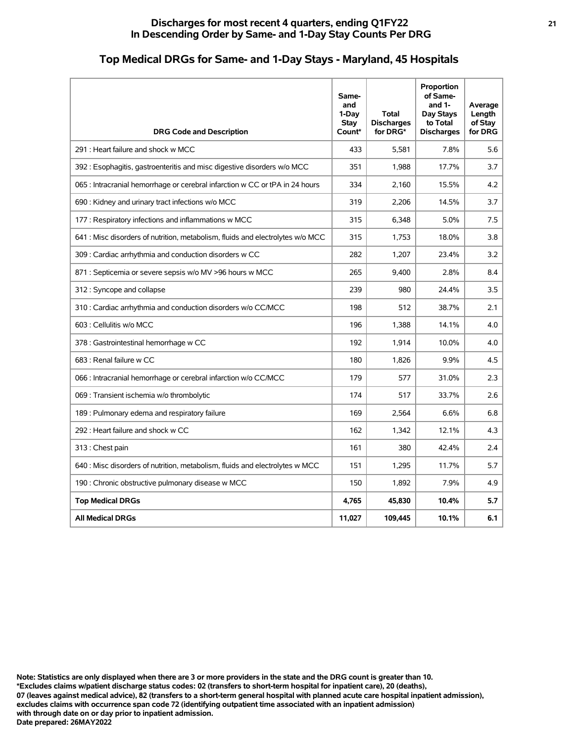## Discharges for most recent 4 quarters, ending Q1FY22
## In Descending Order by Same- and 1-Day Stay Counts Per DRG

# Top Medical DRGs for Same- and 1-Day Stays - Maryland, 45 Hospitals

| DRG Code and Description | Same- and 1-Day Stay Count* | Total Discharges for DRG* | Proportion of Same- and 1-Day Stays to Total Discharges | Average Length of Stay for DRG |
|---|---|---|---|---|
| 291 : Heart failure and shock w MCC | 433 | 5,581 | 7.8% | 5.6 |
| 392 : Esophagitis, gastroenteritis and misc digestive disorders w/o MCC | 351 | 1,988 | 17.7% | 3.7 |
| 065 : Intracranial hemorrhage or cerebral infarction w CC or tPA in 24 hours | 334 | 2,160 | 15.5% | 4.2 |
| 690 : Kidney and urinary tract infections w/o MCC | 319 | 2,206 | 14.5% | 3.7 |
| 177 : Respiratory infections and inflammations w MCC | 315 | 6,348 | 5.0% | 7.5 |
| 641 : Misc disorders of nutrition, metabolism, fluids and electrolytes w/o MCC | 315 | 1,753 | 18.0% | 3.8 |
| 309 : Cardiac arrhythmia and conduction disorders w CC | 282 | 1,207 | 23.4% | 3.2 |
| 871 : Septicemia or severe sepsis w/o MV >96 hours w MCC | 265 | 9,400 | 2.8% | 8.4 |
| 312 : Syncope and collapse | 239 | 980 | 24.4% | 3.5 |
| 310 : Cardiac arrhythmia and conduction disorders w/o CC/MCC | 198 | 512 | 38.7% | 2.1 |
| 603 : Cellulitis w/o MCC | 196 | 1,388 | 14.1% | 4.0 |
| 378 : Gastrointestinal hemorrhage w CC | 192 | 1,914 | 10.0% | 4.0 |
| 683 : Renal failure w CC | 180 | 1,826 | 9.9% | 4.5 |
| 066 : Intracranial hemorrhage or cerebral infarction w/o CC/MCC | 179 | 577 | 31.0% | 2.3 |
| 069 : Transient ischemia w/o thrombolytic | 174 | 517 | 33.7% | 2.6 |
| 189 : Pulmonary edema and respiratory failure | 169 | 2,564 | 6.6% | 6.8 |
| 292 : Heart failure and shock w CC | 162 | 1,342 | 12.1% | 4.3 |
| 313 : Chest pain | 161 | 380 | 42.4% | 2.4 |
| 640 : Misc disorders of nutrition, metabolism, fluids and electrolytes w MCC | 151 | 1,295 | 11.7% | 5.7 |
| 190 : Chronic obstructive pulmonary disease w MCC | 150 | 1,892 | 7.9% | 4.9 |
| **Top Medical DRGs** | **4,765** | **45,830** | **10.4%** | **5.7** |
| **All Medical DRGs** | **11,027** | **109,445** | **10.1%** | **6.1** |

**Note: Statistics are only displayed when there are 3 or more providers in the state and the DRG count is greater than 10.**
**\*Excludes claims w/patient discharge status codes: 02 (transfers to short-term hospital for inpatient care), 20 (deaths), 07 (leaves against medical advice), 82 (transfers to a short-term general hospital with planned acute care hospital inpatient admission), excludes claims with occurrence span code 72 (identifying outpatient time associated with an inpatient admission) with through date on or day prior to inpatient admission.**
**Date prepared: 26MAY2022**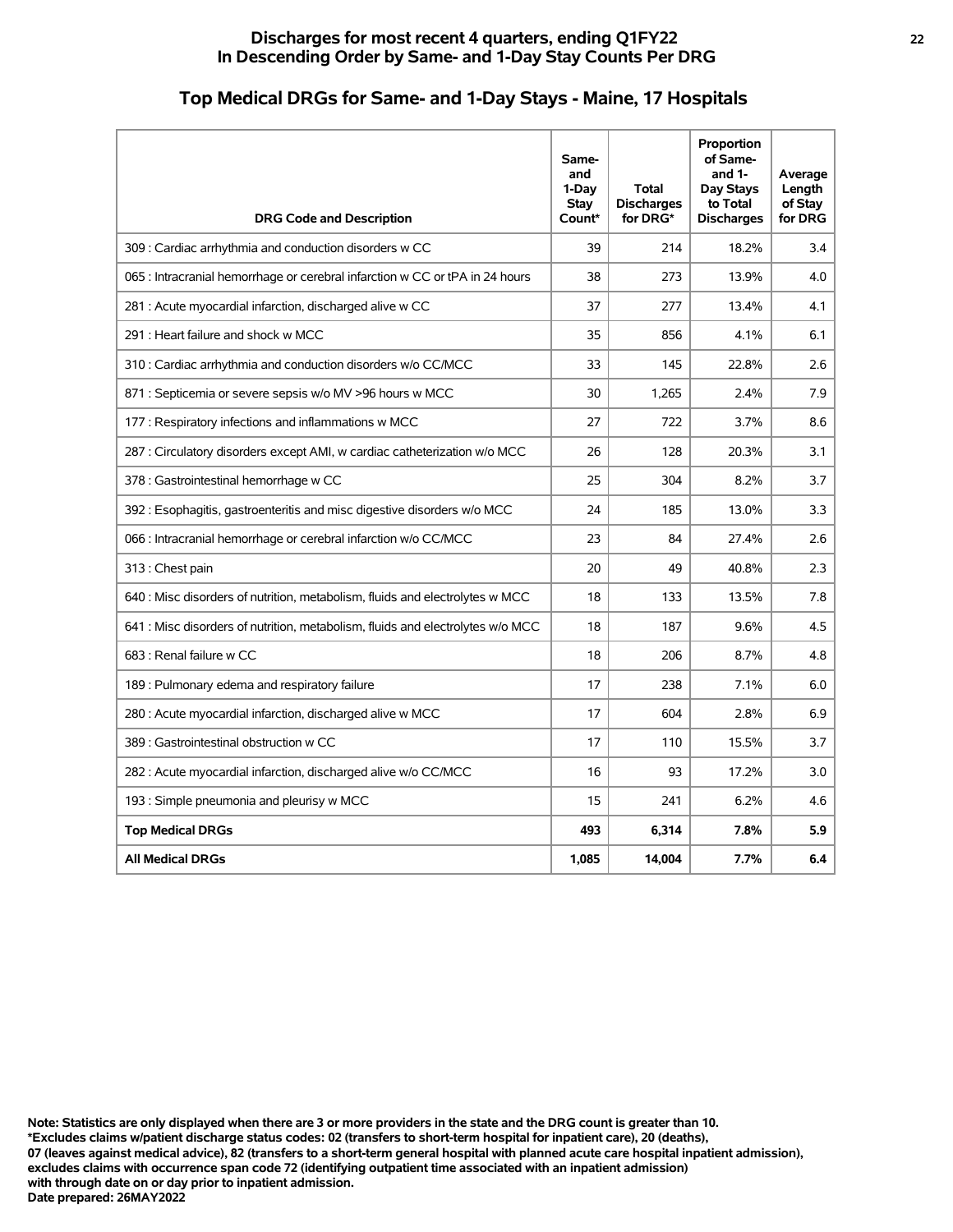## Discharges for most recent 4 quarters, ending Q1FY22
## In Descending Order by Same- and 1-Day Stay Counts Per DRG

### Top Medical DRGs for Same- and 1-Day Stays - Maine, 17 Hospitals

| DRG Code and Description | Same- and 1-Day Stay Count* | Total Discharges for DRG* | Proportion of Same- and 1- Day Stays to Total Discharges | Average Length of Stay for DRG |
|---|---|---|---|---|
| 309 : Cardiac arrhythmia and conduction disorders w CC | 39 | 214 | 18.2% | 3.4 |
| 065 : Intracranial hemorrhage or cerebral infarction w CC or tPA in 24 hours | 38 | 273 | 13.9% | 4.0 |
| 281 : Acute myocardial infarction, discharged alive w CC | 37 | 277 | 13.4% | 4.1 |
| 291 : Heart failure and shock w MCC | 35 | 856 | 4.1% | 6.1 |
| 310 : Cardiac arrhythmia and conduction disorders w/o CC/MCC | 33 | 145 | 22.8% | 2.6 |
| 871 : Septicemia or severe sepsis w/o MV >96 hours w MCC | 30 | 1,265 | 2.4% | 7.9 |
| 177 : Respiratory infections and inflammations w MCC | 27 | 722 | 3.7% | 8.6 |
| 287 : Circulatory disorders except AMI, w cardiac catheterization w/o MCC | 26 | 128 | 20.3% | 3.1 |
| 378 : Gastrointestinal hemorrhage w CC | 25 | 304 | 8.2% | 3.7 |
| 392 : Esophagitis, gastroenteritis and misc digestive disorders w/o MCC | 24 | 185 | 13.0% | 3.3 |
| 066 : Intracranial hemorrhage or cerebral infarction w/o CC/MCC | 23 | 84 | 27.4% | 2.6 |
| 313 : Chest pain | 20 | 49 | 40.8% | 2.3 |
| 640 : Misc disorders of nutrition, metabolism, fluids and electrolytes w MCC | 18 | 133 | 13.5% | 7.8 |
| 641 : Misc disorders of nutrition, metabolism, fluids and electrolytes w/o MCC | 18 | 187 | 9.6% | 4.5 |
| 683 : Renal failure w CC | 18 | 206 | 8.7% | 4.8 |
| 189 : Pulmonary edema and respiratory failure | 17 | 238 | 7.1% | 6.0 |
| 280 : Acute myocardial infarction, discharged alive w MCC | 17 | 604 | 2.8% | 6.9 |
| 389 : Gastrointestinal obstruction w CC | 17 | 110 | 15.5% | 3.7 |
| 282 : Acute myocardial infarction, discharged alive w/o CC/MCC | 16 | 93 | 17.2% | 3.0 |
| 193 : Simple pneumonia and pleurisy w MCC | 15 | 241 | 6.2% | 4.6 |
| **Top Medical DRGs** | **493** | **6,314** | **7.8%** | **5.9** |
| **All Medical DRGs** | **1,085** | **14,004** | **7.7%** | **6.4** |

**Note: Statistics are only displayed when there are 3 or more providers in the state and the DRG count is greater than 10.**
**\*Excludes claims w/patient discharge status codes: 02 (transfers to short-term hospital for inpatient care), 20 (deaths), 07 (leaves against medical advice), 82 (transfers to a short-term general hospital with planned acute care hospital inpatient admission), excludes claims with occurrence span code 72 (identifying outpatient time associated with an inpatient admission) with through date on or day prior to inpatient admission.**
**Date prepared: 26MAY2022**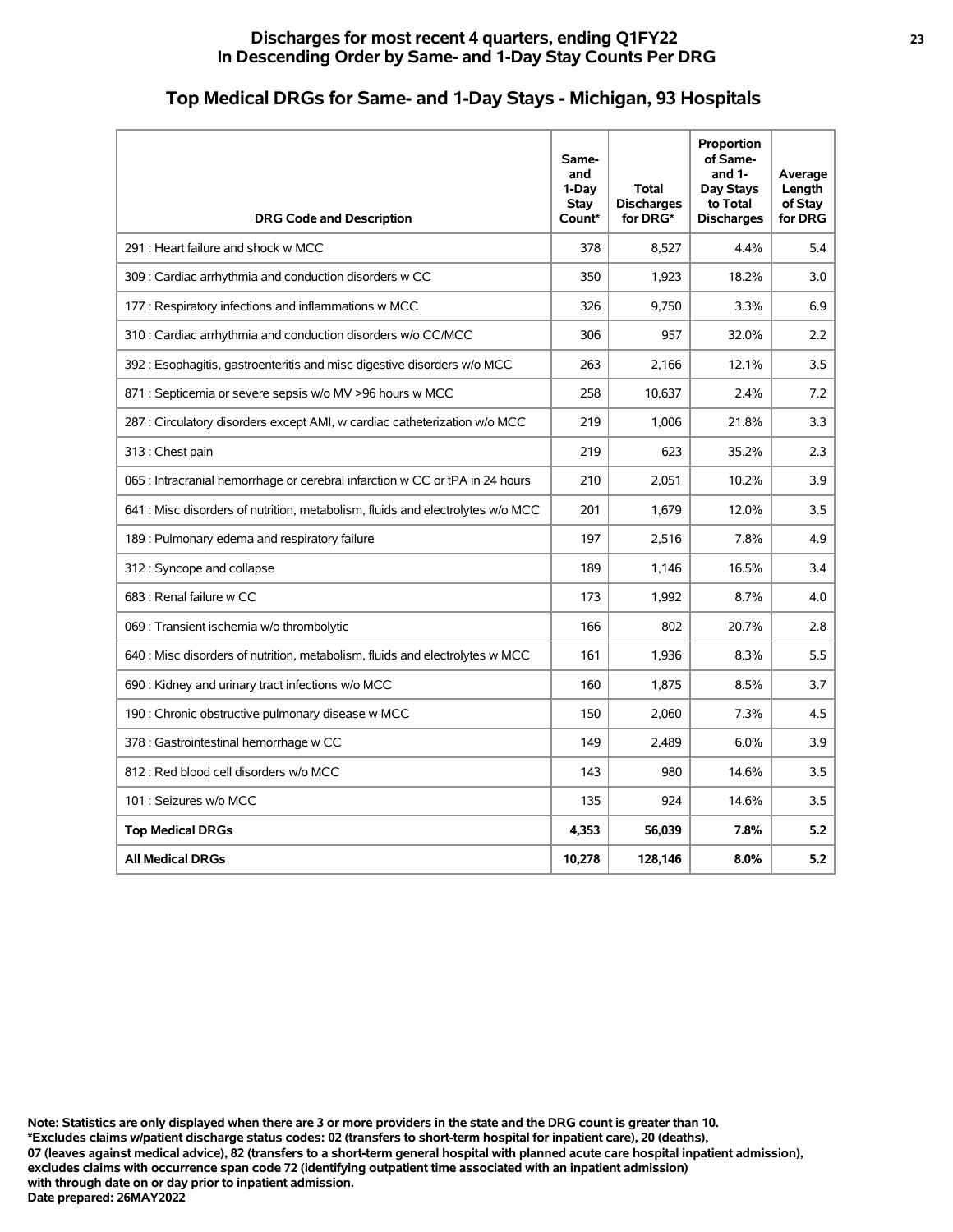## Discharges for most recent 4 quarters, ending Q1FY22
## In Descending Order by Same- and 1-Day Stay Counts Per DRG

# Top Medical DRGs for Same- and 1-Day Stays - Michigan, 93 Hospitals

| DRG Code and Description | Same- and 1-Day Stay Count* | Total Discharges for DRG* | Proportion of Same- and 1- Day Stays to Total Discharges | Average Length of Stay for DRG |
|---|---|---|---|---|
| 291 : Heart failure and shock w MCC | 378 | 8,527 | 4.4% | 5.4 |
| 309 : Cardiac arrhythmia and conduction disorders w CC | 350 | 1,923 | 18.2% | 3.0 |
| 177 : Respiratory infections and inflammations w MCC | 326 | 9,750 | 3.3% | 6.9 |
| 310 : Cardiac arrhythmia and conduction disorders w/o CC/MCC | 306 | 957 | 32.0% | 2.2 |
| 392 : Esophagitis, gastroenteritis and misc digestive disorders w/o MCC | 263 | 2,166 | 12.1% | 3.5 |
| 871 : Septicemia or severe sepsis w/o MV >96 hours w MCC | 258 | 10,637 | 2.4% | 7.2 |
| 287 : Circulatory disorders except AMI, w cardiac catheterization w/o MCC | 219 | 1,006 | 21.8% | 3.3 |
| 313 : Chest pain | 219 | 623 | 35.2% | 2.3 |
| 065 : Intracranial hemorrhage or cerebral infarction w CC or tPA in 24 hours | 210 | 2,051 | 10.2% | 3.9 |
| 641 : Misc disorders of nutrition, metabolism, fluids and electrolytes w/o MCC | 201 | 1,679 | 12.0% | 3.5 |
| 189 : Pulmonary edema and respiratory failure | 197 | 2,516 | 7.8% | 4.9 |
| 312 : Syncope and collapse | 189 | 1,146 | 16.5% | 3.4 |
| 683 : Renal failure w CC | 173 | 1,992 | 8.7% | 4.0 |
| 069 : Transient ischemia w/o thrombolytic | 166 | 802 | 20.7% | 2.8 |
| 640 : Misc disorders of nutrition, metabolism, fluids and electrolytes w MCC | 161 | 1,936 | 8.3% | 5.5 |
| 690 : Kidney and urinary tract infections w/o MCC | 160 | 1,875 | 8.5% | 3.7 |
| 190 : Chronic obstructive pulmonary disease w MCC | 150 | 2,060 | 7.3% | 4.5 |
| 378 : Gastrointestinal hemorrhage w CC | 149 | 2,489 | 6.0% | 3.9 |
| 812 : Red blood cell disorders w/o MCC | 143 | 980 | 14.6% | 3.5 |
| 101 : Seizures w/o MCC | 135 | 924 | 14.6% | 3.5 |
| **Top Medical DRGs** | **4,353** | **56,039** | **7.8%** | **5.2** |
| **All Medical DRGs** | **10,278** | **128,146** | **8.0%** | **5.2** |

**Note: Statistics are only displayed when there are 3 or more providers in the state and the DRG count is greater than 10.**
**\*Excludes claims w/patient discharge status codes: 02 (transfers to short-term hospital for inpatient care), 20 (deaths), 07 (leaves against medical advice), 82 (transfers to a short-term general hospital with planned acute care hospital inpatient admission), excludes claims with occurrence span code 72 (identifying outpatient time associated with an inpatient admission) with through date on or day prior to inpatient admission.**
**Date prepared: 26MAY2022**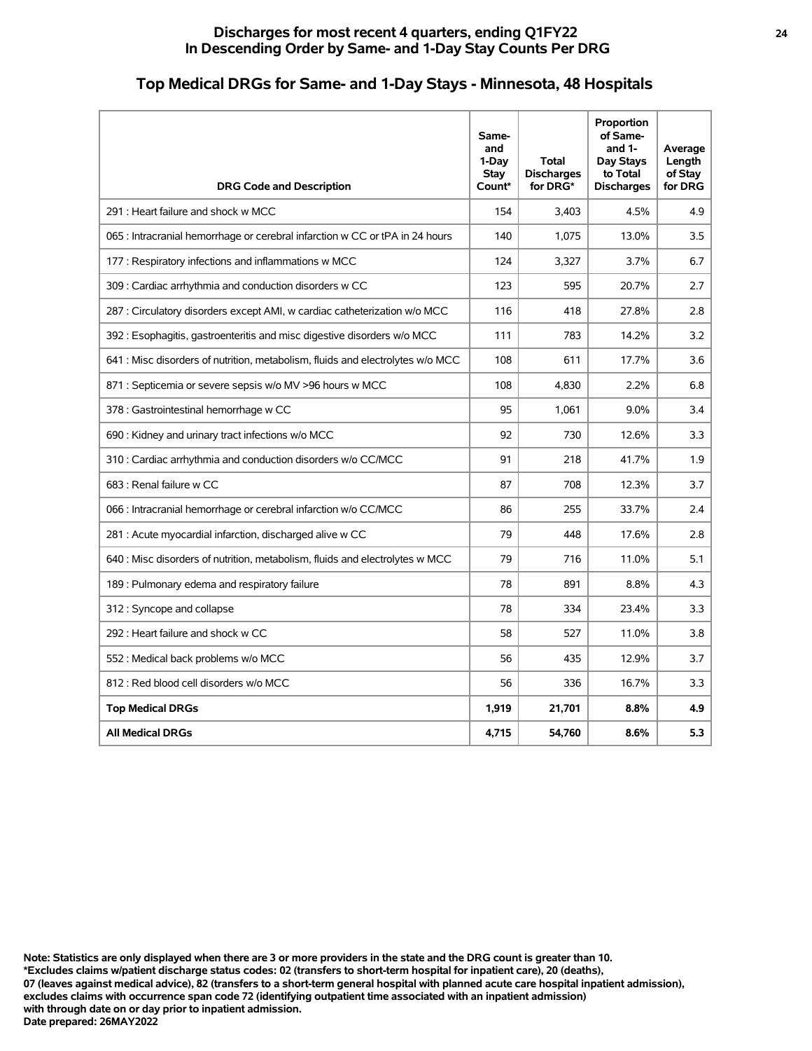## Discharges for most recent 4 quarters, ending Q1FY22
## In Descending Order by Same- and 1-Day Stay Counts Per DRG

### Top Medical DRGs for Same- and 1-Day Stays - Minnesota, 48 Hospitals

| DRG Code and Description | Same- and 1-Day Stay Count* | Total Discharges for DRG* | Proportion of Same- and 1-Day Stays to Total Discharges | Average Length of Stay for DRG |
|---|---|---|---|---|
| 291 : Heart failure and shock w MCC | 154 | 3,403 | 4.5% | 4.9 |
| 065 : Intracranial hemorrhage or cerebral infarction w CC or tPA in 24 hours | 140 | 1,075 | 13.0% | 3.5 |
| 177 : Respiratory infections and inflammations w MCC | 124 | 3,327 | 3.7% | 6.7 |
| 309 : Cardiac arrhythmia and conduction disorders w CC | 123 | 595 | 20.7% | 2.7 |
| 287 : Circulatory disorders except AMI, w cardiac catheterization w/o MCC | 116 | 418 | 27.8% | 2.8 |
| 392 : Esophagitis, gastroenteritis and misc digestive disorders w/o MCC | 111 | 783 | 14.2% | 3.2 |
| 641 : Misc disorders of nutrition, metabolism, fluids and electrolytes w/o MCC | 108 | 611 | 17.7% | 3.6 |
| 871 : Septicemia or severe sepsis w/o MV >96 hours w MCC | 108 | 4,830 | 2.2% | 6.8 |
| 378 : Gastrointestinal hemorrhage w CC | 95 | 1,061 | 9.0% | 3.4 |
| 690 : Kidney and urinary tract infections w/o MCC | 92 | 730 | 12.6% | 3.3 |
| 310 : Cardiac arrhythmia and conduction disorders w/o CC/MCC | 91 | 218 | 41.7% | 1.9 |
| 683 : Renal failure w CC | 87 | 708 | 12.3% | 3.7 |
| 066 : Intracranial hemorrhage or cerebral infarction w/o CC/MCC | 86 | 255 | 33.7% | 2.4 |
| 281 : Acute myocardial infarction, discharged alive w CC | 79 | 448 | 17.6% | 2.8 |
| 640 : Misc disorders of nutrition, metabolism, fluids and electrolytes w MCC | 79 | 716 | 11.0% | 5.1 |
| 189 : Pulmonary edema and respiratory failure | 78 | 891 | 8.8% | 4.3 |
| 312 : Syncope and collapse | 78 | 334 | 23.4% | 3.3 |
| 292 : Heart failure and shock w CC | 58 | 527 | 11.0% | 3.8 |
| 552 : Medical back problems w/o MCC | 56 | 435 | 12.9% | 3.7 |
| 812 : Red blood cell disorders w/o MCC | 56 | 336 | 16.7% | 3.3 |
| **Top Medical DRGs** | **1,919** | **21,701** | **8.8%** | **4.9** |
| **All Medical DRGs** | **4,715** | **54,760** | **8.6%** | **5.3** |

**Note: Statistics are only displayed when there are 3 or more providers in the state and the DRG count is greater than 10.**
**\*Excludes claims w/patient discharge status codes: 02 (transfers to short-term hospital for inpatient care), 20 (deaths), 07 (leaves against medical advice), 82 (transfers to a short-term general hospital with planned acute care hospital inpatient admission), excludes claims with occurrence span code 72 (identifying outpatient time associated with an inpatient admission) with through date on or day prior to inpatient admission.**
**Date prepared: 26MAY2022**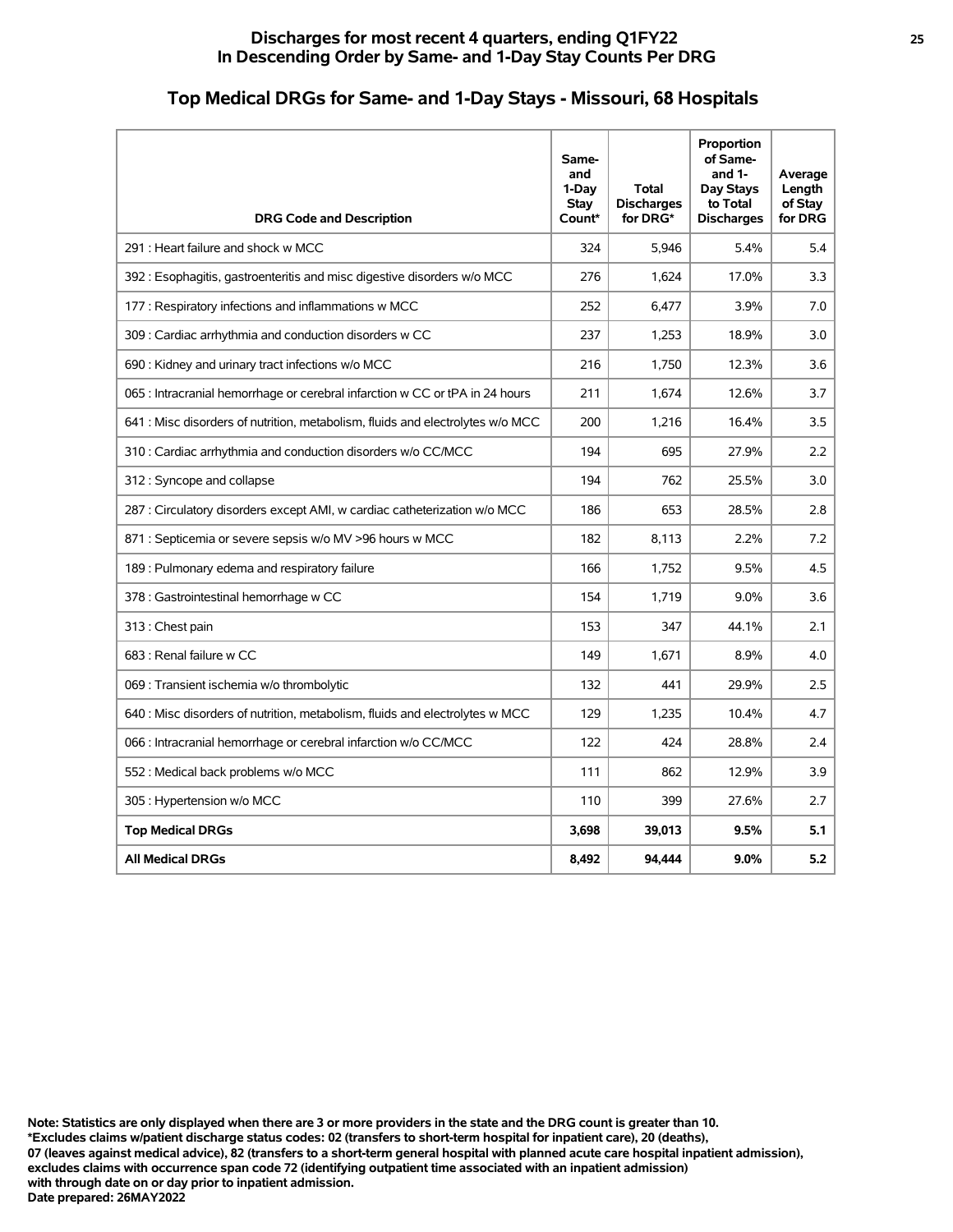## Discharges for most recent 4 quarters, ending Q1FY22
## In Descending Order by Same- and 1-Day Stay Counts Per DRG

# Top Medical DRGs for Same- and 1-Day Stays - Missouri, 68 Hospitals

| DRG Code and Description | Same- and 1-Day Stay Count* | Total Discharges for DRG* | Proportion of Same- and 1-Day Stays to Total Discharges | Average Length of Stay for DRG |
|---|---|---|---|---|
| 291 : Heart failure and shock w MCC | 324 | 5,946 | 5.4% | 5.4 |
| 392 : Esophagitis, gastroenteritis and misc digestive disorders w/o MCC | 276 | 1,624 | 17.0% | 3.3 |
| 177 : Respiratory infections and inflammations w MCC | 252 | 6,477 | 3.9% | 7.0 |
| 309 : Cardiac arrhythmia and conduction disorders w CC | 237 | 1,253 | 18.9% | 3.0 |
| 690 : Kidney and urinary tract infections w/o MCC | 216 | 1,750 | 12.3% | 3.6 |
| 065 : Intracranial hemorrhage or cerebral infarction w CC or tPA in 24 hours | 211 | 1,674 | 12.6% | 3.7 |
| 641 : Misc disorders of nutrition, metabolism, fluids and electrolytes w/o MCC | 200 | 1,216 | 16.4% | 3.5 |
| 310 : Cardiac arrhythmia and conduction disorders w/o CC/MCC | 194 | 695 | 27.9% | 2.2 |
| 312 : Syncope and collapse | 194 | 762 | 25.5% | 3.0 |
| 287 : Circulatory disorders except AMI, w cardiac catheterization w/o MCC | 186 | 653 | 28.5% | 2.8 |
| 871 : Septicemia or severe sepsis w/o MV >96 hours w MCC | 182 | 8,113 | 2.2% | 7.2 |
| 189 : Pulmonary edema and respiratory failure | 166 | 1,752 | 9.5% | 4.5 |
| 378 : Gastrointestinal hemorrhage w CC | 154 | 1,719 | 9.0% | 3.6 |
| 313 : Chest pain | 153 | 347 | 44.1% | 2.1 |
| 683 : Renal failure w CC | 149 | 1,671 | 8.9% | 4.0 |
| 069 : Transient ischemia w/o thrombolytic | 132 | 441 | 29.9% | 2.5 |
| 640 : Misc disorders of nutrition, metabolism, fluids and electrolytes w MCC | 129 | 1,235 | 10.4% | 4.7 |
| 066 : Intracranial hemorrhage or cerebral infarction w/o CC/MCC | 122 | 424 | 28.8% | 2.4 |
| 552 : Medical back problems w/o MCC | 111 | 862 | 12.9% | 3.9 |
| 305 : Hypertension w/o MCC | 110 | 399 | 27.6% | 2.7 |
| **Top Medical DRGs** | **3,698** | **39,013** | **9.5%** | **5.1** |
| **All Medical DRGs** | **8,492** | **94,444** | **9.0%** | **5.2** |

**Note: Statistics are only displayed when there are 3 or more providers in the state and the DRG count is greater than 10.**
**\*Excludes claims w/patient discharge status codes: 02 (transfers to short-term hospital for inpatient care), 20 (deaths), 07 (leaves against medical advice), 82 (transfers to a short-term general hospital with planned acute care hospital inpatient admission), excludes claims with occurrence span code 72 (identifying outpatient time associated with an inpatient admission) with through date on or day prior to inpatient admission.**
**Date prepared: 26MAY2022**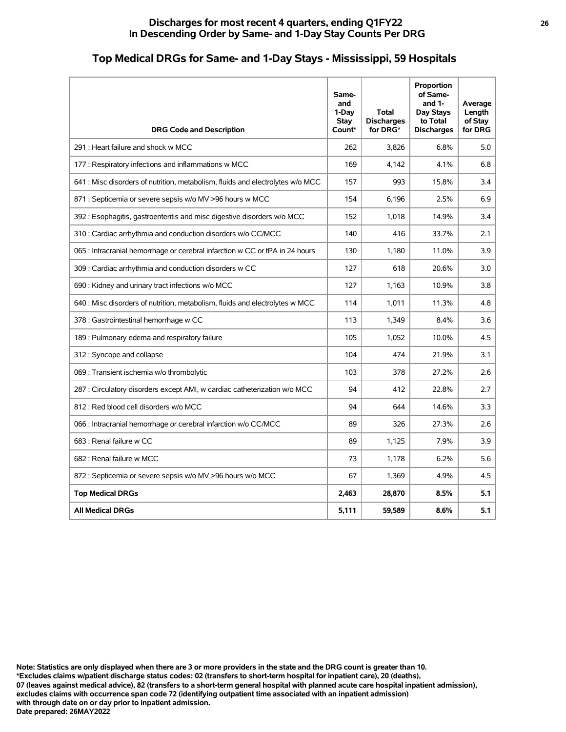**Discharges for most recent 4 quarters, ending Q1FY22**
**In Descending Order by Same- and 1-Day Stay Counts Per DRG**

## Top Medical DRGs for Same- and 1-Day Stays - Mississippi, 59 Hospitals

| DRG Code and Description | Same- and 1-Day Stay Count* | Total Discharges for DRG* | Proportion of Same- and 1-Day Stays to Total Discharges | Average Length of Stay for DRG |
|---|---|---|---|---|
| 291 : Heart failure and shock w MCC | 262 | 3,826 | 6.8% | 5.0 |
| 177 : Respiratory infections and inflammations w MCC | 169 | 4,142 | 4.1% | 6.8 |
| 641 : Misc disorders of nutrition, metabolism, fluids and electrolytes w/o MCC | 157 | 993 | 15.8% | 3.4 |
| 871 : Septicemia or severe sepsis w/o MV >96 hours w MCC | 154 | 6,196 | 2.5% | 6.9 |
| 392 : Esophagitis, gastroenteritis and misc digestive disorders w/o MCC | 152 | 1,018 | 14.9% | 3.4 |
| 310 : Cardiac arrhythmia and conduction disorders w/o CC/MCC | 140 | 416 | 33.7% | 2.1 |
| 065 : Intracranial hemorrhage or cerebral infarction w CC or tPA in 24 hours | 130 | 1,180 | 11.0% | 3.9 |
| 309 : Cardiac arrhythmia and conduction disorders w CC | 127 | 618 | 20.6% | 3.0 |
| 690 : Kidney and urinary tract infections w/o MCC | 127 | 1,163 | 10.9% | 3.8 |
| 640 : Misc disorders of nutrition, metabolism, fluids and electrolytes w MCC | 114 | 1,011 | 11.3% | 4.8 |
| 378 : Gastrointestinal hemorrhage w CC | 113 | 1,349 | 8.4% | 3.6 |
| 189 : Pulmonary edema and respiratory failure | 105 | 1,052 | 10.0% | 4.5 |
| 312 : Syncope and collapse | 104 | 474 | 21.9% | 3.1 |
| 069 : Transient ischemia w/o thrombolytic | 103 | 378 | 27.2% | 2.6 |
| 287 : Circulatory disorders except AMI, w cardiac catheterization w/o MCC | 94 | 412 | 22.8% | 2.7 |
| 812 : Red blood cell disorders w/o MCC | 94 | 644 | 14.6% | 3.3 |
| 066 : Intracranial hemorrhage or cerebral infarction w/o CC/MCC | 89 | 326 | 27.3% | 2.6 |
| 683 : Renal failure w CC | 89 | 1,125 | 7.9% | 3.9 |
| 682 : Renal failure w MCC | 73 | 1,178 | 6.2% | 5.6 |
| 872 : Septicemia or severe sepsis w/o MV >96 hours w/o MCC | 67 | 1,369 | 4.9% | 4.5 |
| **Top Medical DRGs** | **2,463** | **28,870** | **8.5%** | **5.1** |
| **All Medical DRGs** | **5,111** | **59,589** | **8.6%** | **5.1** |

**Note: Statistics are only displayed when there are 3 or more providers in the state and the DRG count is greater than 10.**
**\*Excludes claims w/patient discharge status codes: 02 (transfers to short-term hospital for inpatient care), 20 (deaths),**
**07 (leaves against medical advice), 82 (transfers to a short-term general hospital with planned acute care hospital inpatient admission),**
**excludes claims with occurrence span code 72 (identifying outpatient time associated with an inpatient admission)**
**with through date on or day prior to inpatient admission.**
**Date prepared: 26MAY2022**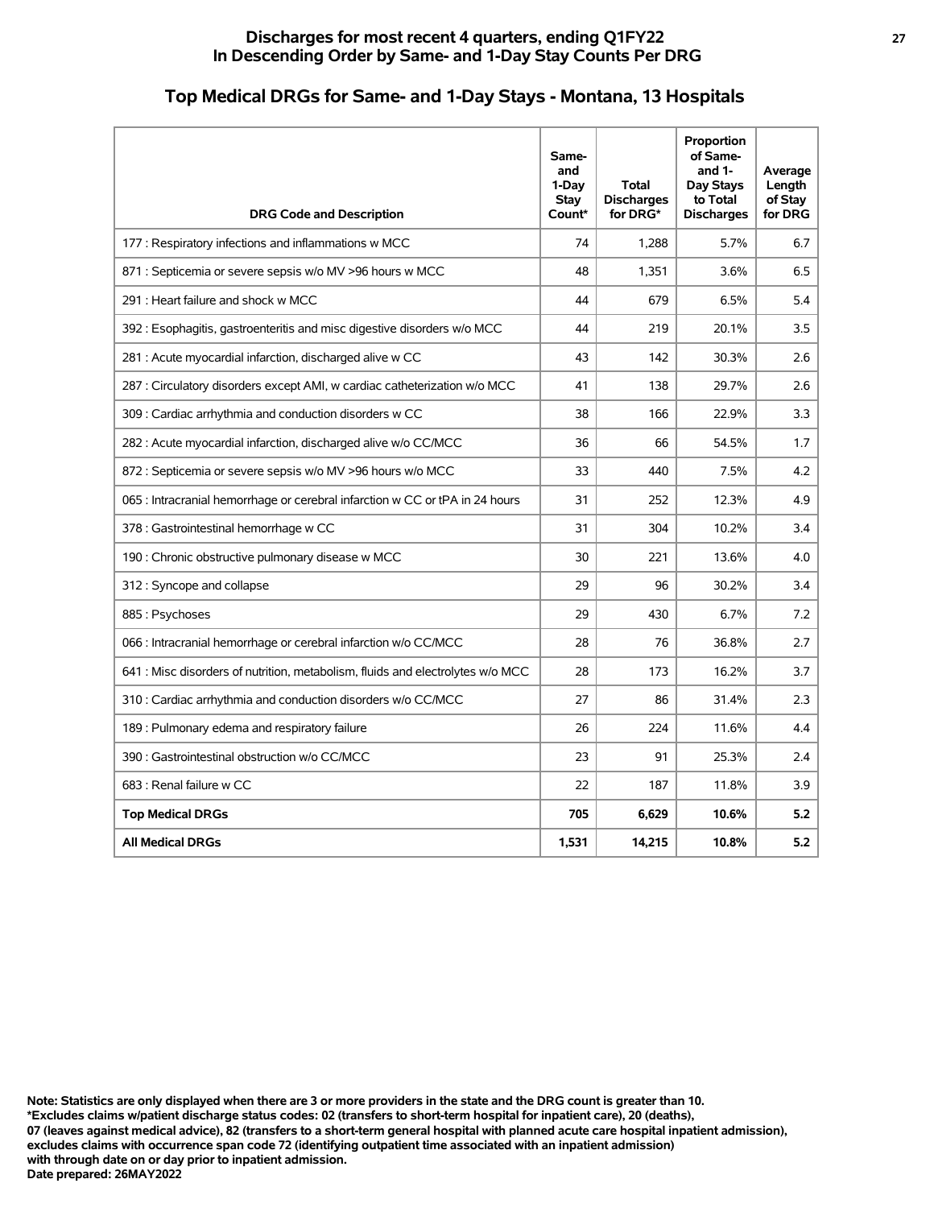# Discharges for most recent 4 quarters, ending Q1FY22
## In Descending Order by Same- and 1-Day Stay Counts Per DRG

## Top Medical DRGs for Same- and 1-Day Stays - Montana, 13 Hospitals

| DRG Code and Description | Same- and 1-Day Stay Count* | Total Discharges for DRG* | Proportion of Same- and 1-Day Stays to Total Discharges | Average Length of Stay for DRG |
|---|---|---|---|---|
| 177 : Respiratory infections and inflammations w MCC | 74 | 1,288 | 5.7% | 6.7 |
| 871 : Septicemia or severe sepsis w/o MV >96 hours w MCC | 48 | 1,351 | 3.6% | 6.5 |
| 291 : Heart failure and shock w MCC | 44 | 679 | 6.5% | 5.4 |
| 392 : Esophagitis, gastroenteritis and misc digestive disorders w/o MCC | 44 | 219 | 20.1% | 3.5 |
| 281 : Acute myocardial infarction, discharged alive w CC | 43 | 142 | 30.3% | 2.6 |
| 287 : Circulatory disorders except AMI, w cardiac catheterization w/o MCC | 41 | 138 | 29.7% | 2.6 |
| 309 : Cardiac arrhythmia and conduction disorders w CC | 38 | 166 | 22.9% | 3.3 |
| 282 : Acute myocardial infarction, discharged alive w/o CC/MCC | 36 | 66 | 54.5% | 1.7 |
| 872 : Septicemia or severe sepsis w/o MV >96 hours w/o MCC | 33 | 440 | 7.5% | 4.2 |
| 065 : Intracranial hemorrhage or cerebral infarction w CC or tPA in 24 hours | 31 | 252 | 12.3% | 4.9 |
| 378 : Gastrointestinal hemorrhage w CC | 31 | 304 | 10.2% | 3.4 |
| 190 : Chronic obstructive pulmonary disease w MCC | 30 | 221 | 13.6% | 4.0 |
| 312 : Syncope and collapse | 29 | 96 | 30.2% | 3.4 |
| 885 : Psychoses | 29 | 430 | 6.7% | 7.2 |
| 066 : Intracranial hemorrhage or cerebral infarction w/o CC/MCC | 28 | 76 | 36.8% | 2.7 |
| 641 : Misc disorders of nutrition, metabolism, fluids and electrolytes w/o MCC | 28 | 173 | 16.2% | 3.7 |
| 310 : Cardiac arrhythmia and conduction disorders w/o CC/MCC | 27 | 86 | 31.4% | 2.3 |
| 189 : Pulmonary edema and respiratory failure | 26 | 224 | 11.6% | 4.4 |
| 390 : Gastrointestinal obstruction w/o CC/MCC | 23 | 91 | 25.3% | 2.4 |
| 683 : Renal failure w CC | 22 | 187 | 11.8% | 3.9 |
| **Top Medical DRGs** | **705** | **6,629** | **10.6%** | **5.2** |
| **All Medical DRGs** | **1,531** | **14,215** | **10.8%** | **5.2** |

**Note: Statistics are only displayed when there are 3 or more providers in the state and the DRG count is greater than 10.**
**\*Excludes claims w/patient discharge status codes: 02 (transfers to short-term hospital for inpatient care), 20 (deaths), 07 (leaves against medical advice), 82 (transfers to a short-term general hospital with planned acute care hospital inpatient admission), excludes claims with occurrence span code 72 (identifying outpatient time associated with an inpatient admission) with through date on or day prior to inpatient admission.**
**Date prepared: 26MAY2022**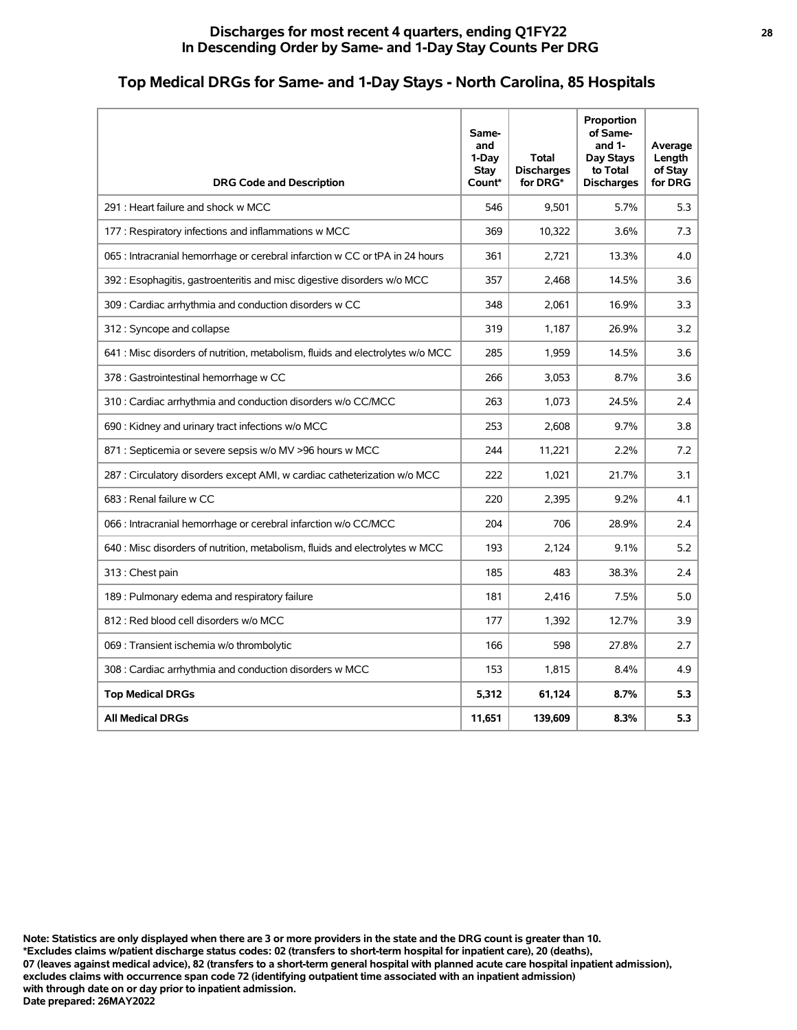## Discharges for most recent 4 quarters, ending Q1FY22
## In Descending Order by Same- and 1-Day Stay Counts Per DRG

# Top Medical DRGs for Same- and 1-Day Stays - North Carolina, 85 Hospitals

| DRG Code and Description | Same- and 1-Day Stay Count* | Total Discharges for DRG* | Proportion of Same- and 1-Day Stays to Total Discharges | Average Length of Stay for DRG |
|---|---|---|---|---|
| 291 : Heart failure and shock w MCC | 546 | 9,501 | 5.7% | 5.3 |
| 177 : Respiratory infections and inflammations w MCC | 369 | 10,322 | 3.6% | 7.3 |
| 065 : Intracranial hemorrhage or cerebral infarction w CC or tPA in 24 hours | 361 | 2,721 | 13.3% | 4.0 |
| 392 : Esophagitis, gastroenteritis and misc digestive disorders w/o MCC | 357 | 2,468 | 14.5% | 3.6 |
| 309 : Cardiac arrhythmia and conduction disorders w CC | 348 | 2,061 | 16.9% | 3.3 |
| 312 : Syncope and collapse | 319 | 1,187 | 26.9% | 3.2 |
| 641 : Misc disorders of nutrition, metabolism, fluids and electrolytes w/o MCC | 285 | 1,959 | 14.5% | 3.6 |
| 378 : Gastrointestinal hemorrhage w CC | 266 | 3,053 | 8.7% | 3.6 |
| 310 : Cardiac arrhythmia and conduction disorders w/o CC/MCC | 263 | 1,073 | 24.5% | 2.4 |
| 690 : Kidney and urinary tract infections w/o MCC | 253 | 2,608 | 9.7% | 3.8 |
| 871 : Septicemia or severe sepsis w/o MV >96 hours w MCC | 244 | 11,221 | 2.2% | 7.2 |
| 287 : Circulatory disorders except AMI, w cardiac catheterization w/o MCC | 222 | 1,021 | 21.7% | 3.1 |
| 683 : Renal failure w CC | 220 | 2,395 | 9.2% | 4.1 |
| 066 : Intracranial hemorrhage or cerebral infarction w/o CC/MCC | 204 | 706 | 28.9% | 2.4 |
| 640 : Misc disorders of nutrition, metabolism, fluids and electrolytes w MCC | 193 | 2,124 | 9.1% | 5.2 |
| 313 : Chest pain | 185 | 483 | 38.3% | 2.4 |
| 189 : Pulmonary edema and respiratory failure | 181 | 2,416 | 7.5% | 5.0 |
| 812 : Red blood cell disorders w/o MCC | 177 | 1,392 | 12.7% | 3.9 |
| 069 : Transient ischemia w/o thrombolytic | 166 | 598 | 27.8% | 2.7 |
| 308 : Cardiac arrhythmia and conduction disorders w MCC | 153 | 1,815 | 8.4% | 4.9 |
| **Top Medical DRGs** | **5,312** | **61,124** | **8.7%** | **5.3** |
| **All Medical DRGs** | **11,651** | **139,609** | **8.3%** | **5.3** |

**Note: Statistics are only displayed when there are 3 or more providers in the state and the DRG count is greater than 10.**
**\*Excludes claims w/patient discharge status codes: 02 (transfers to short-term hospital for inpatient care), 20 (deaths), 07 (leaves against medical advice), 82 (transfers to a short-term general hospital with planned acute care hospital inpatient admission), excludes claims with occurrence span code 72 (identifying outpatient time associated with an inpatient admission) with through date on or day prior to inpatient admission.**
**Date prepared: 26MAY2022**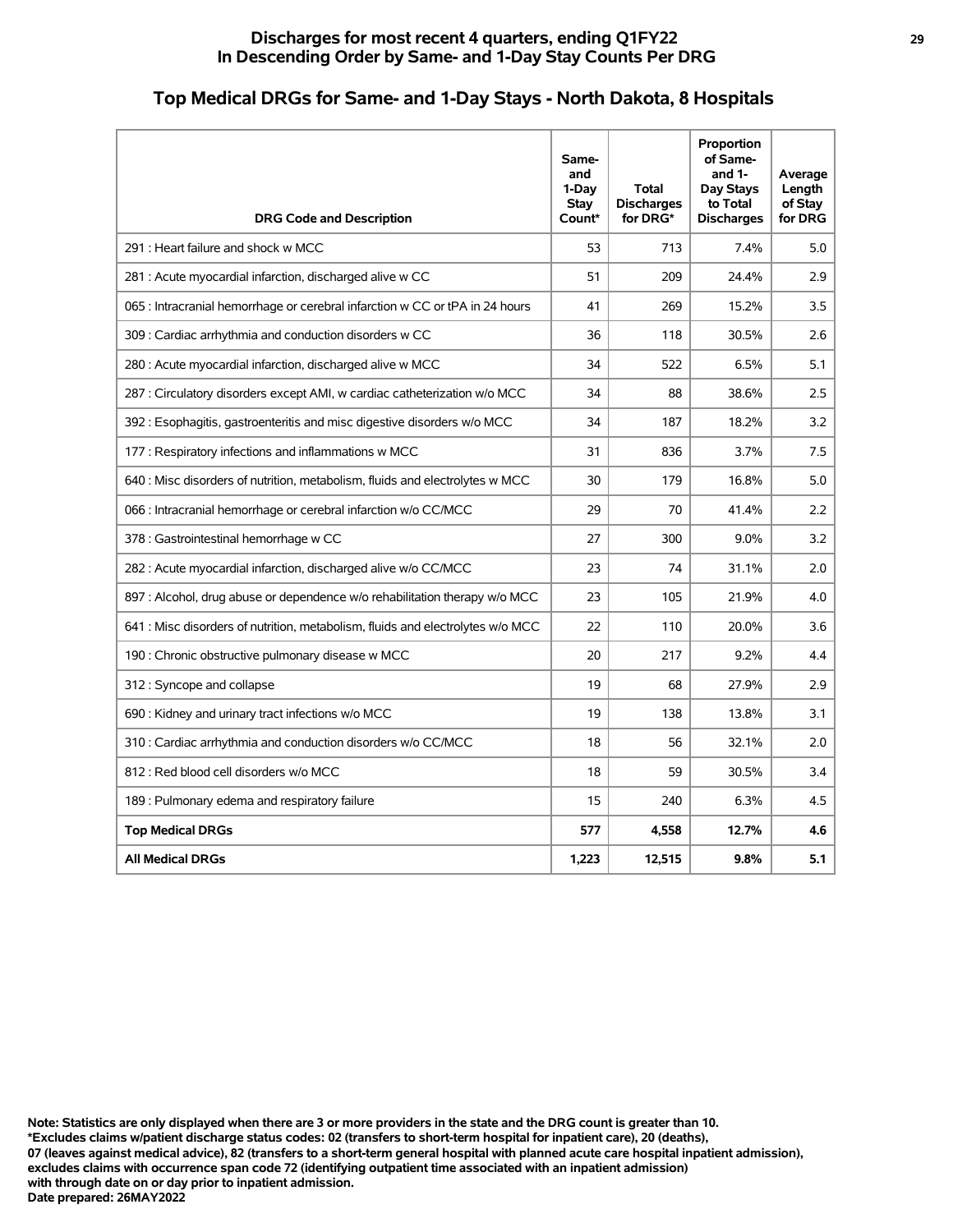## Discharges for most recent 4 quarters, ending Q1FY22
## In Descending Order by Same- and 1-Day Stay Counts Per DRG

### Top Medical DRGs for Same- and 1-Day Stays - North Dakota, 8 Hospitals

| DRG Code and Description | Same- and 1-Day Stay Count* | Total Discharges for DRG* | Proportion of Same- and 1-Day Stays to Total Discharges | Average Length of Stay for DRG |
|---|---|---|---|---|
| 291 : Heart failure and shock w MCC | 53 | 713 | 7.4% | 5.0 |
| 281 : Acute myocardial infarction, discharged alive w CC | 51 | 209 | 24.4% | 2.9 |
| 065 : Intracranial hemorrhage or cerebral infarction w CC or tPA in 24 hours | 41 | 269 | 15.2% | 3.5 |
| 309 : Cardiac arrhythmia and conduction disorders w CC | 36 | 118 | 30.5% | 2.6 |
| 280 : Acute myocardial infarction, discharged alive w MCC | 34 | 522 | 6.5% | 5.1 |
| 287 : Circulatory disorders except AMI, w cardiac catheterization w/o MCC | 34 | 88 | 38.6% | 2.5 |
| 392 : Esophagitis, gastroenteritis and misc digestive disorders w/o MCC | 34 | 187 | 18.2% | 3.2 |
| 177 : Respiratory infections and inflammations w MCC | 31 | 836 | 3.7% | 7.5 |
| 640 : Misc disorders of nutrition, metabolism, fluids and electrolytes w MCC | 30 | 179 | 16.8% | 5.0 |
| 066 : Intracranial hemorrhage or cerebral infarction w/o CC/MCC | 29 | 70 | 41.4% | 2.2 |
| 378 : Gastrointestinal hemorrhage w CC | 27 | 300 | 9.0% | 3.2 |
| 282 : Acute myocardial infarction, discharged alive w/o CC/MCC | 23 | 74 | 31.1% | 2.0 |
| 897 : Alcohol, drug abuse or dependence w/o rehabilitation therapy w/o MCC | 23 | 105 | 21.9% | 4.0 |
| 641 : Misc disorders of nutrition, metabolism, fluids and electrolytes w/o MCC | 22 | 110 | 20.0% | 3.6 |
| 190 : Chronic obstructive pulmonary disease w MCC | 20 | 217 | 9.2% | 4.4 |
| 312 : Syncope and collapse | 19 | 68 | 27.9% | 2.9 |
| 690 : Kidney and urinary tract infections w/o MCC | 19 | 138 | 13.8% | 3.1 |
| 310 : Cardiac arrhythmia and conduction disorders w/o CC/MCC | 18 | 56 | 32.1% | 2.0 |
| 812 : Red blood cell disorders w/o MCC | 18 | 59 | 30.5% | 3.4 |
| 189 : Pulmonary edema and respiratory failure | 15 | 240 | 6.3% | 4.5 |
| **Top Medical DRGs** | **577** | **4,558** | **12.7%** | **4.6** |
| **All Medical DRGs** | **1,223** | **12,515** | **9.8%** | **5.1** |

**Note: Statistics are only displayed when there are 3 or more providers in the state and the DRG count is greater than 10.**
**\*Excludes claims w/patient discharge status codes: 02 (transfers to short-term hospital for inpatient care), 20 (deaths), 07 (leaves against medical advice), 82 (transfers to a short-term general hospital with planned acute care hospital inpatient admission), excludes claims with occurrence span code 72 (identifying outpatient time associated with an inpatient admission) with through date on or day prior to inpatient admission.**
**Date prepared: 26MAY2022**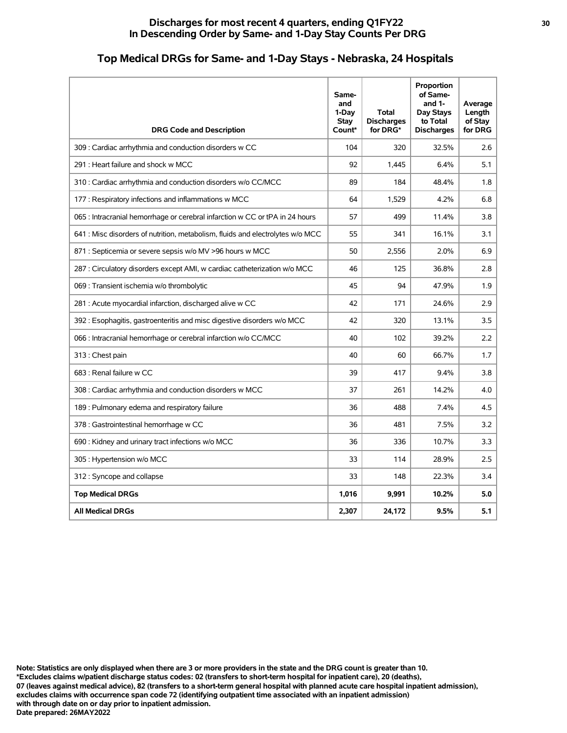# Discharges for most recent 4 quarters, ending Q1FY22
# In Descending Order by Same- and 1-Day Stay Counts Per DRG

## Top Medical DRGs for Same- and 1-Day Stays - Nebraska, 24 Hospitals

| DRG Code and Description | Same- and 1-Day Stay Count* | Total Discharges for DRG* | Proportion of Same- and 1-Day Stays to Total Discharges | Average Length of Stay for DRG |
|---|---|---|---|---|
| 309 : Cardiac arrhythmia and conduction disorders w CC | 104 | 320 | 32.5% | 2.6 |
| 291 : Heart failure and shock w MCC | 92 | 1,445 | 6.4% | 5.1 |
| 310 : Cardiac arrhythmia and conduction disorders w/o CC/MCC | 89 | 184 | 48.4% | 1.8 |
| 177 : Respiratory infections and inflammations w MCC | 64 | 1,529 | 4.2% | 6.8 |
| 065 : Intracranial hemorrhage or cerebral infarction w CC or tPA in 24 hours | 57 | 499 | 11.4% | 3.8 |
| 641 : Misc disorders of nutrition, metabolism, fluids and electrolytes w/o MCC | 55 | 341 | 16.1% | 3.1 |
| 871 : Septicemia or severe sepsis w/o MV >96 hours w MCC | 50 | 2,556 | 2.0% | 6.9 |
| 287 : Circulatory disorders except AMI, w cardiac catheterization w/o MCC | 46 | 125 | 36.8% | 2.8 |
| 069 : Transient ischemia w/o thrombolytic | 45 | 94 | 47.9% | 1.9 |
| 281 : Acute myocardial infarction, discharged alive w CC | 42 | 171 | 24.6% | 2.9 |
| 392 : Esophagitis, gastroenteritis and misc digestive disorders w/o MCC | 42 | 320 | 13.1% | 3.5 |
| 066 : Intracranial hemorrhage or cerebral infarction w/o CC/MCC | 40 | 102 | 39.2% | 2.2 |
| 313 : Chest pain | 40 | 60 | 66.7% | 1.7 |
| 683 : Renal failure w CC | 39 | 417 | 9.4% | 3.8 |
| 308 : Cardiac arrhythmia and conduction disorders w MCC | 37 | 261 | 14.2% | 4.0 |
| 189 : Pulmonary edema and respiratory failure | 36 | 488 | 7.4% | 4.5 |
| 378 : Gastrointestinal hemorrhage w CC | 36 | 481 | 7.5% | 3.2 |
| 690 : Kidney and urinary tract infections w/o MCC | 36 | 336 | 10.7% | 3.3 |
| 305 : Hypertension w/o MCC | 33 | 114 | 28.9% | 2.5 |
| 312 : Syncope and collapse | 33 | 148 | 22.3% | 3.4 |
| **Top Medical DRGs** | **1,016** | **9,991** | **10.2%** | **5.0** |
| **All Medical DRGs** | **2,307** | **24,172** | **9.5%** | **5.1** |

**Note: Statistics are only displayed when there are 3 or more providers in the state and the DRG count is greater than 10.**
**\*Excludes claims w/patient discharge status codes: 02 (transfers to short-term hospital for inpatient care), 20 (deaths), 07 (leaves against medical advice), 82 (transfers to a short-term general hospital with planned acute care hospital inpatient admission), excludes claims with occurrence span code 72 (identifying outpatient time associated with an inpatient admission) with through date on or day prior to inpatient admission.**
**Date prepared: 26MAY2022**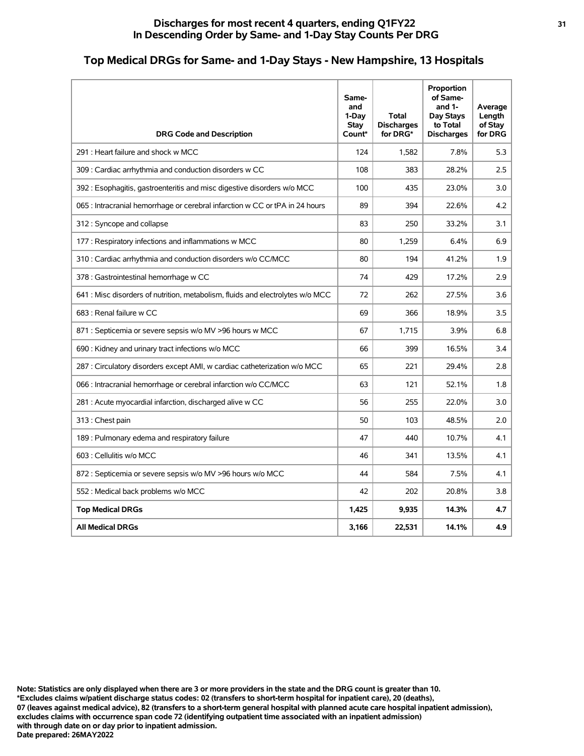# Discharges for most recent 4 quarters, ending Q1FY22
# In Descending Order by Same- and 1-Day Stay Counts Per DRG

## Top Medical DRGs for Same- and 1-Day Stays - New Hampshire, 13 Hospitals

| DRG Code and Description | Same- and 1-Day Stay Count* | Total Discharges for DRG* | Proportion of Same- and 1-Day Stays to Total Discharges | Average Length of Stay for DRG |
|---|---|---|---|---|
| 291 : Heart failure and shock w MCC | 124 | 1,582 | 7.8% | 5.3 |
| 309 : Cardiac arrhythmia and conduction disorders w CC | 108 | 383 | 28.2% | 2.5 |
| 392 : Esophagitis, gastroenteritis and misc digestive disorders w/o MCC | 100 | 435 | 23.0% | 3.0 |
| 065 : Intracranial hemorrhage or cerebral infarction w CC or tPA in 24 hours | 89 | 394 | 22.6% | 4.2 |
| 312 : Syncope and collapse | 83 | 250 | 33.2% | 3.1 |
| 177 : Respiratory infections and inflammations w MCC | 80 | 1,259 | 6.4% | 6.9 |
| 310 : Cardiac arrhythmia and conduction disorders w/o CC/MCC | 80 | 194 | 41.2% | 1.9 |
| 378 : Gastrointestinal hemorrhage w CC | 74 | 429 | 17.2% | 2.9 |
| 641 : Misc disorders of nutrition, metabolism, fluids and electrolytes w/o MCC | 72 | 262 | 27.5% | 3.6 |
| 683 : Renal failure w CC | 69 | 366 | 18.9% | 3.5 |
| 871 : Septicemia or severe sepsis w/o MV >96 hours w MCC | 67 | 1,715 | 3.9% | 6.8 |
| 690 : Kidney and urinary tract infections w/o MCC | 66 | 399 | 16.5% | 3.4 |
| 287 : Circulatory disorders except AMI, w cardiac catheterization w/o MCC | 65 | 221 | 29.4% | 2.8 |
| 066 : Intracranial hemorrhage or cerebral infarction w/o CC/MCC | 63 | 121 | 52.1% | 1.8 |
| 281 : Acute myocardial infarction, discharged alive w CC | 56 | 255 | 22.0% | 3.0 |
| 313 : Chest pain | 50 | 103 | 48.5% | 2.0 |
| 189 : Pulmonary edema and respiratory failure | 47 | 440 | 10.7% | 4.1 |
| 603 : Cellulitis w/o MCC | 46 | 341 | 13.5% | 4.1 |
| 872 : Septicemia or severe sepsis w/o MV >96 hours w/o MCC | 44 | 584 | 7.5% | 4.1 |
| 552 : Medical back problems w/o MCC | 42 | 202 | 20.8% | 3.8 |
| **Top Medical DRGs** | **1,425** | **9,935** | **14.3%** | **4.7** |
| **All Medical DRGs** | **3,166** | **22,531** | **14.1%** | **4.9** |

**Note: Statistics are only displayed when there are 3 or more providers in the state and the DRG count is greater than 10.**
**\*Excludes claims w/patient discharge status codes: 02 (transfers to short-term hospital for inpatient care), 20 (deaths), 07 (leaves against medical advice), 82 (transfers to a short-term general hospital with planned acute care hospital inpatient admission), excludes claims with occurrence span code 72 (identifying outpatient time associated with an inpatient admission) with through date on or day prior to inpatient admission.**
**Date prepared: 26MAY2022**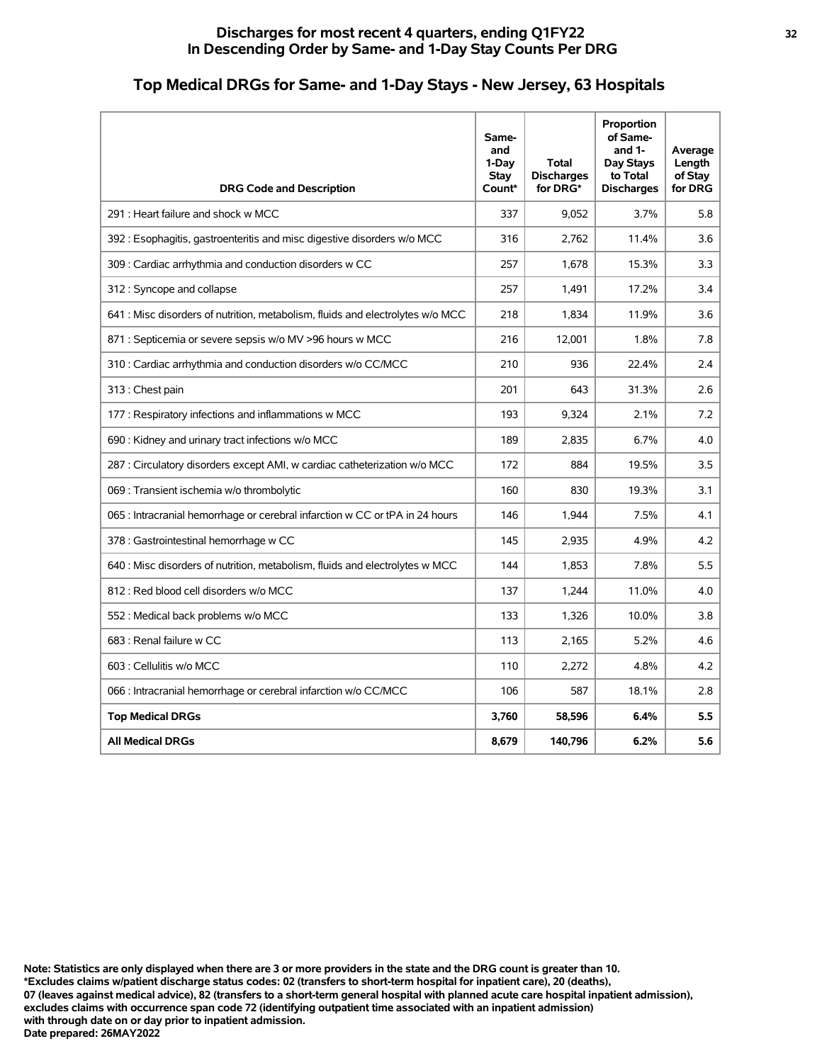## Discharges for most recent 4 quarters, ending Q1FY22
## In Descending Order by Same- and 1-Day Stay Counts Per DRG

# Top Medical DRGs for Same- and 1-Day Stays - New Jersey, 63 Hospitals

| DRG Code and Description | Same- and 1-Day Stay Count* | Total Discharges for DRG* | Proportion of Same- and 1-Day Stays to Total Discharges | Average Length of Stay for DRG |
|---|---|---|---|---|
| 291 : Heart failure and shock w MCC | 337 | 9,052 | 3.7% | 5.8 |
| 392 : Esophagitis, gastroenteritis and misc digestive disorders w/o MCC | 316 | 2,762 | 11.4% | 3.6 |
| 309 : Cardiac arrhythmia and conduction disorders w CC | 257 | 1,678 | 15.3% | 3.3 |
| 312 : Syncope and collapse | 257 | 1,491 | 17.2% | 3.4 |
| 641 : Misc disorders of nutrition, metabolism, fluids and electrolytes w/o MCC | 218 | 1,834 | 11.9% | 3.6 |
| 871 : Septicemia or severe sepsis w/o MV >96 hours w MCC | 216 | 12,001 | 1.8% | 7.8 |
| 310 : Cardiac arrhythmia and conduction disorders w/o CC/MCC | 210 | 936 | 22.4% | 2.4 |
| 313 : Chest pain | 201 | 643 | 31.3% | 2.6 |
| 177 : Respiratory infections and inflammations w MCC | 193 | 9,324 | 2.1% | 7.2 |
| 690 : Kidney and urinary tract infections w/o MCC | 189 | 2,835 | 6.7% | 4.0 |
| 287 : Circulatory disorders except AMI, w cardiac catheterization w/o MCC | 172 | 884 | 19.5% | 3.5 |
| 069 : Transient ischemia w/o thrombolytic | 160 | 830 | 19.3% | 3.1 |
| 065 : Intracranial hemorrhage or cerebral infarction w CC or tPA in 24 hours | 146 | 1,944 | 7.5% | 4.1 |
| 378 : Gastrointestinal hemorrhage w CC | 145 | 2,935 | 4.9% | 4.2 |
| 640 : Misc disorders of nutrition, metabolism, fluids and electrolytes w MCC | 144 | 1,853 | 7.8% | 5.5 |
| 812 : Red blood cell disorders w/o MCC | 137 | 1,244 | 11.0% | 4.0 |
| 552 : Medical back problems w/o MCC | 133 | 1,326 | 10.0% | 3.8 |
| 683 : Renal failure w CC | 113 | 2,165 | 5.2% | 4.6 |
| 603 : Cellulitis w/o MCC | 110 | 2,272 | 4.8% | 4.2 |
| 066 : Intracranial hemorrhage or cerebral infarction w/o CC/MCC | 106 | 587 | 18.1% | 2.8 |
| **Top Medical DRGs** | **3,760** | **58,596** | **6.4%** | **5.5** |
| **All Medical DRGs** | **8,679** | **140,796** | **6.2%** | **5.6** |

**Note: Statistics are only displayed when there are 3 or more providers in the state and the DRG count is greater than 10.**
**\*Excludes claims w/patient discharge status codes: 02 (transfers to short-term hospital for inpatient care), 20 (deaths), 07 (leaves against medical advice), 82 (transfers to a short-term general hospital with planned acute care hospital inpatient admission), excludes claims with occurrence span code 72 (identifying outpatient time associated with an inpatient admission) with through date on or day prior to inpatient admission.**
**Date prepared: 26MAY2022**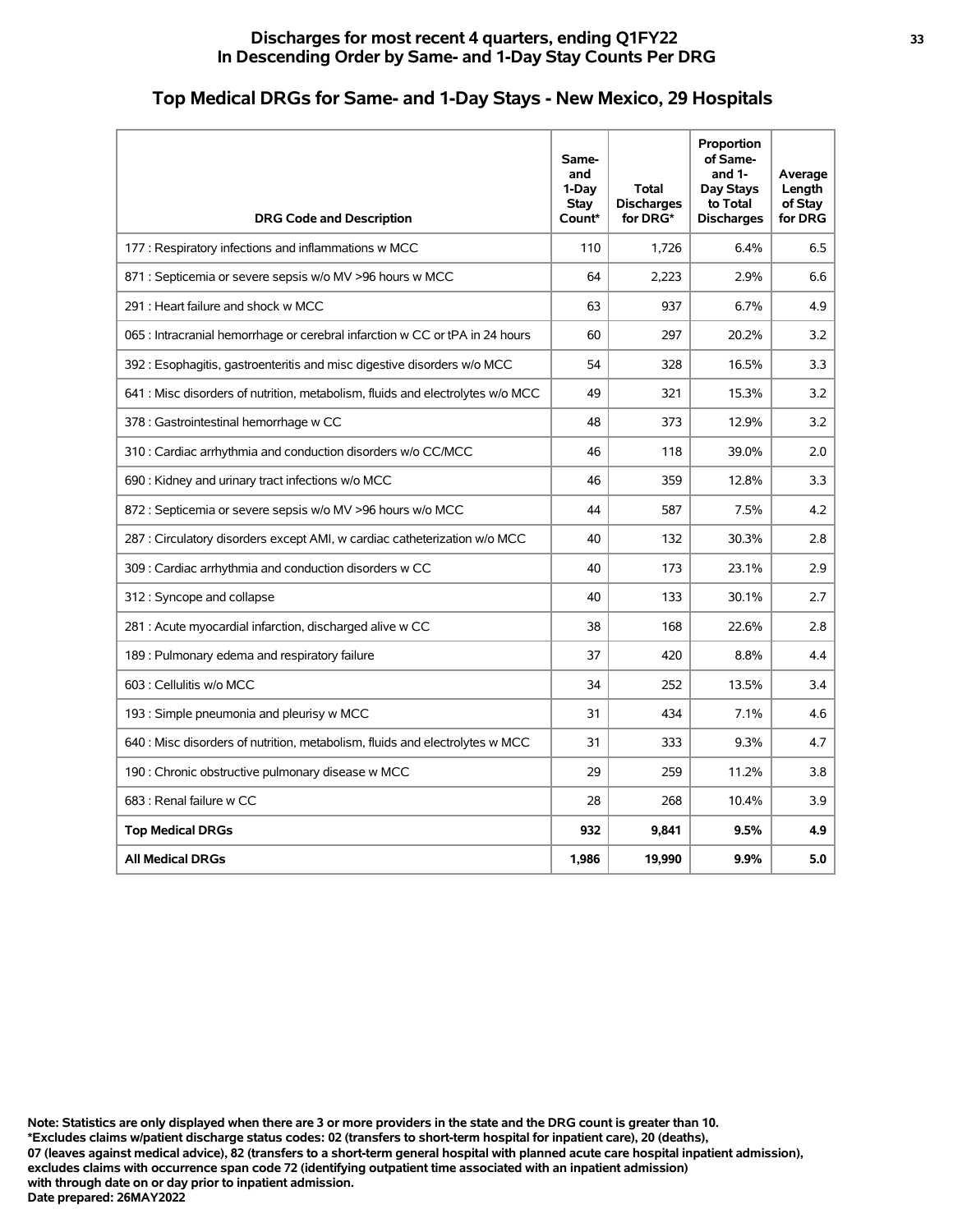## Discharges for most recent 4 quarters, ending Q1FY22
## In Descending Order by Same- and 1-Day Stay Counts Per DRG

# Top Medical DRGs for Same- and 1-Day Stays - New Mexico, 29 Hospitals

| DRG Code and Description | Same- and 1-Day Stay Count* | Total Discharges for DRG* | Proportion of Same- and 1-Day Stays to Total Discharges | Average Length of Stay for DRG |
|---|---|---|---|---|
| 177 : Respiratory infections and inflammations w MCC | 110 | 1,726 | 6.4% | 6.5 |
| 871 : Septicemia or severe sepsis w/o MV >96 hours w MCC | 64 | 2,223 | 2.9% | 6.6 |
| 291 : Heart failure and shock w MCC | 63 | 937 | 6.7% | 4.9 |
| 065 : Intracranial hemorrhage or cerebral infarction w CC or tPA in 24 hours | 60 | 297 | 20.2% | 3.2 |
| 392 : Esophagitis, gastroenteritis and misc digestive disorders w/o MCC | 54 | 328 | 16.5% | 3.3 |
| 641 : Misc disorders of nutrition, metabolism, fluids and electrolytes w/o MCC | 49 | 321 | 15.3% | 3.2 |
| 378 : Gastrointestinal hemorrhage w CC | 48 | 373 | 12.9% | 3.2 |
| 310 : Cardiac arrhythmia and conduction disorders w/o CC/MCC | 46 | 118 | 39.0% | 2.0 |
| 690 : Kidney and urinary tract infections w/o MCC | 46 | 359 | 12.8% | 3.3 |
| 872 : Septicemia or severe sepsis w/o MV >96 hours w/o MCC | 44 | 587 | 7.5% | 4.2 |
| 287 : Circulatory disorders except AMI, w cardiac catheterization w/o MCC | 40 | 132 | 30.3% | 2.8 |
| 309 : Cardiac arrhythmia and conduction disorders w CC | 40 | 173 | 23.1% | 2.9 |
| 312 : Syncope and collapse | 40 | 133 | 30.1% | 2.7 |
| 281 : Acute myocardial infarction, discharged alive w CC | 38 | 168 | 22.6% | 2.8 |
| 189 : Pulmonary edema and respiratory failure | 37 | 420 | 8.8% | 4.4 |
| 603 : Cellulitis w/o MCC | 34 | 252 | 13.5% | 3.4 |
| 193 : Simple pneumonia and pleurisy w MCC | 31 | 434 | 7.1% | 4.6 |
| 640 : Misc disorders of nutrition, metabolism, fluids and electrolytes w MCC | 31 | 333 | 9.3% | 4.7 |
| 190 : Chronic obstructive pulmonary disease w MCC | 29 | 259 | 11.2% | 3.8 |
| 683 : Renal failure w CC | 28 | 268 | 10.4% | 3.9 |
| **Top Medical DRGs** | **932** | **9,841** | **9.5%** | **4.9** |
| **All Medical DRGs** | **1,986** | **19,990** | **9.9%** | **5.0** |

**Note: Statistics are only displayed when there are 3 or more providers in the state and the DRG count is greater than 10.**
**\*Excludes claims w/patient discharge status codes: 02 (transfers to short-term hospital for inpatient care), 20 (deaths), 07 (leaves against medical advice), 82 (transfers to a short-term general hospital with planned acute care hospital inpatient admission), excludes claims with occurrence span code 72 (identifying outpatient time associated with an inpatient admission) with through date on or day prior to inpatient admission.**
**Date prepared: 26MAY2022**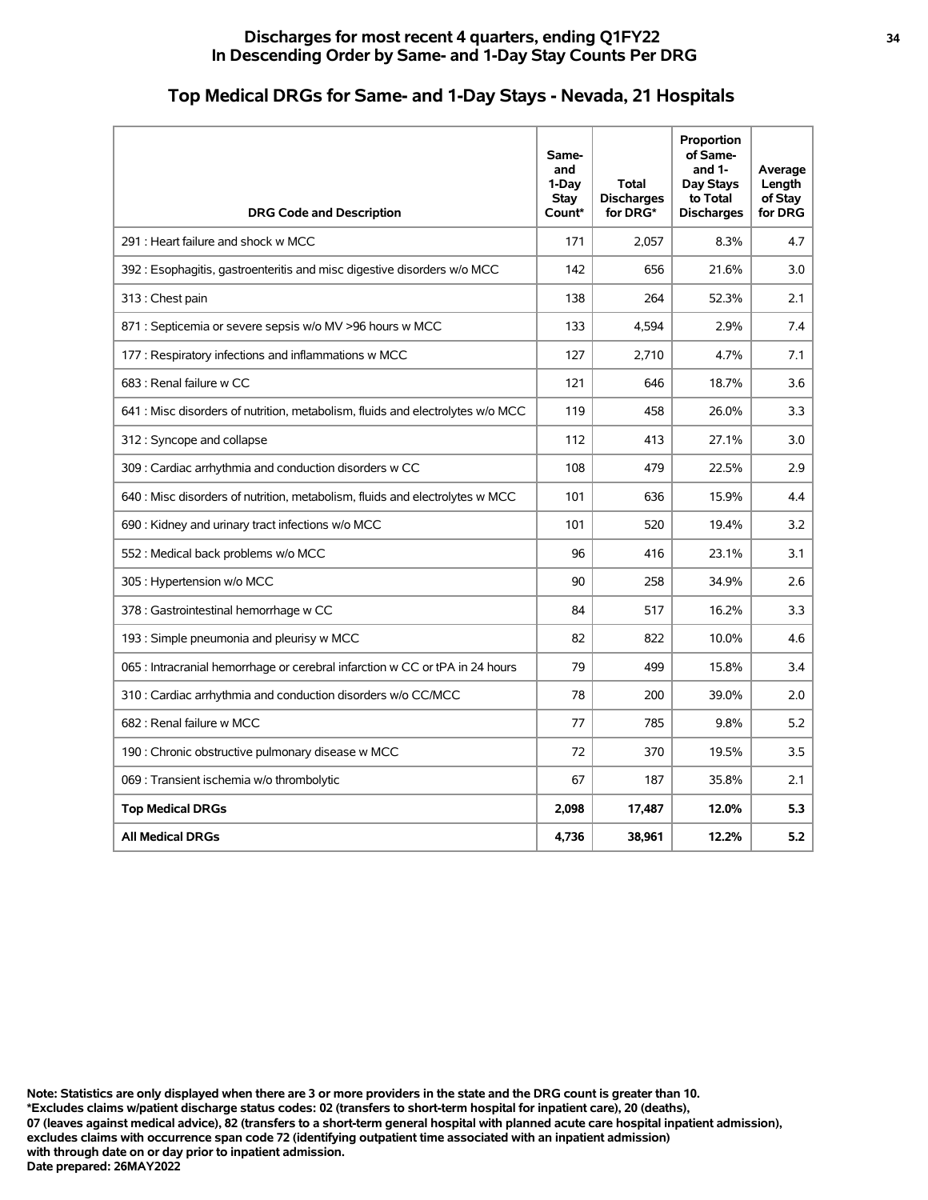# Discharges for most recent 4 quarters, ending Q1FY22
## In Descending Order by Same- and 1-Day Stay Counts Per DRG

## Top Medical DRGs for Same- and 1-Day Stays - Nevada, 21 Hospitals

| DRG Code and Description | Same- and 1-Day Stay Count* | Total Discharges for DRG* | Proportion of Same- and 1-Day Stays to Total Discharges | Average Length of Stay for DRG |
|---|---|---|---|---|
| 291 : Heart failure and shock w MCC | 171 | 2,057 | 8.3% | 4.7 |
| 392 : Esophagitis, gastroenteritis and misc digestive disorders w/o MCC | 142 | 656 | 21.6% | 3.0 |
| 313 : Chest pain | 138 | 264 | 52.3% | 2.1 |
| 871 : Septicemia or severe sepsis w/o MV >96 hours w MCC | 133 | 4,594 | 2.9% | 7.4 |
| 177 : Respiratory infections and inflammations w MCC | 127 | 2,710 | 4.7% | 7.1 |
| 683 : Renal failure w CC | 121 | 646 | 18.7% | 3.6 |
| 641 : Misc disorders of nutrition, metabolism, fluids and electrolytes w/o MCC | 119 | 458 | 26.0% | 3.3 |
| 312 : Syncope and collapse | 112 | 413 | 27.1% | 3.0 |
| 309 : Cardiac arrhythmia and conduction disorders w CC | 108 | 479 | 22.5% | 2.9 |
| 640 : Misc disorders of nutrition, metabolism, fluids and electrolytes w MCC | 101 | 636 | 15.9% | 4.4 |
| 690 : Kidney and urinary tract infections w/o MCC | 101 | 520 | 19.4% | 3.2 |
| 552 : Medical back problems w/o MCC | 96 | 416 | 23.1% | 3.1 |
| 305 : Hypertension w/o MCC | 90 | 258 | 34.9% | 2.6 |
| 378 : Gastrointestinal hemorrhage w CC | 84 | 517 | 16.2% | 3.3 |
| 193 : Simple pneumonia and pleurisy w MCC | 82 | 822 | 10.0% | 4.6 |
| 065 : Intracranial hemorrhage or cerebral infarction w CC or tPA in 24 hours | 79 | 499 | 15.8% | 3.4 |
| 310 : Cardiac arrhythmia and conduction disorders w/o CC/MCC | 78 | 200 | 39.0% | 2.0 |
| 682 : Renal failure w MCC | 77 | 785 | 9.8% | 5.2 |
| 190 : Chronic obstructive pulmonary disease w MCC | 72 | 370 | 19.5% | 3.5 |
| 069 : Transient ischemia w/o thrombolytic | 67 | 187 | 35.8% | 2.1 |
| **Top Medical DRGs** | **2,098** | **17,487** | **12.0%** | **5.3** |
| **All Medical DRGs** | **4,736** | **38,961** | **12.2%** | **5.2** |

**Note: Statistics are only displayed when there are 3 or more providers in the state and the DRG count is greater than 10.**
**\*Excludes claims w/patient discharge status codes: 02 (transfers to short-term hospital for inpatient care), 20 (deaths), 07 (leaves against medical advice), 82 (transfers to a short-term general hospital with planned acute care hospital inpatient admission), excludes claims with occurrence span code 72 (identifying outpatient time associated with an inpatient admission) with through date on or day prior to inpatient admission.**
**Date prepared: 26MAY2022**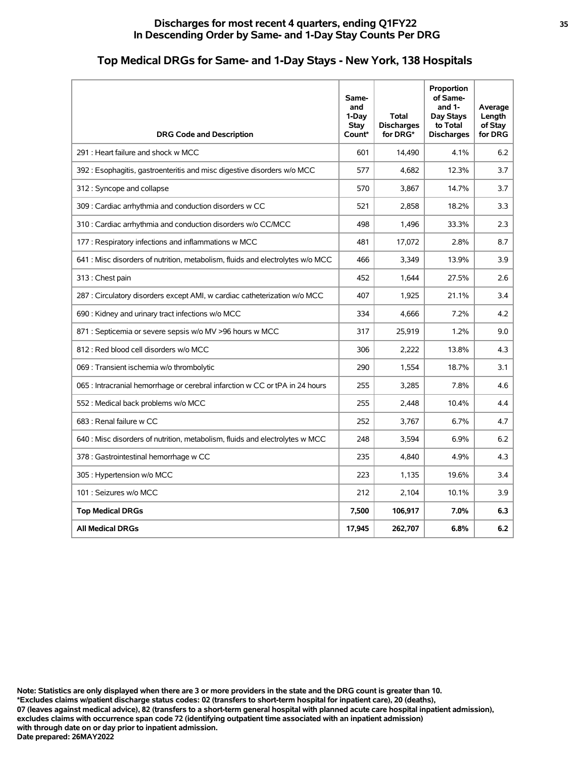## Discharges for most recent 4 quarters, ending Q1FY22
## In Descending Order by Same- and 1-Day Stay Counts Per DRG

### Top Medical DRGs for Same- and 1-Day Stays - New York, 138 Hospitals

| DRG Code and Description | Same- and 1-Day Stay Count* | Total Discharges for DRG* | Proportion of Same- and 1- Day Stays to Total Discharges | Average Length of Stay for DRG |
|---|---|---|---|---|
| 291 : Heart failure and shock w MCC | 601 | 14,490 | 4.1% | 6.2 |
| 392 : Esophagitis, gastroenteritis and misc digestive disorders w/o MCC | 577 | 4,682 | 12.3% | 3.7 |
| 312 : Syncope and collapse | 570 | 3,867 | 14.7% | 3.7 |
| 309 : Cardiac arrhythmia and conduction disorders w CC | 521 | 2,858 | 18.2% | 3.3 |
| 310 : Cardiac arrhythmia and conduction disorders w/o CC/MCC | 498 | 1,496 | 33.3% | 2.3 |
| 177 : Respiratory infections and inflammations w MCC | 481 | 17,072 | 2.8% | 8.7 |
| 641 : Misc disorders of nutrition, metabolism, fluids and electrolytes w/o MCC | 466 | 3,349 | 13.9% | 3.9 |
| 313 : Chest pain | 452 | 1,644 | 27.5% | 2.6 |
| 287 : Circulatory disorders except AMI, w cardiac catheterization w/o MCC | 407 | 1,925 | 21.1% | 3.4 |
| 690 : Kidney and urinary tract infections w/o MCC | 334 | 4,666 | 7.2% | 4.2 |
| 871 : Septicemia or severe sepsis w/o MV >96 hours w MCC | 317 | 25,919 | 1.2% | 9.0 |
| 812 : Red blood cell disorders w/o MCC | 306 | 2,222 | 13.8% | 4.3 |
| 069 : Transient ischemia w/o thrombolytic | 290 | 1,554 | 18.7% | 3.1 |
| 065 : Intracranial hemorrhage or cerebral infarction w CC or tPA in 24 hours | 255 | 3,285 | 7.8% | 4.6 |
| 552 : Medical back problems w/o MCC | 255 | 2,448 | 10.4% | 4.4 |
| 683 : Renal failure w CC | 252 | 3,767 | 6.7% | 4.7 |
| 640 : Misc disorders of nutrition, metabolism, fluids and electrolytes w MCC | 248 | 3,594 | 6.9% | 6.2 |
| 378 : Gastrointestinal hemorrhage w CC | 235 | 4,840 | 4.9% | 4.3 |
| 305 : Hypertension w/o MCC | 223 | 1,135 | 19.6% | 3.4 |
| 101 : Seizures w/o MCC | 212 | 2,104 | 10.1% | 3.9 |
| **Top Medical DRGs** | **7,500** | **106,917** | **7.0%** | **6.3** |
| **All Medical DRGs** | **17,945** | **262,707** | **6.8%** | **6.2** |

**Note: Statistics are only displayed when there are 3 or more providers in the state and the DRG count is greater than 10.**
***Excludes claims w/patient discharge status codes: 02 (transfers to short-term hospital for inpatient care), 20 (deaths), 07 (leaves against medical advice), 82 (transfers to a short-term general hospital with planned acute care hospital inpatient admission), excludes claims with occurrence span code 72 (identifying outpatient time associated with an inpatient admission) with through date on or day prior to inpatient admission.**
**Date prepared: 26MAY2022**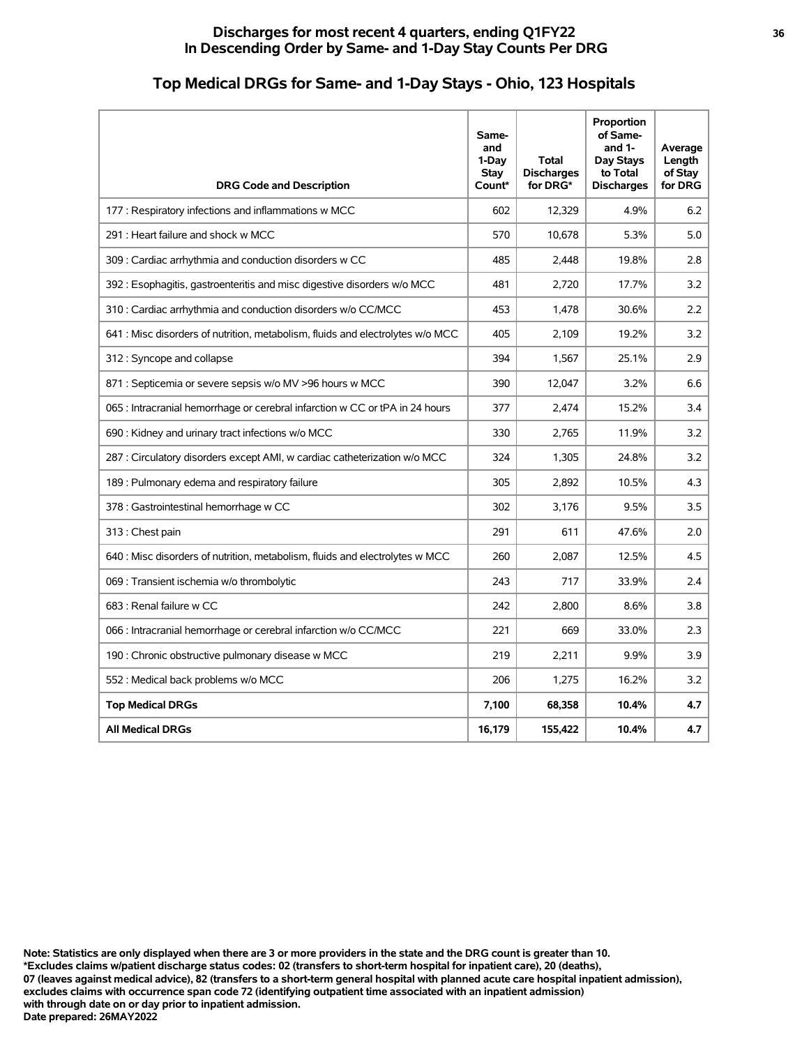## Discharges for most recent 4 quarters, ending Q1FY22
## In Descending Order by Same- and 1-Day Stay Counts Per DRG

### Top Medical DRGs for Same- and 1-Day Stays - Ohio, 123 Hospitals

| DRG Code and Description | Same- and 1-Day Stay Count* | Total Discharges for DRG* | Proportion of Same- and 1-Day Stays to Total Discharges | Average Length of Stay for DRG |
|---|---|---|---|---|
| 177 : Respiratory infections and inflammations w MCC | 602 | 12,329 | 4.9% | 6.2 |
| 291 : Heart failure and shock w MCC | 570 | 10,678 | 5.3% | 5.0 |
| 309 : Cardiac arrhythmia and conduction disorders w CC | 485 | 2,448 | 19.8% | 2.8 |
| 392 : Esophagitis, gastroenteritis and misc digestive disorders w/o MCC | 481 | 2,720 | 17.7% | 3.2 |
| 310 : Cardiac arrhythmia and conduction disorders w/o CC/MCC | 453 | 1,478 | 30.6% | 2.2 |
| 641 : Misc disorders of nutrition, metabolism, fluids and electrolytes w/o MCC | 405 | 2,109 | 19.2% | 3.2 |
| 312 : Syncope and collapse | 394 | 1,567 | 25.1% | 2.9 |
| 871 : Septicemia or severe sepsis w/o MV >96 hours w MCC | 390 | 12,047 | 3.2% | 6.6 |
| 065 : Intracranial hemorrhage or cerebral infarction w CC or tPA in 24 hours | 377 | 2,474 | 15.2% | 3.4 |
| 690 : Kidney and urinary tract infections w/o MCC | 330 | 2,765 | 11.9% | 3.2 |
| 287 : Circulatory disorders except AMI, w cardiac catheterization w/o MCC | 324 | 1,305 | 24.8% | 3.2 |
| 189 : Pulmonary edema and respiratory failure | 305 | 2,892 | 10.5% | 4.3 |
| 378 : Gastrointestinal hemorrhage w CC | 302 | 3,176 | 9.5% | 3.5 |
| 313 : Chest pain | 291 | 611 | 47.6% | 2.0 |
| 640 : Misc disorders of nutrition, metabolism, fluids and electrolytes w MCC | 260 | 2,087 | 12.5% | 4.5 |
| 069 : Transient ischemia w/o thrombolytic | 243 | 717 | 33.9% | 2.4 |
| 683 : Renal failure w CC | 242 | 2,800 | 8.6% | 3.8 |
| 066 : Intracranial hemorrhage or cerebral infarction w/o CC/MCC | 221 | 669 | 33.0% | 2.3 |
| 190 : Chronic obstructive pulmonary disease w MCC | 219 | 2,211 | 9.9% | 3.9 |
| 552 : Medical back problems w/o MCC | 206 | 1,275 | 16.2% | 3.2 |
| **Top Medical DRGs** | **7,100** | **68,358** | **10.4%** | **4.7** |
| **All Medical DRGs** | **16,179** | **155,422** | **10.4%** | **4.7** |

**Note: Statistics are only displayed when there are 3 or more providers in the state and the DRG count is greater than 10.**
**\*Excludes claims w/patient discharge status codes: 02 (transfers to short-term hospital for inpatient care), 20 (deaths), 07 (leaves against medical advice), 82 (transfers to a short-term general hospital with planned acute care hospital inpatient admission), excludes claims with occurrence span code 72 (identifying outpatient time associated with an inpatient admission) with through date on or day prior to inpatient admission.**
**Date prepared: 26MAY2022**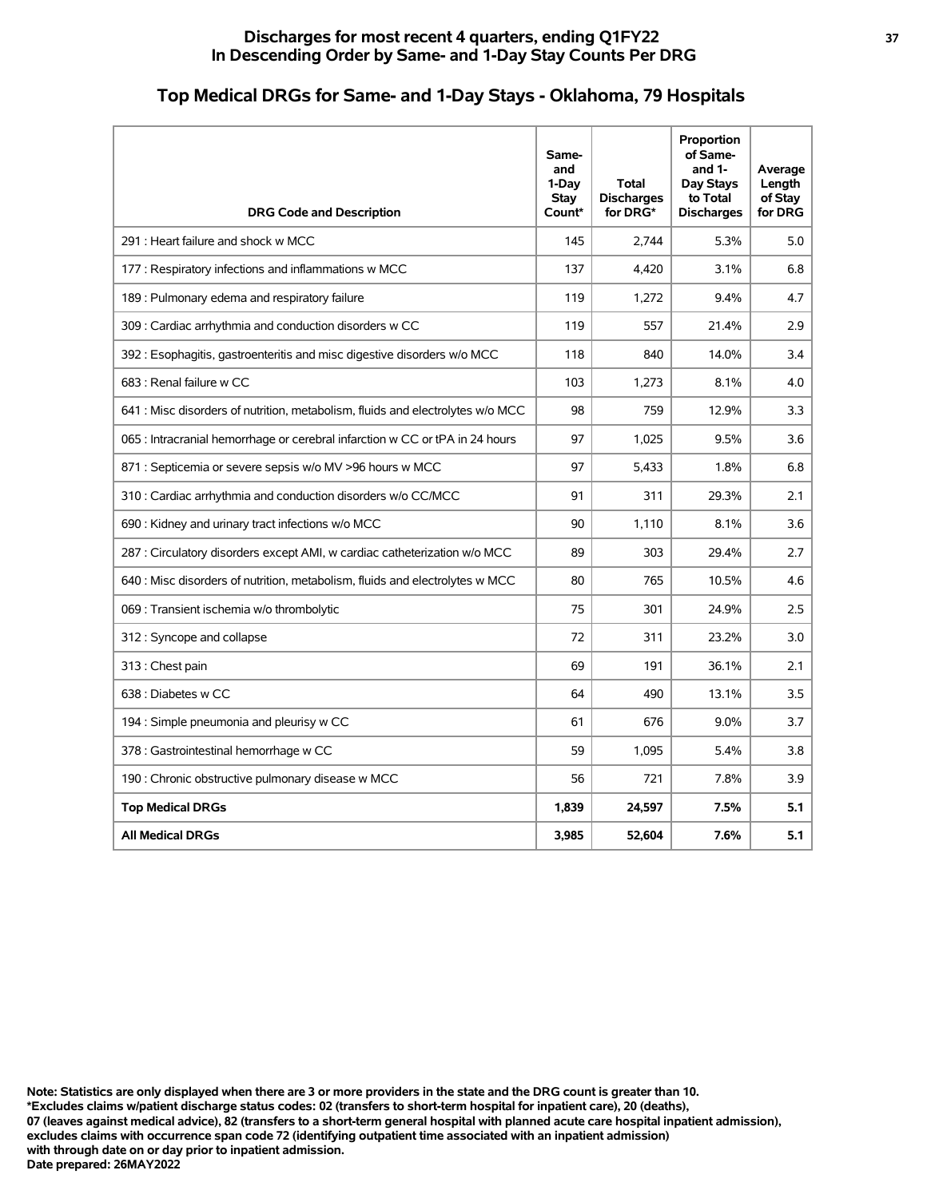## Discharges for most recent 4 quarters, ending Q1FY22
## In Descending Order by Same- and 1-Day Stay Counts Per DRG

### Top Medical DRGs for Same- and 1-Day Stays - Oklahoma, 79 Hospitals

| DRG Code and Description | Same- and 1-Day Stay Count* | Total Discharges for DRG* | Proportion of Same- and 1-Day Stays to Total Discharges | Average Length of Stay for DRG |
|---|---|---|---|---|
| 291 : Heart failure and shock w MCC | 145 | 2,744 | 5.3% | 5.0 |
| 177 : Respiratory infections and inflammations w MCC | 137 | 4,420 | 3.1% | 6.8 |
| 189 : Pulmonary edema and respiratory failure | 119 | 1,272 | 9.4% | 4.7 |
| 309 : Cardiac arrhythmia and conduction disorders w CC | 119 | 557 | 21.4% | 2.9 |
| 392 : Esophagitis, gastroenteritis and misc digestive disorders w/o MCC | 118 | 840 | 14.0% | 3.4 |
| 683 : Renal failure w CC | 103 | 1,273 | 8.1% | 4.0 |
| 641 : Misc disorders of nutrition, metabolism, fluids and electrolytes w/o MCC | 98 | 759 | 12.9% | 3.3 |
| 065 : Intracranial hemorrhage or cerebral infarction w CC or tPA in 24 hours | 97 | 1,025 | 9.5% | 3.6 |
| 871 : Septicemia or severe sepsis w/o MV >96 hours w MCC | 97 | 5,433 | 1.8% | 6.8 |
| 310 : Cardiac arrhythmia and conduction disorders w/o CC/MCC | 91 | 311 | 29.3% | 2.1 |
| 690 : Kidney and urinary tract infections w/o MCC | 90 | 1,110 | 8.1% | 3.6 |
| 287 : Circulatory disorders except AMI, w cardiac catheterization w/o MCC | 89 | 303 | 29.4% | 2.7 |
| 640 : Misc disorders of nutrition, metabolism, fluids and electrolytes w MCC | 80 | 765 | 10.5% | 4.6 |
| 069 : Transient ischemia w/o thrombolytic | 75 | 301 | 24.9% | 2.5 |
| 312 : Syncope and collapse | 72 | 311 | 23.2% | 3.0 |
| 313 : Chest pain | 69 | 191 | 36.1% | 2.1 |
| 638 : Diabetes w CC | 64 | 490 | 13.1% | 3.5 |
| 194 : Simple pneumonia and pleurisy w CC | 61 | 676 | 9.0% | 3.7 |
| 378 : Gastrointestinal hemorrhage w CC | 59 | 1,095 | 5.4% | 3.8 |
| 190 : Chronic obstructive pulmonary disease w MCC | 56 | 721 | 7.8% | 3.9 |
| **Top Medical DRGs** | **1,839** | **24,597** | **7.5%** | **5.1** |
| **All Medical DRGs** | **3,985** | **52,604** | **7.6%** | **5.1** |

**Note: Statistics are only displayed when there are 3 or more providers in the state and the DRG count is greater than 10.**
**\*Excludes claims w/patient discharge status codes: 02 (transfers to short-term hospital for inpatient care), 20 (deaths), 07 (leaves against medical advice), 82 (transfers to a short-term general hospital with planned acute care hospital inpatient admission), excludes claims with occurrence span code 72 (identifying outpatient time associated with an inpatient admission) with through date on or day prior to inpatient admission.**
**Date prepared: 26MAY2022**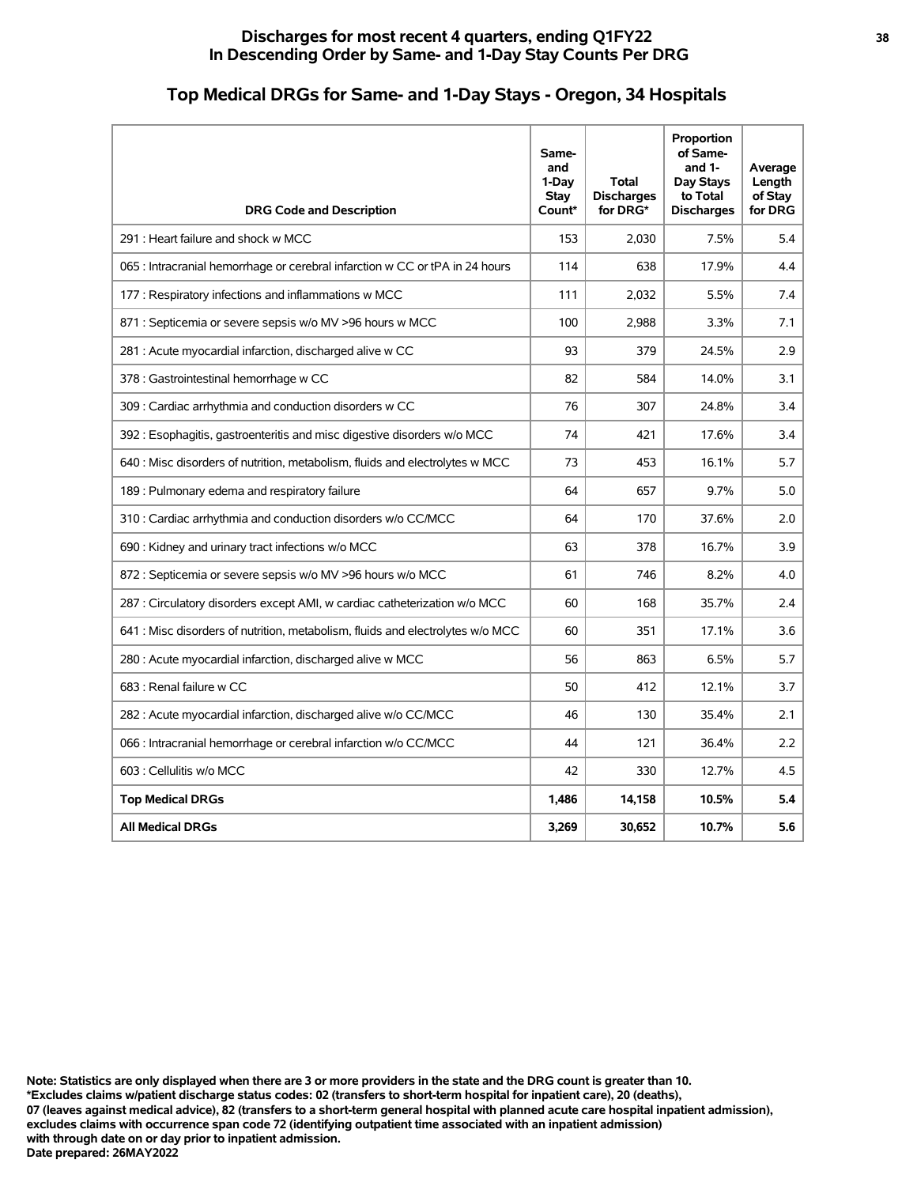## Discharges for most recent 4 quarters, ending Q1FY22
## In Descending Order by Same- and 1-Day Stay Counts Per DRG

### Top Medical DRGs for Same- and 1-Day Stays - Oregon, 34 Hospitals

| DRG Code and Description | Same- and 1-Day Stay Count* | Total Discharges for DRG* | Proportion of Same- and 1-Day Stays to Total Discharges | Average Length of Stay for DRG |
|---|---|---|---|---|
| 291 : Heart failure and shock w MCC | 153 | 2,030 | 7.5% | 5.4 |
| 065 : Intracranial hemorrhage or cerebral infarction w CC or tPA in 24 hours | 114 | 638 | 17.9% | 4.4 |
| 177 : Respiratory infections and inflammations w MCC | 111 | 2,032 | 5.5% | 7.4 |
| 871 : Septicemia or severe sepsis w/o MV >96 hours w MCC | 100 | 2,988 | 3.3% | 7.1 |
| 281 : Acute myocardial infarction, discharged alive w CC | 93 | 379 | 24.5% | 2.9 |
| 378 : Gastrointestinal hemorrhage w CC | 82 | 584 | 14.0% | 3.1 |
| 309 : Cardiac arrhythmia and conduction disorders w CC | 76 | 307 | 24.8% | 3.4 |
| 392 : Esophagitis, gastroenteritis and misc digestive disorders w/o MCC | 74 | 421 | 17.6% | 3.4 |
| 640 : Misc disorders of nutrition, metabolism, fluids and electrolytes w MCC | 73 | 453 | 16.1% | 5.7 |
| 189 : Pulmonary edema and respiratory failure | 64 | 657 | 9.7% | 5.0 |
| 310 : Cardiac arrhythmia and conduction disorders w/o CC/MCC | 64 | 170 | 37.6% | 2.0 |
| 690 : Kidney and urinary tract infections w/o MCC | 63 | 378 | 16.7% | 3.9 |
| 872 : Septicemia or severe sepsis w/o MV >96 hours w/o MCC | 61 | 746 | 8.2% | 4.0 |
| 287 : Circulatory disorders except AMI, w cardiac catheterization w/o MCC | 60 | 168 | 35.7% | 2.4 |
| 641 : Misc disorders of nutrition, metabolism, fluids and electrolytes w/o MCC | 60 | 351 | 17.1% | 3.6 |
| 280 : Acute myocardial infarction, discharged alive w MCC | 56 | 863 | 6.5% | 5.7 |
| 683 : Renal failure w CC | 50 | 412 | 12.1% | 3.7 |
| 282 : Acute myocardial infarction, discharged alive w/o CC/MCC | 46 | 130 | 35.4% | 2.1 |
| 066 : Intracranial hemorrhage or cerebral infarction w/o CC/MCC | 44 | 121 | 36.4% | 2.2 |
| 603 : Cellulitis w/o MCC | 42 | 330 | 12.7% | 4.5 |
| **Top Medical DRGs** | **1,486** | **14,158** | **10.5%** | **5.4** |
| **All Medical DRGs** | **3,269** | **30,652** | **10.7%** | **5.6** |

**Note: Statistics are only displayed when there are 3 or more providers in the state and the DRG count is greater than 10.**
**\*Excludes claims w/patient discharge status codes: 02 (transfers to short-term hospital for inpatient care), 20 (deaths), 07 (leaves against medical advice), 82 (transfers to a short-term general hospital with planned acute care hospital inpatient admission), excludes claims with occurrence span code 72 (identifying outpatient time associated with an inpatient admission) with through date on or day prior to inpatient admission.**
**Date prepared: 26MAY2022**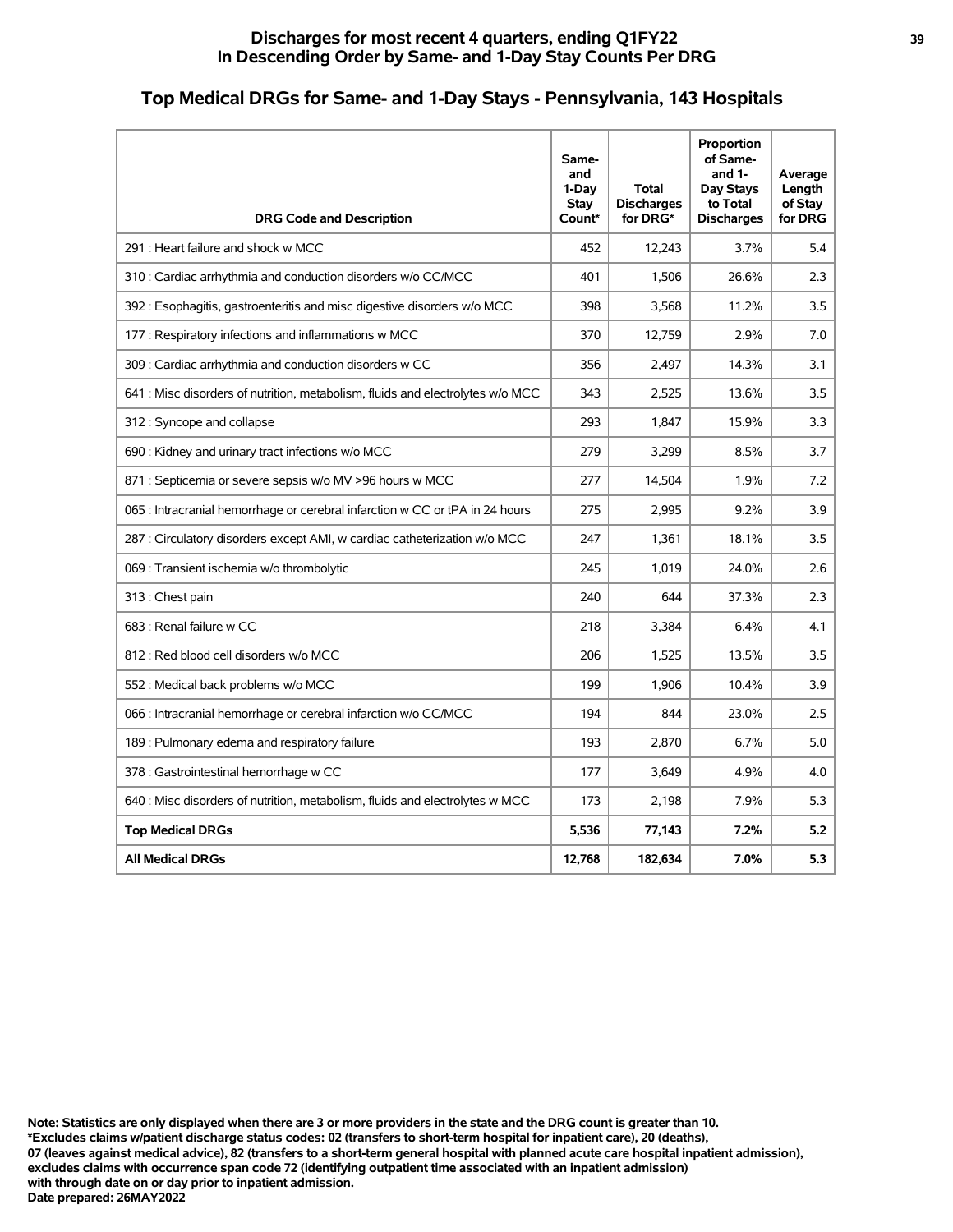## Discharges for most recent 4 quarters, ending Q1FY22
## In Descending Order by Same- and 1-Day Stay Counts Per DRG

# Top Medical DRGs for Same- and 1-Day Stays - Pennsylvania, 143 Hospitals

| DRG Code and Description | Same- and 1-Day Stay Count* | Total Discharges for DRG* | Proportion of Same- and 1-Day Stays to Total Discharges | Average Length of Stay for DRG |
|---|---|---|---|---|
| 291 : Heart failure and shock w MCC | 452 | 12,243 | 3.7% | 5.4 |
| 310 : Cardiac arrhythmia and conduction disorders w/o CC/MCC | 401 | 1,506 | 26.6% | 2.3 |
| 392 : Esophagitis, gastroenteritis and misc digestive disorders w/o MCC | 398 | 3,568 | 11.2% | 3.5 |
| 177 : Respiratory infections and inflammations w MCC | 370 | 12,759 | 2.9% | 7.0 |
| 309 : Cardiac arrhythmia and conduction disorders w CC | 356 | 2,497 | 14.3% | 3.1 |
| 641 : Misc disorders of nutrition, metabolism, fluids and electrolytes w/o MCC | 343 | 2,525 | 13.6% | 3.5 |
| 312 : Syncope and collapse | 293 | 1,847 | 15.9% | 3.3 |
| 690 : Kidney and urinary tract infections w/o MCC | 279 | 3,299 | 8.5% | 3.7 |
| 871 : Septicemia or severe sepsis w/o MV >96 hours w MCC | 277 | 14,504 | 1.9% | 7.2 |
| 065 : Intracranial hemorrhage or cerebral infarction w CC or tPA in 24 hours | 275 | 2,995 | 9.2% | 3.9 |
| 287 : Circulatory disorders except AMI, w cardiac catheterization w/o MCC | 247 | 1,361 | 18.1% | 3.5 |
| 069 : Transient ischemia w/o thrombolytic | 245 | 1,019 | 24.0% | 2.6 |
| 313 : Chest pain | 240 | 644 | 37.3% | 2.3 |
| 683 : Renal failure w CC | 218 | 3,384 | 6.4% | 4.1 |
| 812 : Red blood cell disorders w/o MCC | 206 | 1,525 | 13.5% | 3.5 |
| 552 : Medical back problems w/o MCC | 199 | 1,906 | 10.4% | 3.9 |
| 066 : Intracranial hemorrhage or cerebral infarction w/o CC/MCC | 194 | 844 | 23.0% | 2.5 |
| 189 : Pulmonary edema and respiratory failure | 193 | 2,870 | 6.7% | 5.0 |
| 378 : Gastrointestinal hemorrhage w CC | 177 | 3,649 | 4.9% | 4.0 |
| 640 : Misc disorders of nutrition, metabolism, fluids and electrolytes w MCC | 173 | 2,198 | 7.9% | 5.3 |
| **Top Medical DRGs** | **5,536** | **77,143** | **7.2%** | **5.2** |
| **All Medical DRGs** | **12,768** | **182,634** | **7.0%** | **5.3** |

**Note: Statistics are only displayed when there are 3 or more providers in the state and the DRG count is greater than 10.**
**\*Excludes claims w/patient discharge status codes: 02 (transfers to short-term hospital for inpatient care), 20 (deaths), 07 (leaves against medical advice), 82 (transfers to a short-term general hospital with planned acute care hospital inpatient admission), excludes claims with occurrence span code 72 (identifying outpatient time associated with an inpatient admission) with through date on or day prior to inpatient admission.**
**Date prepared: 26MAY2022**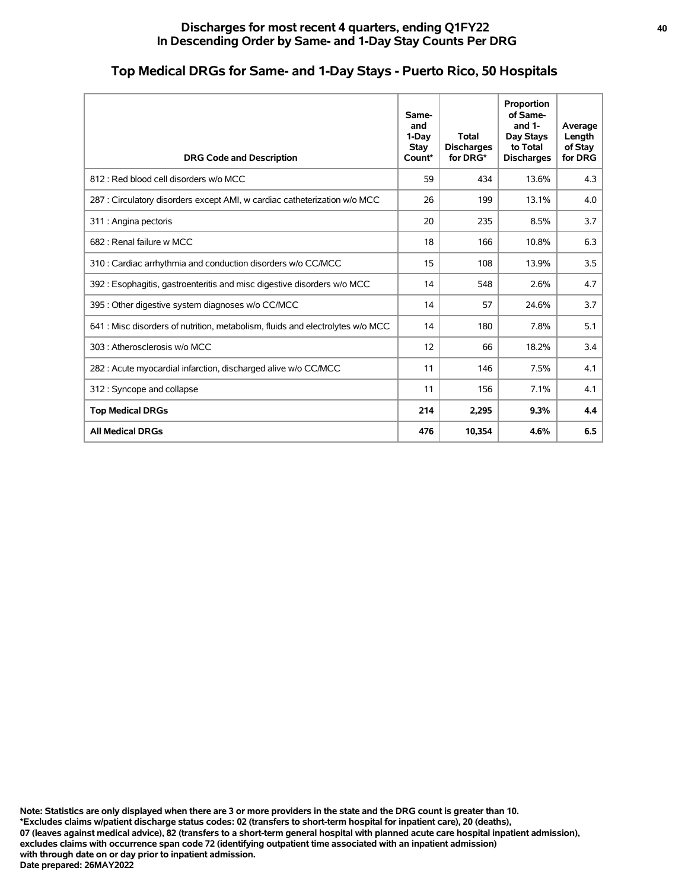# Discharges for most recent 4 quarters, ending Q1FY22
# In Descending Order by Same- and 1-Day Stay Counts Per DRG

## Top Medical DRGs for Same- and 1-Day Stays - Puerto Rico, 50 Hospitals

| DRG Code and Description | Same- and 1-Day Stay Count* | Total Discharges for DRG* | Proportion of Same- and 1-Day Stays to Total Discharges | Average Length of Stay for DRG |
|---|---|---|---|---|
| 812 : Red blood cell disorders w/o MCC | 59 | 434 | 13.6% | 4.3 |
| 287 : Circulatory disorders except AMI, w cardiac catheterization w/o MCC | 26 | 199 | 13.1% | 4.0 |
| 311 : Angina pectoris | 20 | 235 | 8.5% | 3.7 |
| 682 : Renal failure w MCC | 18 | 166 | 10.8% | 6.3 |
| 310 : Cardiac arrhythmia and conduction disorders w/o CC/MCC | 15 | 108 | 13.9% | 3.5 |
| 392 : Esophagitis, gastroenteritis and misc digestive disorders w/o MCC | 14 | 548 | 2.6% | 4.7 |
| 395 : Other digestive system diagnoses w/o CC/MCC | 14 | 57 | 24.6% | 3.7 |
| 641 : Misc disorders of nutrition, metabolism, fluids and electrolytes w/o MCC | 14 | 180 | 7.8% | 5.1 |
| 303 : Atherosclerosis w/o MCC | 12 | 66 | 18.2% | 3.4 |
| 282 : Acute myocardial infarction, discharged alive w/o CC/MCC | 11 | 146 | 7.5% | 4.1 |
| 312 : Syncope and collapse | 11 | 156 | 7.1% | 4.1 |
| **Top Medical DRGs** | **214** | **2,295** | **9.3%** | **4.4** |
| **All Medical DRGs** | **476** | **10,354** | **4.6%** | **6.5** |

**Note: Statistics are only displayed when there are 3 or more providers in the state and the DRG count is greater than 10.**
**\*Excludes claims w/patient discharge status codes: 02 (transfers to short-term hospital for inpatient care), 20 (deaths), 07 (leaves against medical advice), 82 (transfers to a short-term general hospital with planned acute care hospital inpatient admission), excludes claims with occurrence span code 72 (identifying outpatient time associated with an inpatient admission) with through date on or day prior to inpatient admission.**
**Date prepared: 26MAY2022**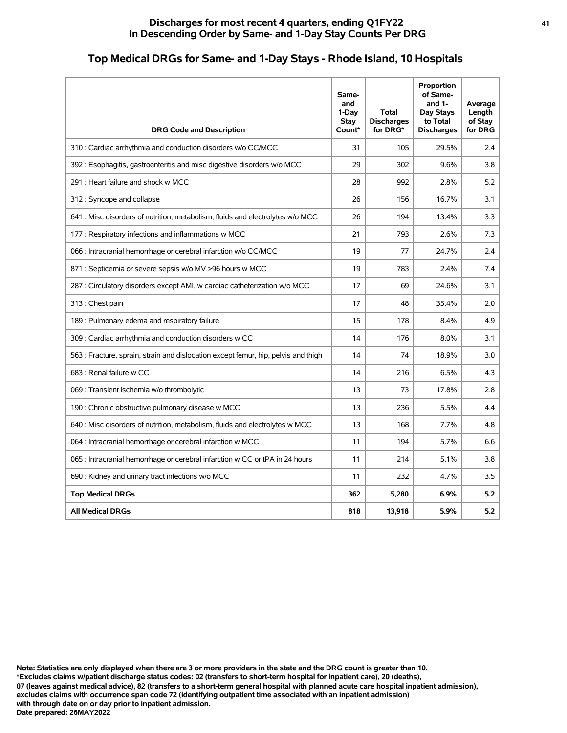## Discharges for most recent 4 quarters, ending Q1FY22
## In Descending Order by Same- and 1-Day Stay Counts Per DRG

# Top Medical DRGs for Same- and 1-Day Stays - Rhode Island, 10 Hospitals

| DRG Code and Description | Same- and 1-Day Stay Count* | Total Discharges for DRG* | Proportion of Same- and 1- Day Stays to Total Discharges | Average Length of Stay for DRG |
|---|---|---|---|---|
| 310 : Cardiac arrhythmia and conduction disorders w/o CC/MCC | 31 | 105 | 29.5% | 2.4 |
| 392 : Esophagitis, gastroenteritis and misc digestive disorders w/o MCC | 29 | 302 | 9.6% | 3.8 |
| 291 : Heart failure and shock w MCC | 28 | 992 | 2.8% | 5.2 |
| 312 : Syncope and collapse | 26 | 156 | 16.7% | 3.1 |
| 641 : Misc disorders of nutrition, metabolism, fluids and electrolytes w/o MCC | 26 | 194 | 13.4% | 3.3 |
| 177 : Respiratory infections and inflammations w MCC | 21 | 793 | 2.6% | 7.3 |
| 066 : Intracranial hemorrhage or cerebral infarction w/o CC/MCC | 19 | 77 | 24.7% | 2.4 |
| 871 : Septicemia or severe sepsis w/o MV >96 hours w MCC | 19 | 783 | 2.4% | 7.4 |
| 287 : Circulatory disorders except AMI, w cardiac catheterization w/o MCC | 17 | 69 | 24.6% | 3.1 |
| 313 : Chest pain | 17 | 48 | 35.4% | 2.0 |
| 189 : Pulmonary edema and respiratory failure | 15 | 178 | 8.4% | 4.9 |
| 309 : Cardiac arrhythmia and conduction disorders w CC | 14 | 176 | 8.0% | 3.1 |
| 563 : Fracture, sprain, strain and dislocation except femur, hip, pelvis and thigh | 14 | 74 | 18.9% | 3.0 |
| 683 : Renal failure w CC | 14 | 216 | 6.5% | 4.3 |
| 069 : Transient ischemia w/o thrombolytic | 13 | 73 | 17.8% | 2.8 |
| 190 : Chronic obstructive pulmonary disease w MCC | 13 | 236 | 5.5% | 4.4 |
| 640 : Misc disorders of nutrition, metabolism, fluids and electrolytes w MCC | 13 | 168 | 7.7% | 4.8 |
| 064 : Intracranial hemorrhage or cerebral infarction w MCC | 11 | 194 | 5.7% | 6.6 |
| 065 : Intracranial hemorrhage or cerebral infarction w CC or tPA in 24 hours | 11 | 214 | 5.1% | 3.8 |
| 690 : Kidney and urinary tract infections w/o MCC | 11 | 232 | 4.7% | 3.5 |
| **Top Medical DRGs** | **362** | **5,280** | **6.9%** | **5.2** |
| **All Medical DRGs** | **818** | **13,918** | **5.9%** | **5.2** |

**Note: Statistics are only displayed when there are 3 or more providers in the state and the DRG count is greater than 10.**
**\*Excludes claims w/patient discharge status codes: 02 (transfers to short-term hospital for inpatient care), 20 (deaths), 07 (leaves against medical advice), 82 (transfers to a short-term general hospital with planned acute care hospital inpatient admission), excludes claims with occurrence span code 72 (identifying outpatient time associated with an inpatient admission) with through date on or day prior to inpatient admission.**
**Date prepared: 26MAY2022**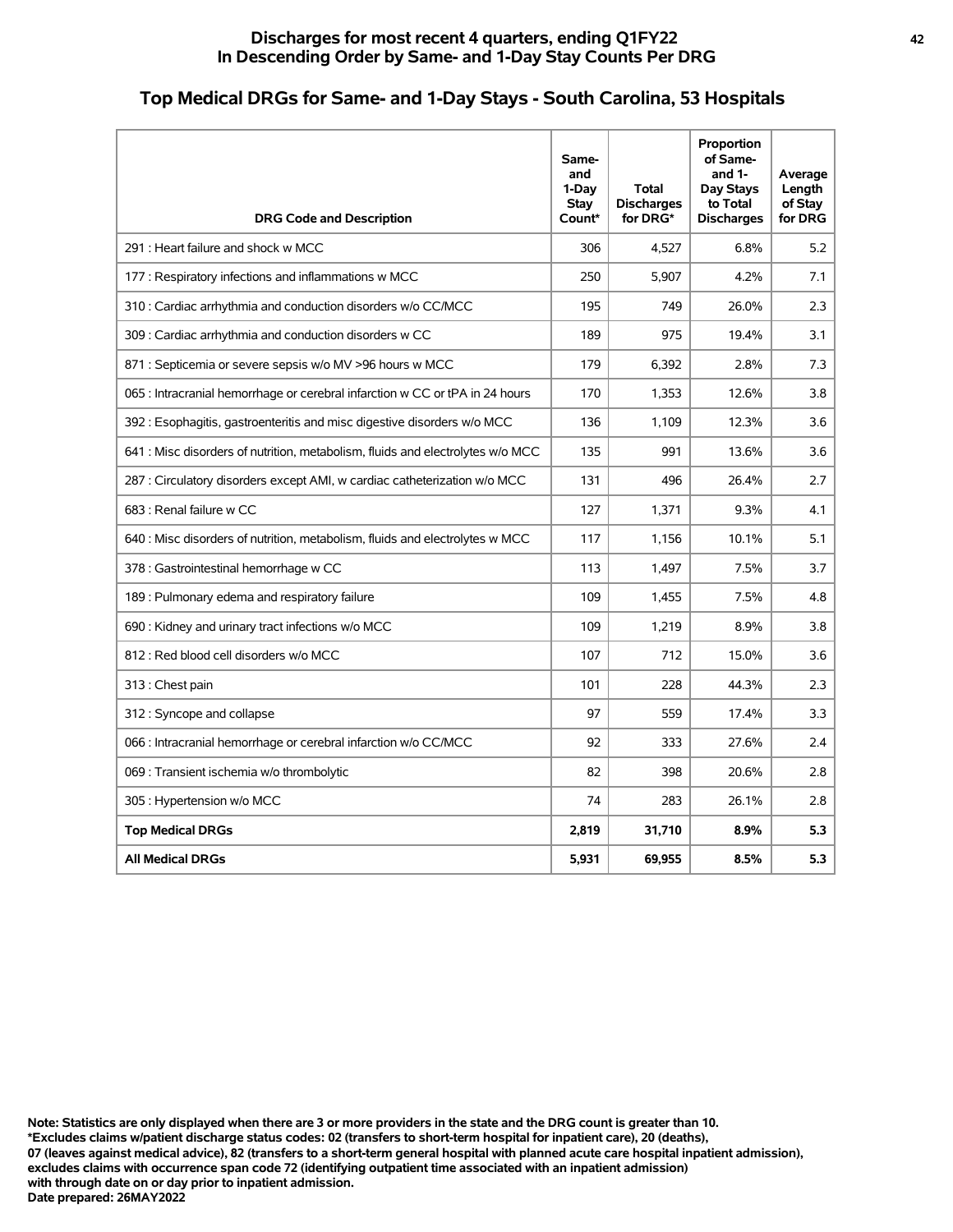## Discharges for most recent 4 quarters, ending Q1FY22
## In Descending Order by Same- and 1-Day Stay Counts Per DRG

# Top Medical DRGs for Same- and 1-Day Stays - South Carolina, 53 Hospitals

| DRG Code and Description | Same- and 1-Day Stay Count* | Total Discharges for DRG* | Proportion of Same- and 1-Day Stays to Total Discharges | Average Length of Stay for DRG |
|---|---|---|---|---|
| 291 : Heart failure and shock w MCC | 306 | 4,527 | 6.8% | 5.2 |
| 177 : Respiratory infections and inflammations w MCC | 250 | 5,907 | 4.2% | 7.1 |
| 310 : Cardiac arrhythmia and conduction disorders w/o CC/MCC | 195 | 749 | 26.0% | 2.3 |
| 309 : Cardiac arrhythmia and conduction disorders w CC | 189 | 975 | 19.4% | 3.1 |
| 871 : Septicemia or severe sepsis w/o MV >96 hours w MCC | 179 | 6,392 | 2.8% | 7.3 |
| 065 : Intracranial hemorrhage or cerebral infarction w CC or tPA in 24 hours | 170 | 1,353 | 12.6% | 3.8 |
| 392 : Esophagitis, gastroenteritis and misc digestive disorders w/o MCC | 136 | 1,109 | 12.3% | 3.6 |
| 641 : Misc disorders of nutrition, metabolism, fluids and electrolytes w/o MCC | 135 | 991 | 13.6% | 3.6 |
| 287 : Circulatory disorders except AMI, w cardiac catheterization w/o MCC | 131 | 496 | 26.4% | 2.7 |
| 683 : Renal failure w CC | 127 | 1,371 | 9.3% | 4.1 |
| 640 : Misc disorders of nutrition, metabolism, fluids and electrolytes w MCC | 117 | 1,156 | 10.1% | 5.1 |
| 378 : Gastrointestinal hemorrhage w CC | 113 | 1,497 | 7.5% | 3.7 |
| 189 : Pulmonary edema and respiratory failure | 109 | 1,455 | 7.5% | 4.8 |
| 690 : Kidney and urinary tract infections w/o MCC | 109 | 1,219 | 8.9% | 3.8 |
| 812 : Red blood cell disorders w/o MCC | 107 | 712 | 15.0% | 3.6 |
| 313 : Chest pain | 101 | 228 | 44.3% | 2.3 |
| 312 : Syncope and collapse | 97 | 559 | 17.4% | 3.3 |
| 066 : Intracranial hemorrhage or cerebral infarction w/o CC/MCC | 92 | 333 | 27.6% | 2.4 |
| 069 : Transient ischemia w/o thrombolytic | 82 | 398 | 20.6% | 2.8 |
| 305 : Hypertension w/o MCC | 74 | 283 | 26.1% | 2.8 |
| **Top Medical DRGs** | **2,819** | **31,710** | **8.9%** | **5.3** |
| **All Medical DRGs** | **5,931** | **69,955** | **8.5%** | **5.3** |

**Note: Statistics are only displayed when there are 3 or more providers in the state and the DRG count is greater than 10.**
**\*Excludes claims w/patient discharge status codes: 02 (transfers to short-term hospital for inpatient care), 20 (deaths),**
**07 (leaves against medical advice), 82 (transfers to a short-term general hospital with planned acute care hospital inpatient admission),**
**excludes claims with occurrence span code 72 (identifying outpatient time associated with an inpatient admission)**
**with through date on or day prior to inpatient admission.**
**Date prepared: 26MAY2022**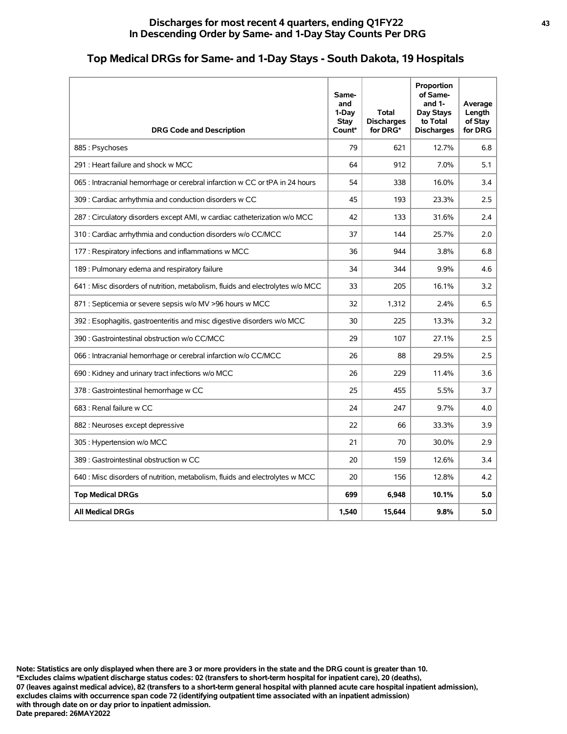**Discharges for most recent 4 quarters, ending Q1FY22**
**In Descending Order by Same- and 1-Day Stay Counts Per DRG**

## Top Medical DRGs for Same- and 1-Day Stays - South Dakota, 19 Hospitals

| DRG Code and Description | Same- and 1-Day Stay Count* | Total Discharges for DRG* | Proportion of Same- and 1-Day Stays to Total Discharges | Average Length of Stay for DRG |
|---|---|---|---|---|
| 885 : Psychoses | 79 | 621 | 12.7% | 6.8 |
| 291 : Heart failure and shock w MCC | 64 | 912 | 7.0% | 5.1 |
| 065 : Intracranial hemorrhage or cerebral infarction w CC or tPA in 24 hours | 54 | 338 | 16.0% | 3.4 |
| 309 : Cardiac arrhythmia and conduction disorders w CC | 45 | 193 | 23.3% | 2.5 |
| 287 : Circulatory disorders except AMI, w cardiac catheterization w/o MCC | 42 | 133 | 31.6% | 2.4 |
| 310 : Cardiac arrhythmia and conduction disorders w/o CC/MCC | 37 | 144 | 25.7% | 2.0 |
| 177 : Respiratory infections and inflammations w MCC | 36 | 944 | 3.8% | 6.8 |
| 189 : Pulmonary edema and respiratory failure | 34 | 344 | 9.9% | 4.6 |
| 641 : Misc disorders of nutrition, metabolism, fluids and electrolytes w/o MCC | 33 | 205 | 16.1% | 3.2 |
| 871 : Septicemia or severe sepsis w/o MV >96 hours w MCC | 32 | 1,312 | 2.4% | 6.5 |
| 392 : Esophagitis, gastroenteritis and misc digestive disorders w/o MCC | 30 | 225 | 13.3% | 3.2 |
| 390 : Gastrointestinal obstruction w/o CC/MCC | 29 | 107 | 27.1% | 2.5 |
| 066 : Intracranial hemorrhage or cerebral infarction w/o CC/MCC | 26 | 88 | 29.5% | 2.5 |
| 690 : Kidney and urinary tract infections w/o MCC | 26 | 229 | 11.4% | 3.6 |
| 378 : Gastrointestinal hemorrhage w CC | 25 | 455 | 5.5% | 3.7 |
| 683 : Renal failure w CC | 24 | 247 | 9.7% | 4.0 |
| 882 : Neuroses except depressive | 22 | 66 | 33.3% | 3.9 |
| 305 : Hypertension w/o MCC | 21 | 70 | 30.0% | 2.9 |
| 389 : Gastrointestinal obstruction w CC | 20 | 159 | 12.6% | 3.4 |
| 640 : Misc disorders of nutrition, metabolism, fluids and electrolytes w MCC | 20 | 156 | 12.8% | 4.2 |
| **Top Medical DRGs** | **699** | **6,948** | **10.1%** | **5.0** |
| **All Medical DRGs** | **1,540** | **15,644** | **9.8%** | **5.0** |

**Note: Statistics are only displayed when there are 3 or more providers in the state and the DRG count is greater than 10.**
**\*Excludes claims w/patient discharge status codes: 02 (transfers to short-term hospital for inpatient care), 20 (deaths), 07 (leaves against medical advice), 82 (transfers to a short-term general hospital with planned acute care hospital inpatient admission), excludes claims with occurrence span code 72 (identifying outpatient time associated with an inpatient admission) with through date on or day prior to inpatient admission.**
**Date prepared: 26MAY2022**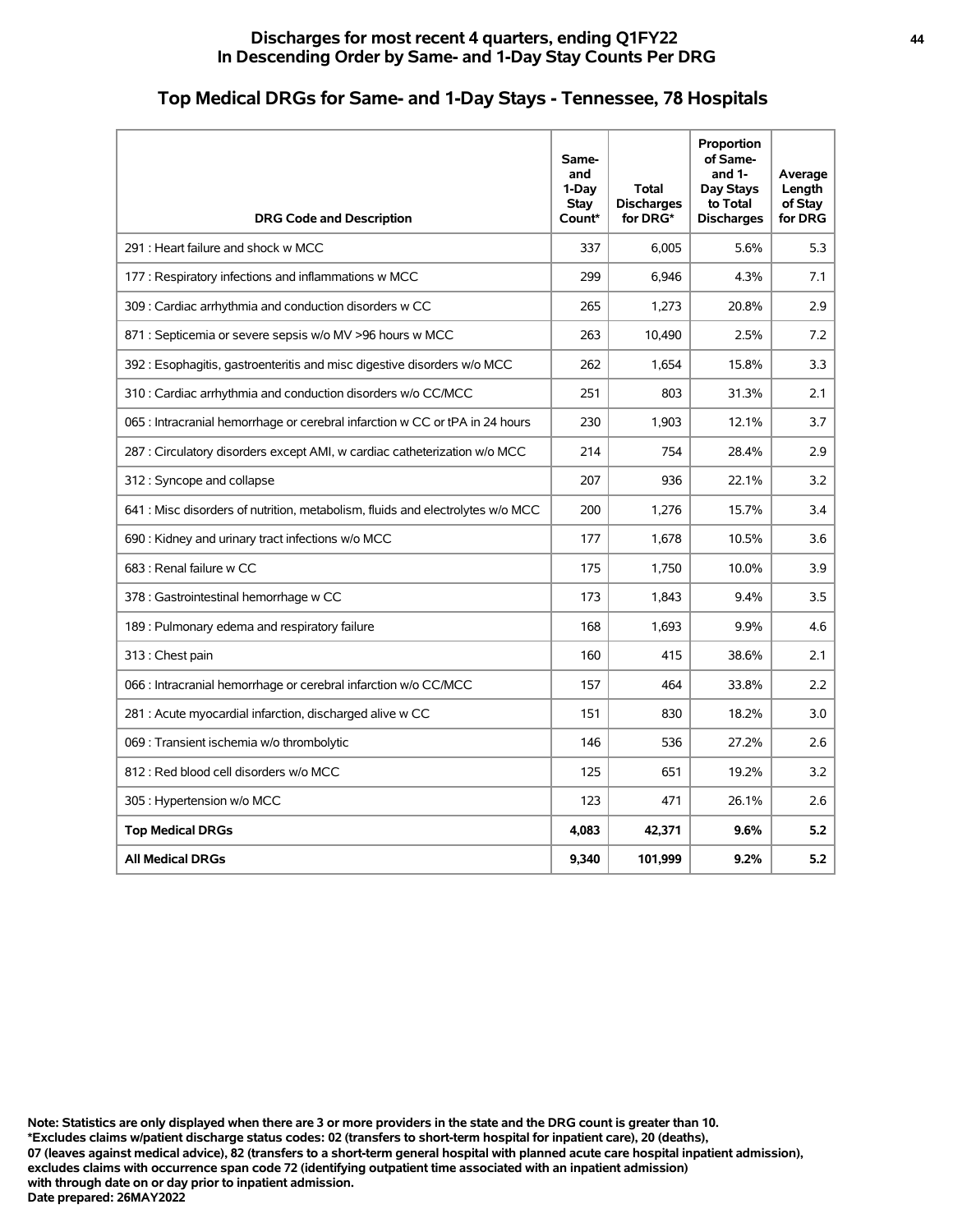## Discharges for most recent 4 quarters, ending Q1FY22
## In Descending Order by Same- and 1-Day Stay Counts Per DRG

# Top Medical DRGs for Same- and 1-Day Stays - Tennessee, 78 Hospitals

| DRG Code and Description | Same- and 1-Day Stay Count* | Total Discharges for DRG* | Proportion of Same- and 1-Day Stays to Total Discharges | Average Length of Stay for DRG |
|---|---|---|---|---|
| 291 : Heart failure and shock w MCC | 337 | 6,005 | 5.6% | 5.3 |
| 177 : Respiratory infections and inflammations w MCC | 299 | 6,946 | 4.3% | 7.1 |
| 309 : Cardiac arrhythmia and conduction disorders w CC | 265 | 1,273 | 20.8% | 2.9 |
| 871 : Septicemia or severe sepsis w/o MV >96 hours w MCC | 263 | 10,490 | 2.5% | 7.2 |
| 392 : Esophagitis, gastroenteritis and misc digestive disorders w/o MCC | 262 | 1,654 | 15.8% | 3.3 |
| 310 : Cardiac arrhythmia and conduction disorders w/o CC/MCC | 251 | 803 | 31.3% | 2.1 |
| 065 : Intracranial hemorrhage or cerebral infarction w CC or tPA in 24 hours | 230 | 1,903 | 12.1% | 3.7 |
| 287 : Circulatory disorders except AMI, w cardiac catheterization w/o MCC | 214 | 754 | 28.4% | 2.9 |
| 312 : Syncope and collapse | 207 | 936 | 22.1% | 3.2 |
| 641 : Misc disorders of nutrition, metabolism, fluids and electrolytes w/o MCC | 200 | 1,276 | 15.7% | 3.4 |
| 690 : Kidney and urinary tract infections w/o MCC | 177 | 1,678 | 10.5% | 3.6 |
| 683 : Renal failure w CC | 175 | 1,750 | 10.0% | 3.9 |
| 378 : Gastrointestinal hemorrhage w CC | 173 | 1,843 | 9.4% | 3.5 |
| 189 : Pulmonary edema and respiratory failure | 168 | 1,693 | 9.9% | 4.6 |
| 313 : Chest pain | 160 | 415 | 38.6% | 2.1 |
| 066 : Intracranial hemorrhage or cerebral infarction w/o CC/MCC | 157 | 464 | 33.8% | 2.2 |
| 281 : Acute myocardial infarction, discharged alive w CC | 151 | 830 | 18.2% | 3.0 |
| 069 : Transient ischemia w/o thrombolytic | 146 | 536 | 27.2% | 2.6 |
| 812 : Red blood cell disorders w/o MCC | 125 | 651 | 19.2% | 3.2 |
| 305 : Hypertension w/o MCC | 123 | 471 | 26.1% | 2.6 |
| **Top Medical DRGs** | **4,083** | **42,371** | **9.6%** | **5.2** |
| **All Medical DRGs** | **9,340** | **101,999** | **9.2%** | **5.2** |

**Note: Statistics are only displayed when there are 3 or more providers in the state and the DRG count is greater than 10.**
**\*Excludes claims w/patient discharge status codes: 02 (transfers to short-term hospital for inpatient care), 20 (deaths), 07 (leaves against medical advice), 82 (transfers to a short-term general hospital with planned acute care hospital inpatient admission), excludes claims with occurrence span code 72 (identifying outpatient time associated with an inpatient admission) with through date on or day prior to inpatient admission.**
**Date prepared: 26MAY2022**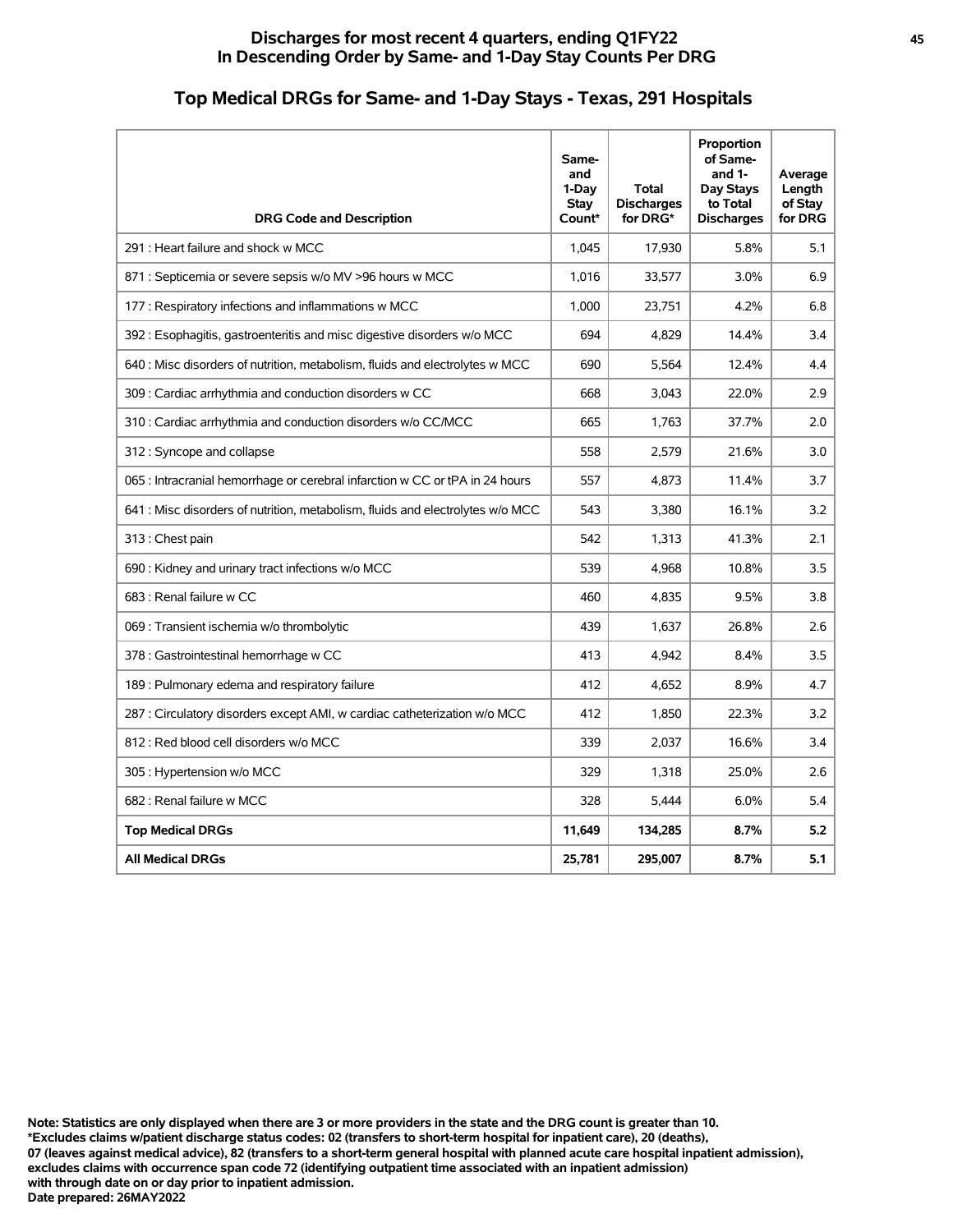## Discharges for most recent 4 quarters, ending Q1FY22
## In Descending Order by Same- and 1-Day Stay Counts Per DRG

### Top Medical DRGs for Same- and 1-Day Stays - Texas, 291 Hospitals

| DRG Code and Description | Same- and 1-Day Stay Count* | Total Discharges for DRG* | Proportion of Same- and 1-Day Stays to Total Discharges | Average Length of Stay for DRG |
|---|---|---|---|---|
| 291 : Heart failure and shock w MCC | 1,045 | 17,930 | 5.8% | 5.1 |
| 871 : Septicemia or severe sepsis w/o MV >96 hours w MCC | 1,016 | 33,577 | 3.0% | 6.9 |
| 177 : Respiratory infections and inflammations w MCC | 1,000 | 23,751 | 4.2% | 6.8 |
| 392 : Esophagitis, gastroenteritis and misc digestive disorders w/o MCC | 694 | 4,829 | 14.4% | 3.4 |
| 640 : Misc disorders of nutrition, metabolism, fluids and electrolytes w MCC | 690 | 5,564 | 12.4% | 4.4 |
| 309 : Cardiac arrhythmia and conduction disorders w CC | 668 | 3,043 | 22.0% | 2.9 |
| 310 : Cardiac arrhythmia and conduction disorders w/o CC/MCC | 665 | 1,763 | 37.7% | 2.0 |
| 312 : Syncope and collapse | 558 | 2,579 | 21.6% | 3.0 |
| 065 : Intracranial hemorrhage or cerebral infarction w CC or tPA in 24 hours | 557 | 4,873 | 11.4% | 3.7 |
| 641 : Misc disorders of nutrition, metabolism, fluids and electrolytes w/o MCC | 543 | 3,380 | 16.1% | 3.2 |
| 313 : Chest pain | 542 | 1,313 | 41.3% | 2.1 |
| 690 : Kidney and urinary tract infections w/o MCC | 539 | 4,968 | 10.8% | 3.5 |
| 683 : Renal failure w CC | 460 | 4,835 | 9.5% | 3.8 |
| 069 : Transient ischemia w/o thrombolytic | 439 | 1,637 | 26.8% | 2.6 |
| 378 : Gastrointestinal hemorrhage w CC | 413 | 4,942 | 8.4% | 3.5 |
| 189 : Pulmonary edema and respiratory failure | 412 | 4,652 | 8.9% | 4.7 |
| 287 : Circulatory disorders except AMI, w cardiac catheterization w/o MCC | 412 | 1,850 | 22.3% | 3.2 |
| 812 : Red blood cell disorders w/o MCC | 339 | 2,037 | 16.6% | 3.4 |
| 305 : Hypertension w/o MCC | 329 | 1,318 | 25.0% | 2.6 |
| 682 : Renal failure w MCC | 328 | 5,444 | 6.0% | 5.4 |
| **Top Medical DRGs** | **11,649** | **134,285** | **8.7%** | **5.2** |
| **All Medical DRGs** | **25,781** | **295,007** | **8.7%** | **5.1** |

**Note: Statistics are only displayed when there are 3 or more providers in the state and the DRG count is greater than 10.**
**\*Excludes claims w/patient discharge status codes: 02 (transfers to short-term hospital for inpatient care), 20 (deaths), 07 (leaves against medical advice), 82 (transfers to a short-term general hospital with planned acute care hospital inpatient admission), excludes claims with occurrence span code 72 (identifying outpatient time associated with an inpatient admission) with through date on or day prior to inpatient admission.**
**Date prepared: 26MAY2022**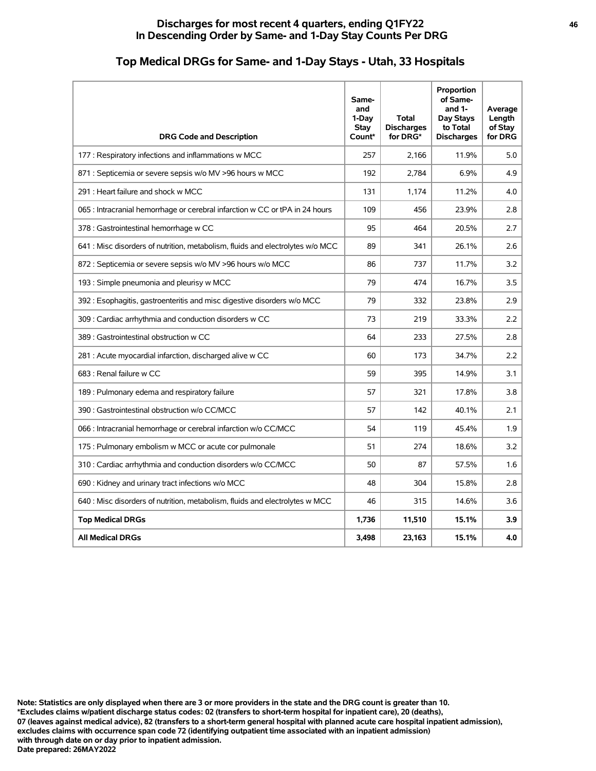## Discharges for most recent 4 quarters, ending Q1FY22
## In Descending Order by Same- and 1-Day Stay Counts Per DRG

### Top Medical DRGs for Same- and 1-Day Stays - Utah, 33 Hospitals

| DRG Code and Description | Same- and 1-Day Stay Count* | Total Discharges for DRG* | Proportion of Same- and 1-Day Stays to Total Discharges | Average Length of Stay for DRG |
|---|---|---|---|---|
| 177 : Respiratory infections and inflammations w MCC | 257 | 2,166 | 11.9% | 5.0 |
| 871 : Septicemia or severe sepsis w/o MV >96 hours w MCC | 192 | 2,784 | 6.9% | 4.9 |
| 291 : Heart failure and shock w MCC | 131 | 1,174 | 11.2% | 4.0 |
| 065 : Intracranial hemorrhage or cerebral infarction w CC or tPA in 24 hours | 109 | 456 | 23.9% | 2.8 |
| 378 : Gastrointestinal hemorrhage w CC | 95 | 464 | 20.5% | 2.7 |
| 641 : Misc disorders of nutrition, metabolism, fluids and electrolytes w/o MCC | 89 | 341 | 26.1% | 2.6 |
| 872 : Septicemia or severe sepsis w/o MV >96 hours w/o MCC | 86 | 737 | 11.7% | 3.2 |
| 193 : Simple pneumonia and pleurisy w MCC | 79 | 474 | 16.7% | 3.5 |
| 392 : Esophagitis, gastroenteritis and misc digestive disorders w/o MCC | 79 | 332 | 23.8% | 2.9 |
| 309 : Cardiac arrhythmia and conduction disorders w CC | 73 | 219 | 33.3% | 2.2 |
| 389 : Gastrointestinal obstruction w CC | 64 | 233 | 27.5% | 2.8 |
| 281 : Acute myocardial infarction, discharged alive w CC | 60 | 173 | 34.7% | 2.2 |
| 683 : Renal failure w CC | 59 | 395 | 14.9% | 3.1 |
| 189 : Pulmonary edema and respiratory failure | 57 | 321 | 17.8% | 3.8 |
| 390 : Gastrointestinal obstruction w/o CC/MCC | 57 | 142 | 40.1% | 2.1 |
| 066 : Intracranial hemorrhage or cerebral infarction w/o CC/MCC | 54 | 119 | 45.4% | 1.9 |
| 175 : Pulmonary embolism w MCC or acute cor pulmonale | 51 | 274 | 18.6% | 3.2 |
| 310 : Cardiac arrhythmia and conduction disorders w/o CC/MCC | 50 | 87 | 57.5% | 1.6 |
| 690 : Kidney and urinary tract infections w/o MCC | 48 | 304 | 15.8% | 2.8 |
| 640 : Misc disorders of nutrition, metabolism, fluids and electrolytes w MCC | 46 | 315 | 14.6% | 3.6 |
| **Top Medical DRGs** | **1,736** | **11,510** | **15.1%** | **3.9** |
| **All Medical DRGs** | **3,498** | **23,163** | **15.1%** | **4.0** |

**Note: Statistics are only displayed when there are 3 or more providers in the state and the DRG count is greater than 10.**
**\*Excludes claims w/patient discharge status codes: 02 (transfers to short-term hospital for inpatient care), 20 (deaths), 07 (leaves against medical advice), 82 (transfers to a short-term general hospital with planned acute care hospital inpatient admission), excludes claims with occurrence span code 72 (identifying outpatient time associated with an inpatient admission) with through date on or day prior to inpatient admission.**
**Date prepared: 26MAY2022**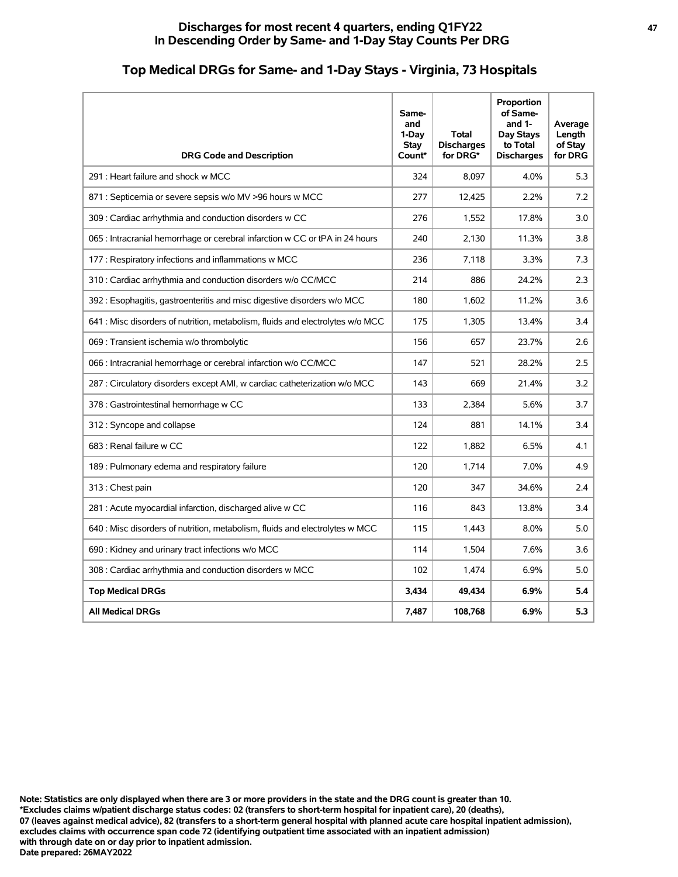## Discharges for most recent 4 quarters, ending Q1FY22
## In Descending Order by Same- and 1-Day Stay Counts Per DRG

### Top Medical DRGs for Same- and 1-Day Stays - Virginia, 73 Hospitals

| DRG Code and Description | Same- and 1-Day Stay Count* | Total Discharges for DRG* | Proportion of Same- and 1- Day Stays to Total Discharges | Average Length of Stay for DRG |
|---|---|---|---|---|
| 291 : Heart failure and shock w MCC | 324 | 8,097 | 4.0% | 5.3 |
| 871 : Septicemia or severe sepsis w/o MV >96 hours w MCC | 277 | 12,425 | 2.2% | 7.2 |
| 309 : Cardiac arrhythmia and conduction disorders w CC | 276 | 1,552 | 17.8% | 3.0 |
| 065 : Intracranial hemorrhage or cerebral infarction w CC or tPA in 24 hours | 240 | 2,130 | 11.3% | 3.8 |
| 177 : Respiratory infections and inflammations w MCC | 236 | 7,118 | 3.3% | 7.3 |
| 310 : Cardiac arrhythmia and conduction disorders w/o CC/MCC | 214 | 886 | 24.2% | 2.3 |
| 392 : Esophagitis, gastroenteritis and misc digestive disorders w/o MCC | 180 | 1,602 | 11.2% | 3.6 |
| 641 : Misc disorders of nutrition, metabolism, fluids and electrolytes w/o MCC | 175 | 1,305 | 13.4% | 3.4 |
| 069 : Transient ischemia w/o thrombolytic | 156 | 657 | 23.7% | 2.6 |
| 066 : Intracranial hemorrhage or cerebral infarction w/o CC/MCC | 147 | 521 | 28.2% | 2.5 |
| 287 : Circulatory disorders except AMI, w cardiac catheterization w/o MCC | 143 | 669 | 21.4% | 3.2 |
| 378 : Gastrointestinal hemorrhage w CC | 133 | 2,384 | 5.6% | 3.7 |
| 312 : Syncope and collapse | 124 | 881 | 14.1% | 3.4 |
| 683 : Renal failure w CC | 122 | 1,882 | 6.5% | 4.1 |
| 189 : Pulmonary edema and respiratory failure | 120 | 1,714 | 7.0% | 4.9 |
| 313 : Chest pain | 120 | 347 | 34.6% | 2.4 |
| 281 : Acute myocardial infarction, discharged alive w CC | 116 | 843 | 13.8% | 3.4 |
| 640 : Misc disorders of nutrition, metabolism, fluids and electrolytes w MCC | 115 | 1,443 | 8.0% | 5.0 |
| 690 : Kidney and urinary tract infections w/o MCC | 114 | 1,504 | 7.6% | 3.6 |
| 308 : Cardiac arrhythmia and conduction disorders w MCC | 102 | 1,474 | 6.9% | 5.0 |
| **Top Medical DRGs** | **3,434** | **49,434** | **6.9%** | **5.4** |
| **All Medical DRGs** | **7,487** | **108,768** | **6.9%** | **5.3** |

**Note: Statistics are only displayed when there are 3 or more providers in the state and the DRG count is greater than 10.**
**\*Excludes claims w/patient discharge status codes: 02 (transfers to short-term hospital for inpatient care), 20 (deaths), 07 (leaves against medical advice), 82 (transfers to a short-term general hospital with planned acute care hospital inpatient admission), excludes claims with occurrence span code 72 (identifying outpatient time associated with an inpatient admission) with through date on or day prior to inpatient admission.**
**Date prepared: 26MAY2022**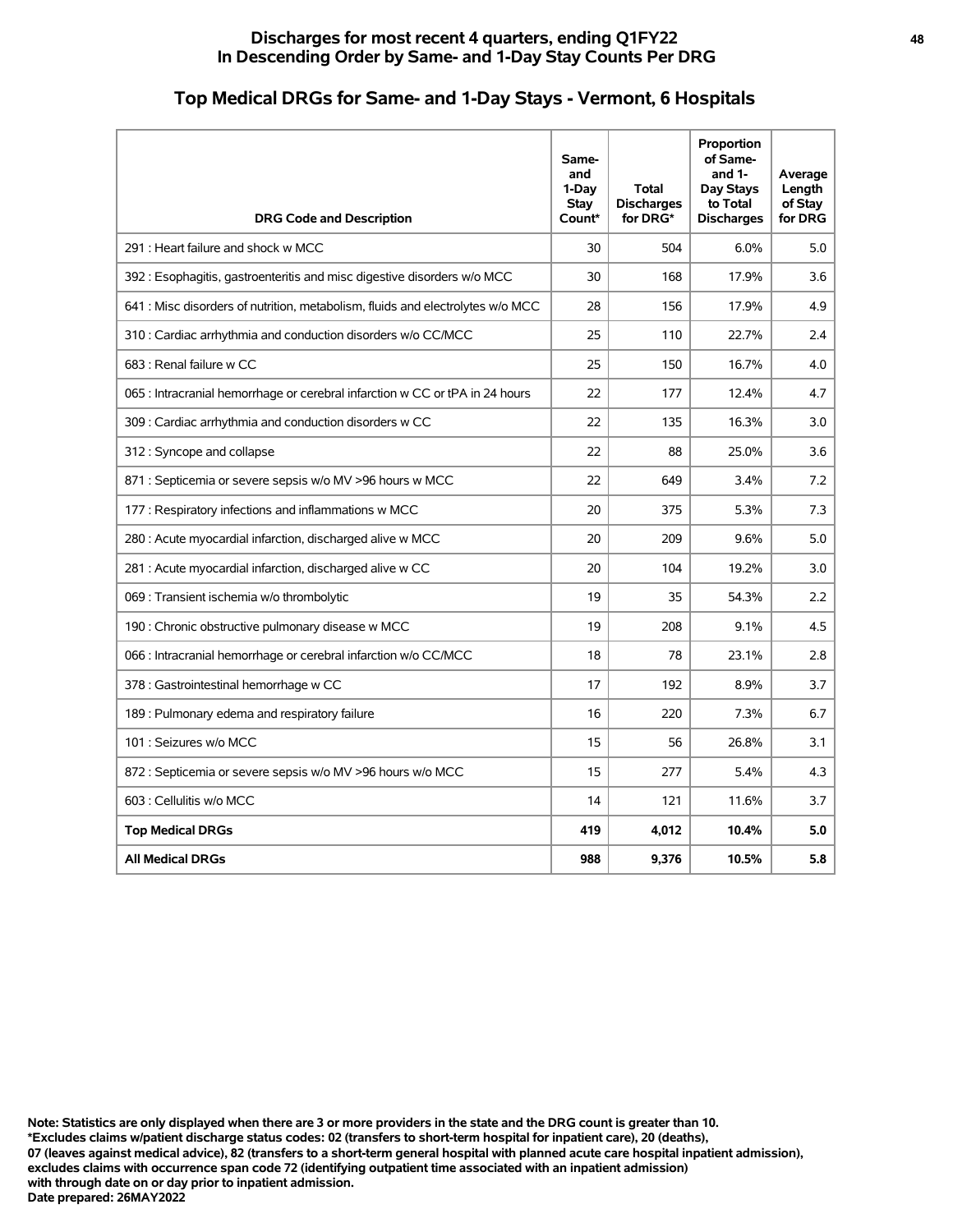## Discharges for most recent 4 quarters, ending Q1FY22
## In Descending Order by Same- and 1-Day Stay Counts Per DRG

## Top Medical DRGs for Same- and 1-Day Stays - Vermont, 6 Hospitals

| DRG Code and Description | Same- and 1-Day Stay Count* | Total Discharges for DRG* | Proportion of Same- and 1-Day Stays to Total Discharges | Average Length of Stay for DRG |
|---|---|---|---|---|
| 291 : Heart failure and shock w MCC | 30 | 504 | 6.0% | 5.0 |
| 392 : Esophagitis, gastroenteritis and misc digestive disorders w/o MCC | 30 | 168 | 17.9% | 3.6 |
| 641 : Misc disorders of nutrition, metabolism, fluids and electrolytes w/o MCC | 28 | 156 | 17.9% | 4.9 |
| 310 : Cardiac arrhythmia and conduction disorders w/o CC/MCC | 25 | 110 | 22.7% | 2.4 |
| 683 : Renal failure w CC | 25 | 150 | 16.7% | 4.0 |
| 065 : Intracranial hemorrhage or cerebral infarction w CC or tPA in 24 hours | 22 | 177 | 12.4% | 4.7 |
| 309 : Cardiac arrhythmia and conduction disorders w CC | 22 | 135 | 16.3% | 3.0 |
| 312 : Syncope and collapse | 22 | 88 | 25.0% | 3.6 |
| 871 : Septicemia or severe sepsis w/o MV >96 hours w MCC | 22 | 649 | 3.4% | 7.2 |
| 177 : Respiratory infections and inflammations w MCC | 20 | 375 | 5.3% | 7.3 |
| 280 : Acute myocardial infarction, discharged alive w MCC | 20 | 209 | 9.6% | 5.0 |
| 281 : Acute myocardial infarction, discharged alive w CC | 20 | 104 | 19.2% | 3.0 |
| 069 : Transient ischemia w/o thrombolytic | 19 | 35 | 54.3% | 2.2 |
| 190 : Chronic obstructive pulmonary disease w MCC | 19 | 208 | 9.1% | 4.5 |
| 066 : Intracranial hemorrhage or cerebral infarction w/o CC/MCC | 18 | 78 | 23.1% | 2.8 |
| 378 : Gastrointestinal hemorrhage w CC | 17 | 192 | 8.9% | 3.7 |
| 189 : Pulmonary edema and respiratory failure | 16 | 220 | 7.3% | 6.7 |
| 101 : Seizures w/o MCC | 15 | 56 | 26.8% | 3.1 |
| 872 : Septicemia or severe sepsis w/o MV >96 hours w/o MCC | 15 | 277 | 5.4% | 4.3 |
| 603 : Cellulitis w/o MCC | 14 | 121 | 11.6% | 3.7 |
| **Top Medical DRGs** | **419** | **4,012** | **10.4%** | **5.0** |
| **All Medical DRGs** | **988** | **9,376** | **10.5%** | **5.8** |

**Note: Statistics are only displayed when there are 3 or more providers in the state and the DRG count is greater than 10.**
**\*Excludes claims w/patient discharge status codes: 02 (transfers to short-term hospital for inpatient care), 20 (deaths), 07 (leaves against medical advice), 82 (transfers to a short-term general hospital with planned acute care hospital inpatient admission), excludes claims with occurrence span code 72 (identifying outpatient time associated with an inpatient admission) with through date on or day prior to inpatient admission.**
**Date prepared: 26MAY2022**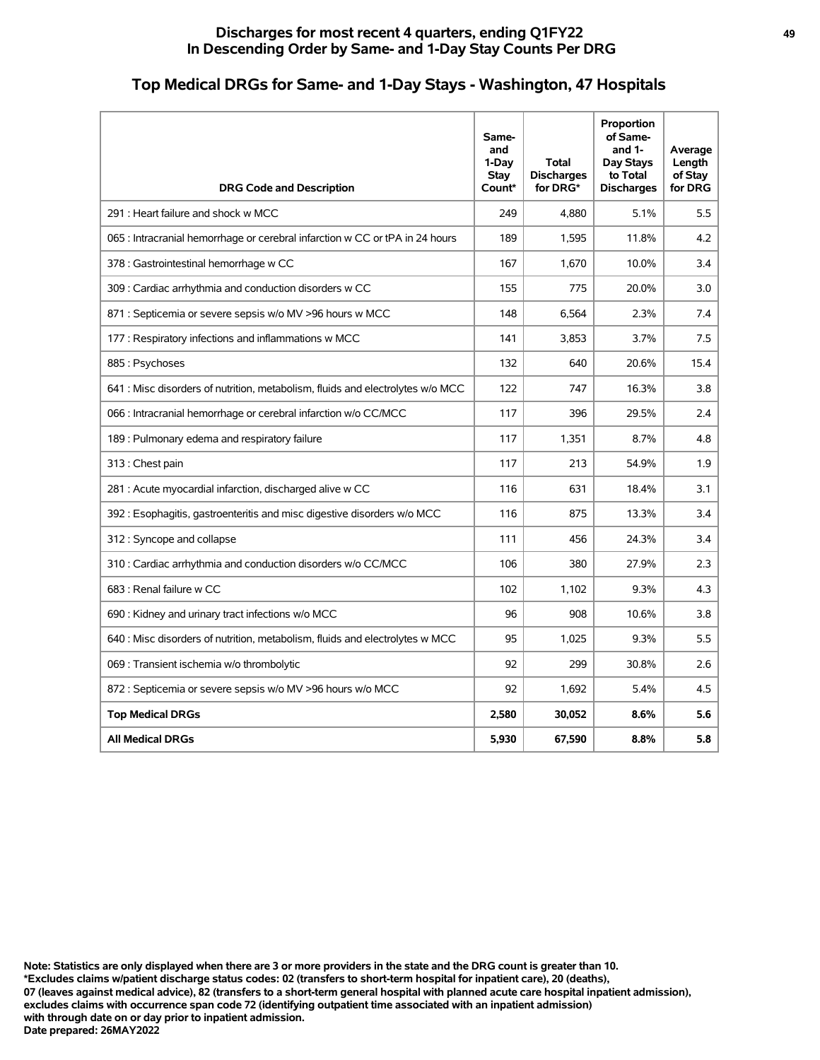## Discharges for most recent 4 quarters, ending Q1FY22
## In Descending Order by Same- and 1-Day Stay Counts Per DRG

### Top Medical DRGs for Same- and 1-Day Stays - Washington, 47 Hospitals

| DRG Code and Description | Same- and 1-Day Stay Count* | Total Discharges for DRG* | Proportion of Same- and 1-Day Stays to Total Discharges | Average Length of Stay for DRG |
|---|---|---|---|---|
| 291 : Heart failure and shock w MCC | 249 | 4,880 | 5.1% | 5.5 |
| 065 : Intracranial hemorrhage or cerebral infarction w CC or tPA in 24 hours | 189 | 1,595 | 11.8% | 4.2 |
| 378 : Gastrointestinal hemorrhage w CC | 167 | 1,670 | 10.0% | 3.4 |
| 309 : Cardiac arrhythmia and conduction disorders w CC | 155 | 775 | 20.0% | 3.0 |
| 871 : Septicemia or severe sepsis w/o MV >96 hours w MCC | 148 | 6,564 | 2.3% | 7.4 |
| 177 : Respiratory infections and inflammations w MCC | 141 | 3,853 | 3.7% | 7.5 |
| 885 : Psychoses | 132 | 640 | 20.6% | 15.4 |
| 641 : Misc disorders of nutrition, metabolism, fluids and electrolytes w/o MCC | 122 | 747 | 16.3% | 3.8 |
| 066 : Intracranial hemorrhage or cerebral infarction w/o CC/MCC | 117 | 396 | 29.5% | 2.4 |
| 189 : Pulmonary edema and respiratory failure | 117 | 1,351 | 8.7% | 4.8 |
| 313 : Chest pain | 117 | 213 | 54.9% | 1.9 |
| 281 : Acute myocardial infarction, discharged alive w CC | 116 | 631 | 18.4% | 3.1 |
| 392 : Esophagitis, gastroenteritis and misc digestive disorders w/o MCC | 116 | 875 | 13.3% | 3.4 |
| 312 : Syncope and collapse | 111 | 456 | 24.3% | 3.4 |
| 310 : Cardiac arrhythmia and conduction disorders w/o CC/MCC | 106 | 380 | 27.9% | 2.3 |
| 683 : Renal failure w CC | 102 | 1,102 | 9.3% | 4.3 |
| 690 : Kidney and urinary tract infections w/o MCC | 96 | 908 | 10.6% | 3.8 |
| 640 : Misc disorders of nutrition, metabolism, fluids and electrolytes w MCC | 95 | 1,025 | 9.3% | 5.5 |
| 069 : Transient ischemia w/o thrombolytic | 92 | 299 | 30.8% | 2.6 |
| 872 : Septicemia or severe sepsis w/o MV >96 hours w/o MCC | 92 | 1,692 | 5.4% | 4.5 |
| **Top Medical DRGs** | **2,580** | **30,052** | **8.6%** | **5.6** |
| **All Medical DRGs** | **5,930** | **67,590** | **8.8%** | **5.8** |

**Note: Statistics are only displayed when there are 3 or more providers in the state and the DRG count is greater than 10.**
**\*Excludes claims w/patient discharge status codes: 02 (transfers to short-term hospital for inpatient care), 20 (deaths), 07 (leaves against medical advice), 82 (transfers to a short-term general hospital with planned acute care hospital inpatient admission), excludes claims with occurrence span code 72 (identifying outpatient time associated with an inpatient admission) with through date on or day prior to inpatient admission.**
**Date prepared: 26MAY2022**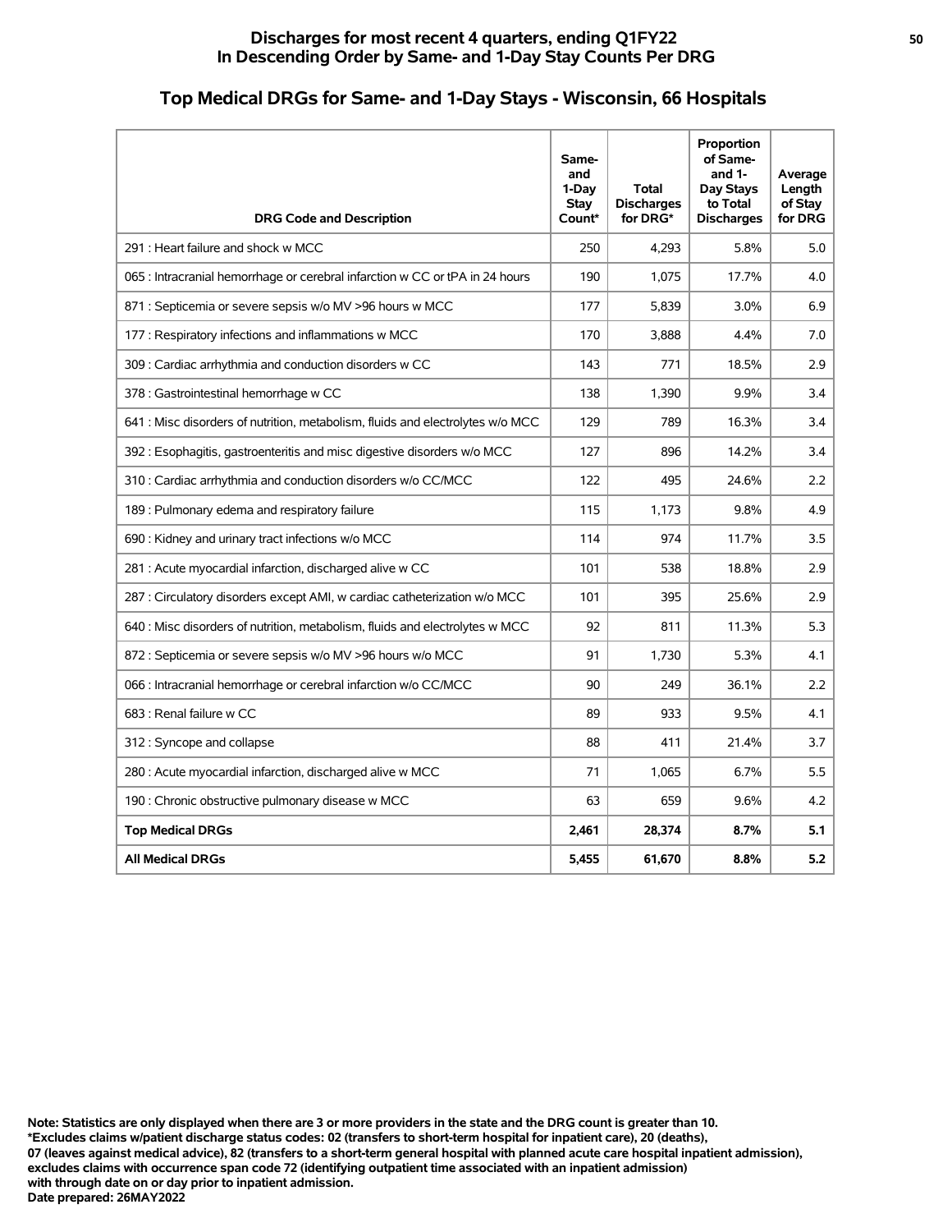# Discharges for most recent 4 quarters, ending Q1FY22
# In Descending Order by Same- and 1-Day Stay Counts Per DRG

## Top Medical DRGs for Same- and 1-Day Stays - Wisconsin, 66 Hospitals

| DRG Code and Description | Same- and 1-Day Stay Count* | Total Discharges for DRG* | Proportion of Same- and 1- Day Stays to Total Discharges | Average Length of Stay for DRG |
|---|---|---|---|---|
| 291 : Heart failure and shock w MCC | 250 | 4,293 | 5.8% | 5.0 |
| 065 : Intracranial hemorrhage or cerebral infarction w CC or tPA in 24 hours | 190 | 1,075 | 17.7% | 4.0 |
| 871 : Septicemia or severe sepsis w/o MV >96 hours w MCC | 177 | 5,839 | 3.0% | 6.9 |
| 177 : Respiratory infections and inflammations w MCC | 170 | 3,888 | 4.4% | 7.0 |
| 309 : Cardiac arrhythmia and conduction disorders w CC | 143 | 771 | 18.5% | 2.9 |
| 378 : Gastrointestinal hemorrhage w CC | 138 | 1,390 | 9.9% | 3.4 |
| 641 : Misc disorders of nutrition, metabolism, fluids and electrolytes w/o MCC | 129 | 789 | 16.3% | 3.4 |
| 392 : Esophagitis, gastroenteritis and misc digestive disorders w/o MCC | 127 | 896 | 14.2% | 3.4 |
| 310 : Cardiac arrhythmia and conduction disorders w/o CC/MCC | 122 | 495 | 24.6% | 2.2 |
| 189 : Pulmonary edema and respiratory failure | 115 | 1,173 | 9.8% | 4.9 |
| 690 : Kidney and urinary tract infections w/o MCC | 114 | 974 | 11.7% | 3.5 |
| 281 : Acute myocardial infarction, discharged alive w CC | 101 | 538 | 18.8% | 2.9 |
| 287 : Circulatory disorders except AMI, w cardiac catheterization w/o MCC | 101 | 395 | 25.6% | 2.9 |
| 640 : Misc disorders of nutrition, metabolism, fluids and electrolytes w MCC | 92 | 811 | 11.3% | 5.3 |
| 872 : Septicemia or severe sepsis w/o MV >96 hours w/o MCC | 91 | 1,730 | 5.3% | 4.1 |
| 066 : Intracranial hemorrhage or cerebral infarction w/o CC/MCC | 90 | 249 | 36.1% | 2.2 |
| 683 : Renal failure w CC | 89 | 933 | 9.5% | 4.1 |
| 312 : Syncope and collapse | 88 | 411 | 21.4% | 3.7 |
| 280 : Acute myocardial infarction, discharged alive w MCC | 71 | 1,065 | 6.7% | 5.5 |
| 190 : Chronic obstructive pulmonary disease w MCC | 63 | 659 | 9.6% | 4.2 |
| **Top Medical DRGs** | **2,461** | **28,374** | **8.7%** | **5.1** |
| **All Medical DRGs** | **5,455** | **61,670** | **8.8%** | **5.2** |

**Note: Statistics are only displayed when there are 3 or more providers in the state and the DRG count is greater than 10.**
**\*Excludes claims w/patient discharge status codes: 02 (transfers to short-term hospital for inpatient care), 20 (deaths), 07 (leaves against medical advice), 82 (transfers to a short-term general hospital with planned acute care hospital inpatient admission), excludes claims with occurrence span code 72 (identifying outpatient time associated with an inpatient admission) with through date on or day prior to inpatient admission.**
**Date prepared: 26MAY2022**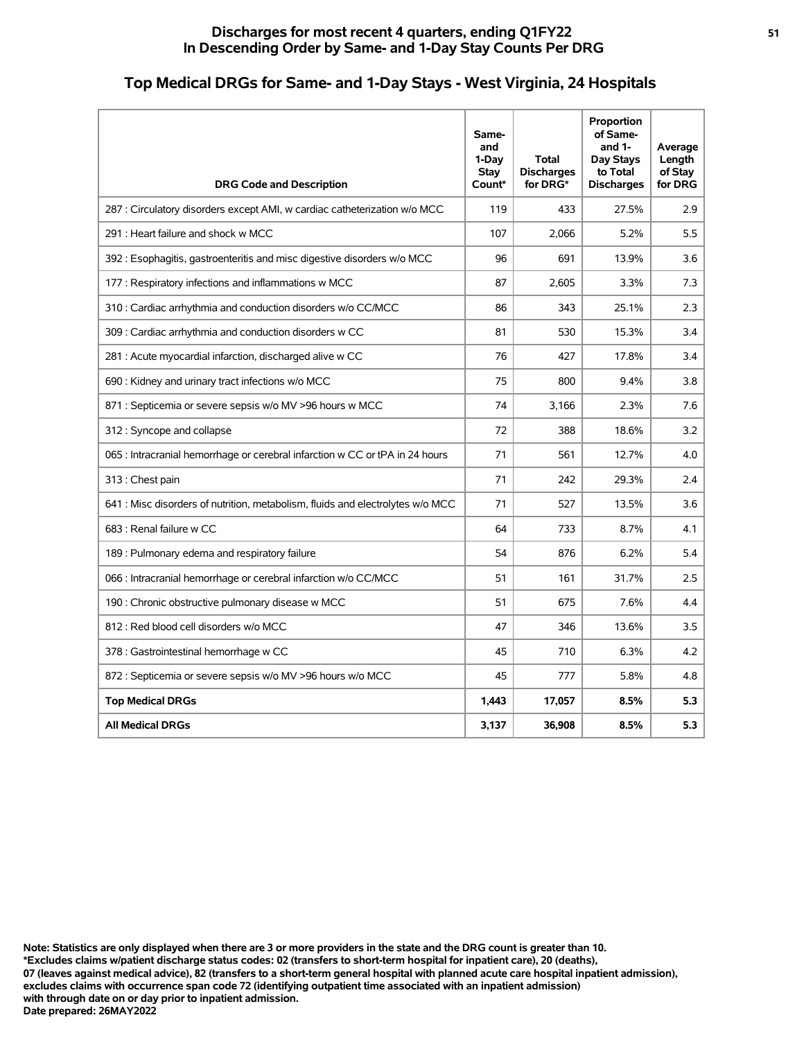# Discharges for most recent 4 quarters, ending Q1FY22
# In Descending Order by Same- and 1-Day Stay Counts Per DRG

## Top Medical DRGs for Same- and 1-Day Stays - West Virginia, 24 Hospitals

| DRG Code and Description | Same- and 1-Day Stay Count* | Total Discharges for DRG* | Proportion of Same- and 1-Day Stays to Total Discharges | Average Length of Stay for DRG |
|---|---|---|---|---|
| 287 : Circulatory disorders except AMI, w cardiac catheterization w/o MCC | 119 | 433 | 27.5% | 2.9 |
| 291 : Heart failure and shock w MCC | 107 | 2,066 | 5.2% | 5.5 |
| 392 : Esophagitis, gastroenteritis and misc digestive disorders w/o MCC | 96 | 691 | 13.9% | 3.6 |
| 177 : Respiratory infections and inflammations w MCC | 87 | 2,605 | 3.3% | 7.3 |
| 310 : Cardiac arrhythmia and conduction disorders w/o CC/MCC | 86 | 343 | 25.1% | 2.3 |
| 309 : Cardiac arrhythmia and conduction disorders w CC | 81 | 530 | 15.3% | 3.4 |
| 281 : Acute myocardial infarction, discharged alive w CC | 76 | 427 | 17.8% | 3.4 |
| 690 : Kidney and urinary tract infections w/o MCC | 75 | 800 | 9.4% | 3.8 |
| 871 : Septicemia or severe sepsis w/o MV >96 hours w MCC | 74 | 3,166 | 2.3% | 7.6 |
| 312 : Syncope and collapse | 72 | 388 | 18.6% | 3.2 |
| 065 : Intracranial hemorrhage or cerebral infarction w CC or tPA in 24 hours | 71 | 561 | 12.7% | 4.0 |
| 313 : Chest pain | 71 | 242 | 29.3% | 2.4 |
| 641 : Misc disorders of nutrition, metabolism, fluids and electrolytes w/o MCC | 71 | 527 | 13.5% | 3.6 |
| 683 : Renal failure w CC | 64 | 733 | 8.7% | 4.1 |
| 189 : Pulmonary edema and respiratory failure | 54 | 876 | 6.2% | 5.4 |
| 066 : Intracranial hemorrhage or cerebral infarction w/o CC/MCC | 51 | 161 | 31.7% | 2.5 |
| 190 : Chronic obstructive pulmonary disease w MCC | 51 | 675 | 7.6% | 4.4 |
| 812 : Red blood cell disorders w/o MCC | 47 | 346 | 13.6% | 3.5 |
| 378 : Gastrointestinal hemorrhage w CC | 45 | 710 | 6.3% | 4.2 |
| 872 : Septicemia or severe sepsis w/o MV >96 hours w/o MCC | 45 | 777 | 5.8% | 4.8 |
| **Top Medical DRGs** | **1,443** | **17,057** | **8.5%** | **5.3** |
| **All Medical DRGs** | **3,137** | **36,908** | **8.5%** | **5.3** |

**Note: Statistics are only displayed when there are 3 or more providers in the state and the DRG count is greater than 10.**
**\*Excludes claims w/patient discharge status codes: 02 (transfers to short-term hospital for inpatient care), 20 (deaths), 07 (leaves against medical advice), 82 (transfers to a short-term general hospital with planned acute care hospital inpatient admission), excludes claims with occurrence span code 72 (identifying outpatient time associated with an inpatient admission) with through date on or day prior to inpatient admission.**
**Date prepared: 26MAY2022**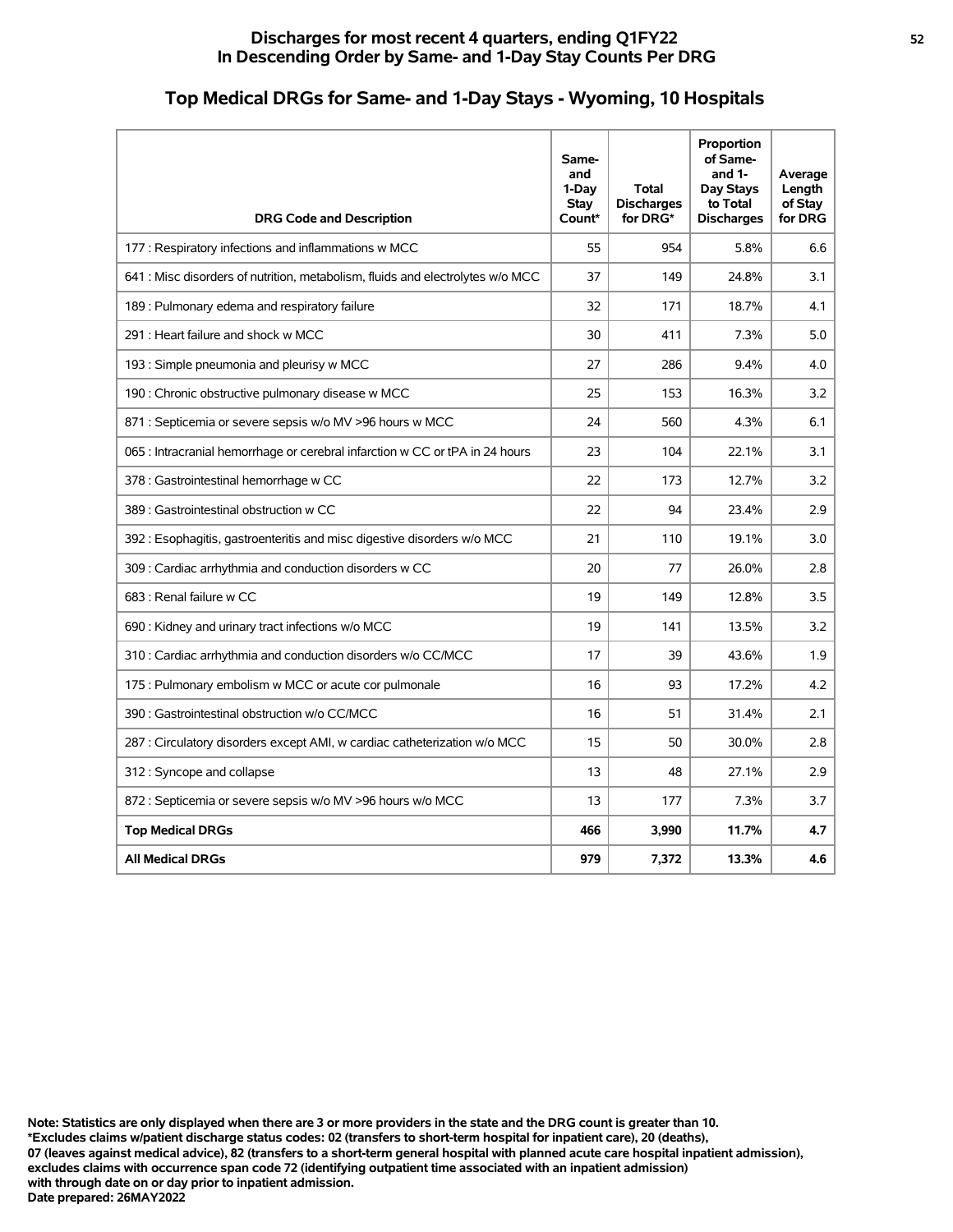# Discharges for most recent 4 quarters, ending Q1FY22
# In Descending Order by Same- and 1-Day Stay Counts Per DRG

## Top Medical DRGs for Same- and 1-Day Stays - Wyoming, 10 Hospitals

| DRG Code and Description | Same- and 1-Day Stay Count* | Total Discharges for DRG* | Proportion of Same- and 1-Day Stays to Total Discharges | Average Length of Stay for DRG |
|---|---|---|---|---|
| 177 : Respiratory infections and inflammations w MCC | 55 | 954 | 5.8% | 6.6 |
| 641 : Misc disorders of nutrition, metabolism, fluids and electrolytes w/o MCC | 37 | 149 | 24.8% | 3.1 |
| 189 : Pulmonary edema and respiratory failure | 32 | 171 | 18.7% | 4.1 |
| 291 : Heart failure and shock w MCC | 30 | 411 | 7.3% | 5.0 |
| 193 : Simple pneumonia and pleurisy w MCC | 27 | 286 | 9.4% | 4.0 |
| 190 : Chronic obstructive pulmonary disease w MCC | 25 | 153 | 16.3% | 3.2 |
| 871 : Septicemia or severe sepsis w/o MV >96 hours w MCC | 24 | 560 | 4.3% | 6.1 |
| 065 : Intracranial hemorrhage or cerebral infarction w CC or tPA in 24 hours | 23 | 104 | 22.1% | 3.1 |
| 378 : Gastrointestinal hemorrhage w CC | 22 | 173 | 12.7% | 3.2 |
| 389 : Gastrointestinal obstruction w CC | 22 | 94 | 23.4% | 2.9 |
| 392 : Esophagitis, gastroenteritis and misc digestive disorders w/o MCC | 21 | 110 | 19.1% | 3.0 |
| 309 : Cardiac arrhythmia and conduction disorders w CC | 20 | 77 | 26.0% | 2.8 |
| 683 : Renal failure w CC | 19 | 149 | 12.8% | 3.5 |
| 690 : Kidney and urinary tract infections w/o MCC | 19 | 141 | 13.5% | 3.2 |
| 310 : Cardiac arrhythmia and conduction disorders w/o CC/MCC | 17 | 39 | 43.6% | 1.9 |
| 175 : Pulmonary embolism w MCC or acute cor pulmonale | 16 | 93 | 17.2% | 4.2 |
| 390 : Gastrointestinal obstruction w/o CC/MCC | 16 | 51 | 31.4% | 2.1 |
| 287 : Circulatory disorders except AMI, w cardiac catheterization w/o MCC | 15 | 50 | 30.0% | 2.8 |
| 312 : Syncope and collapse | 13 | 48 | 27.1% | 2.9 |
| 872 : Septicemia or severe sepsis w/o MV >96 hours w/o MCC | 13 | 177 | 7.3% | 3.7 |
| **Top Medical DRGs** | **466** | **3,990** | **11.7%** | **4.7** |
| **All Medical DRGs** | **979** | **7,372** | **13.3%** | **4.6** |

**Note: Statistics are only displayed when there are 3 or more providers in the state and the DRG count is greater than 10.**
**\*Excludes claims w/patient discharge status codes: 02 (transfers to short-term hospital for inpatient care), 20 (deaths), 07 (leaves against medical advice), 82 (transfers to a short-term general hospital with planned acute care hospital inpatient admission), excludes claims with occurrence span code 72 (identifying outpatient time associated with an inpatient admission) with through date on or day prior to inpatient admission.**
**Date prepared: 26MAY2022**